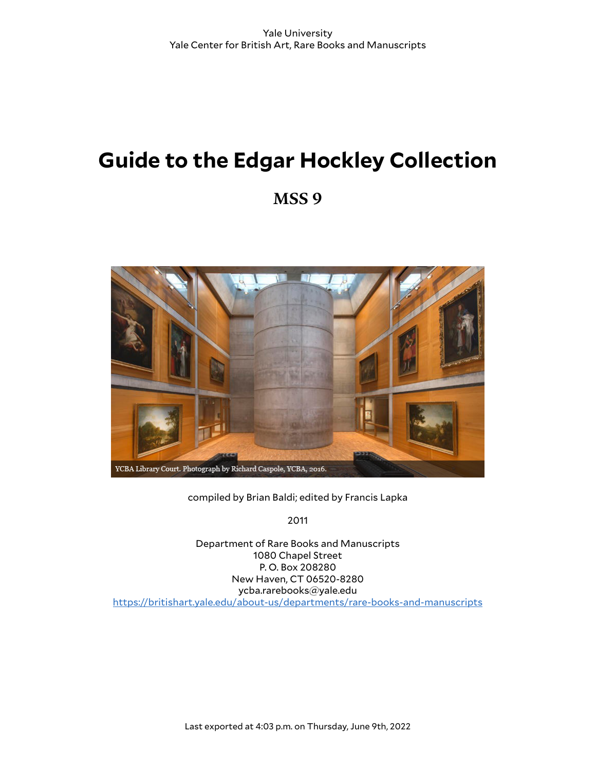Yale University
Yale Center for British Art, Rare Books and Manuscripts

# Guide to the Edgar Hockley Collection

## MSS 9

YCBA Library Court. Photograph by Richard Caspole, YCBA, 2016.

compiled by Brian Baldi; edited by Francis Lapka

2011

Department of Rare Books and Manuscripts
1080 Chapel Street
P. O. Box 208280
New Haven, CT 06520-8280
ycba.rarebooks@yale.edu
https://britishart.yale.edu/about-us/departments/rare-books-and-manuscripts

Last exported at 4:03 p.m. on Thursday, June 9th, 2022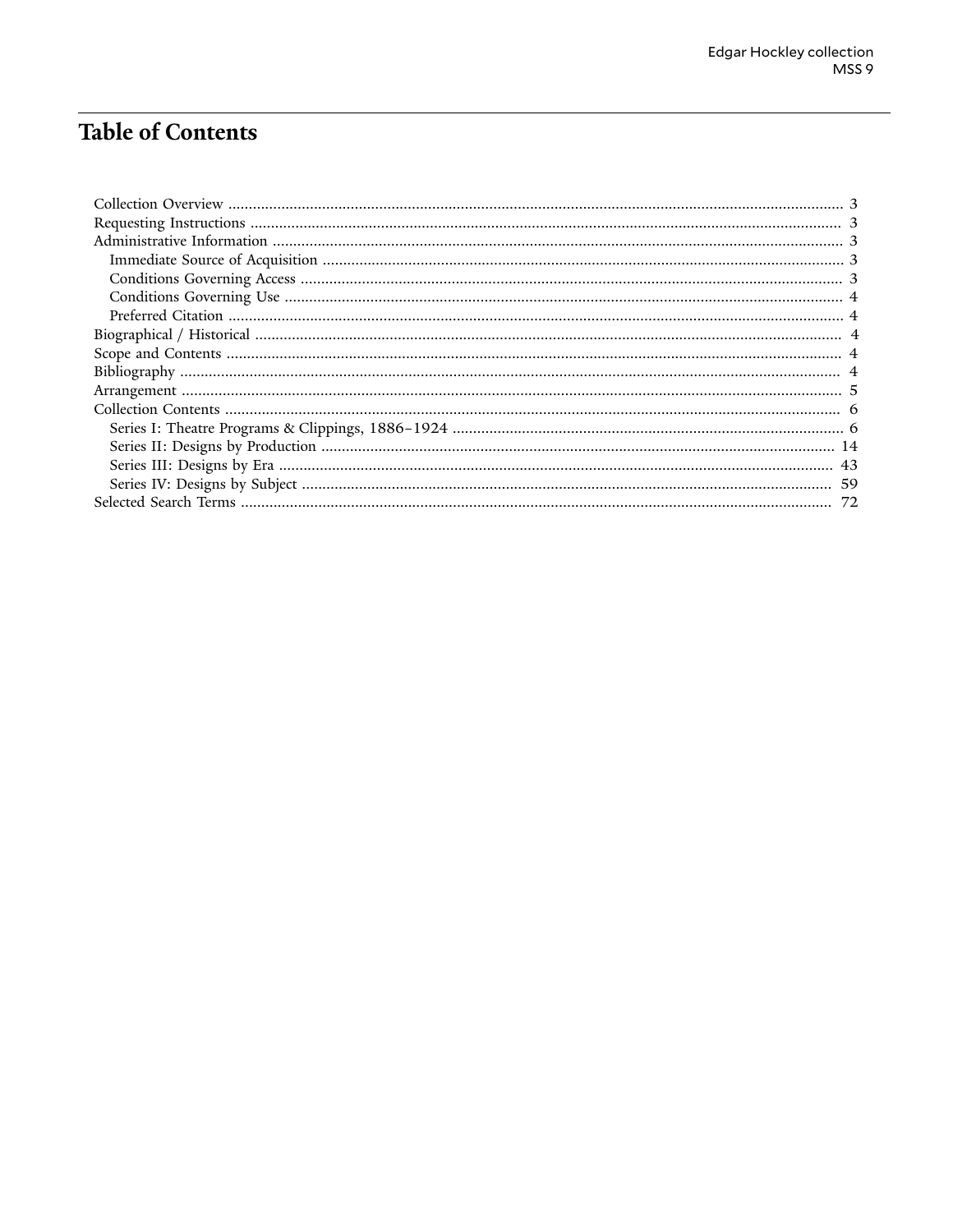# Table of Contents

- Collection Overview ........ 3
- Requesting Instructions ........ 3
- Administrative Information ........ 3
  - Immediate Source of Acquisition ........ 3
  - Conditions Governing Access ........ 3
  - Conditions Governing Use ........ 4
  - Preferred Citation ........ 4
- Biographical / Historical ........ 4
- Scope and Contents ........ 4
- Bibliography ........ 4
- Arrangement ........ 5
- Collection Contents ........ 6
  - Series I: Theatre Programs & Clippings, 1886–1924 ........ 6
  - Series II: Designs by Production ........ 14
  - Series III: Designs by Era ........ 43
  - Series IV: Designs by Subject ........ 59
- Selected Search Terms ........ 72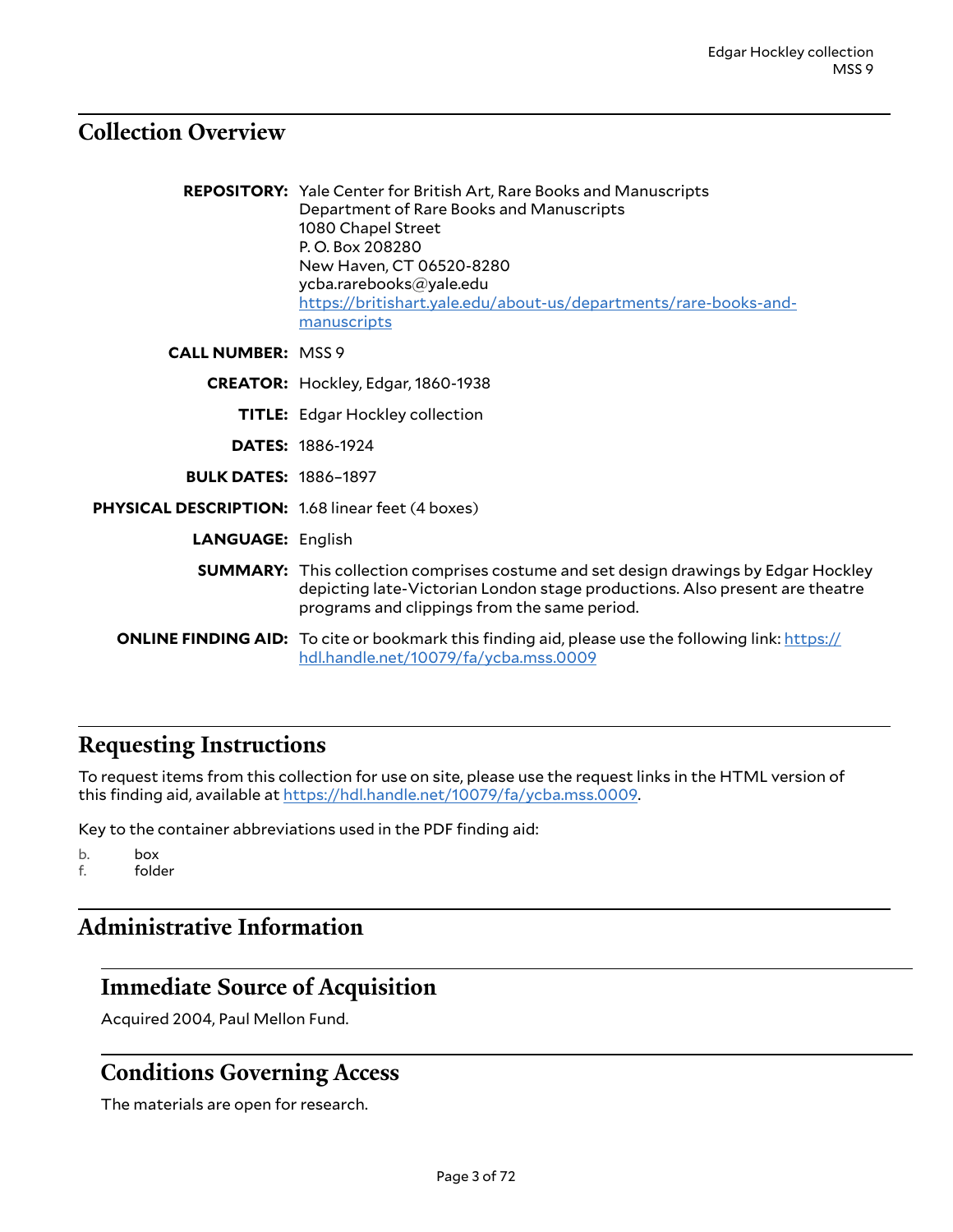## Collection Overview

**REPOSITORY:** Yale Center for British Art, Rare Books and Manuscripts
Department of Rare Books and Manuscripts
1080 Chapel Street
P. O. Box 208280
New Haven, CT 06520-8280
ycba.rarebooks@yale.edu
https://britishart.yale.edu/about-us/departments/rare-books-and-manuscripts

**CALL NUMBER:** MSS 9

**CREATOR:** Hockley, Edgar, 1860-1938

**TITLE:** Edgar Hockley collection

**DATES:** 1886-1924

**BULK DATES:** 1886–1897

**PHYSICAL DESCRIPTION:** 1.68 linear feet (4 boxes)

**LANGUAGE:** English

**SUMMARY:** This collection comprises costume and set design drawings by Edgar Hockley depicting late-Victorian London stage productions. Also present are theatre programs and clippings from the same period.

**ONLINE FINDING AID:** To cite or bookmark this finding aid, please use the following link: https://hdl.handle.net/10079/fa/ycba.mss.0009

## Requesting Instructions

To request items from this collection for use on site, please use the request links in the HTML version of this finding aid, available at https://hdl.handle.net/10079/fa/ycba.mss.0009.

Key to the container abbreviations used in the PDF finding aid:

b. box
f. folder

## Administrative Information

### Immediate Source of Acquisition

Acquired 2004, Paul Mellon Fund.

### Conditions Governing Access

The materials are open for research.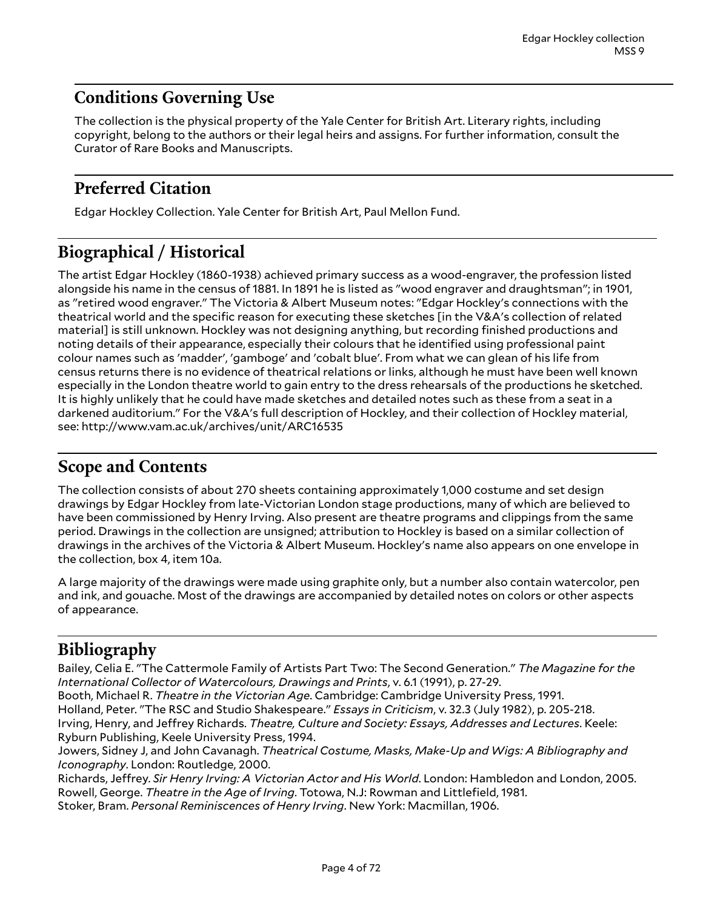## Conditions Governing Use

The collection is the physical property of the Yale Center for British Art. Literary rights, including copyright, belong to the authors or their legal heirs and assigns. For further information, consult the Curator of Rare Books and Manuscripts.

## Preferred Citation

Edgar Hockley Collection. Yale Center for British Art, Paul Mellon Fund.

# Biographical / Historical

The artist Edgar Hockley (1860-1938) achieved primary success as a wood-engraver, the profession listed alongside his name in the census of 1881. In 1891 he is listed as "wood engraver and draughtsman"; in 1901, as "retired wood engraver." The Victoria & Albert Museum notes: "Edgar Hockley's connections with the theatrical world and the specific reason for executing these sketches [in the V&A's collection of related material] is still unknown. Hockley was not designing anything, but recording finished productions and noting details of their appearance, especially their colours that he identified using professional paint colour names such as 'madder', 'gamboge' and 'cobalt blue'. From what we can glean of his life from census returns there is no evidence of theatrical relations or links, although he must have been well known especially in the London theatre world to gain entry to the dress rehearsals of the productions he sketched. It is highly unlikely that he could have made sketches and detailed notes such as these from a seat in a darkened auditorium." For the V&A's full description of Hockley, and their collection of Hockley material, see: http://www.vam.ac.uk/archives/unit/ARC16535

# Scope and Contents

The collection consists of about 270 sheets containing approximately 1,000 costume and set design drawings by Edgar Hockley from late-Victorian London stage productions, many of which are believed to have been commissioned by Henry Irving. Also present are theatre programs and clippings from the same period. Drawings in the collection are unsigned; attribution to Hockley is based on a similar collection of drawings in the archives of the Victoria & Albert Museum. Hockley's name also appears on one envelope in the collection, box 4, item 10a.

A large majority of the drawings were made using graphite only, but a number also contain watercolor, pen and ink, and gouache. Most of the drawings are accompanied by detailed notes on colors or other aspects of appearance.

# Bibliography

Bailey, Celia E. "The Cattermole Family of Artists Part Two: The Second Generation." *The Magazine for the International Collector of Watercolours, Drawings and Prints*, v. 6.1 (1991), p. 27-29.
Booth, Michael R. *Theatre in the Victorian Age*. Cambridge: Cambridge University Press, 1991.
Holland, Peter. "The RSC and Studio Shakespeare." *Essays in Criticism*, v. 32.3 (July 1982), p. 205-218.
Irving, Henry, and Jeffrey Richards. *Theatre, Culture and Society: Essays, Addresses and Lectures*. Keele: Ryburn Publishing, Keele University Press, 1994.
Jowers, Sidney J, and John Cavanagh. *Theatrical Costume, Masks, Make-Up and Wigs: A Bibliography and Iconography*. London: Routledge, 2000.
Richards, Jeffrey. *Sir Henry Irving: A Victorian Actor and His World*. London: Hambledon and London, 2005.
Rowell, George. *Theatre in the Age of Irving*. Totowa, N.J: Rowman and Littlefield, 1981.
Stoker, Bram. *Personal Reminiscences of Henry Irving*. New York: Macmillan, 1906.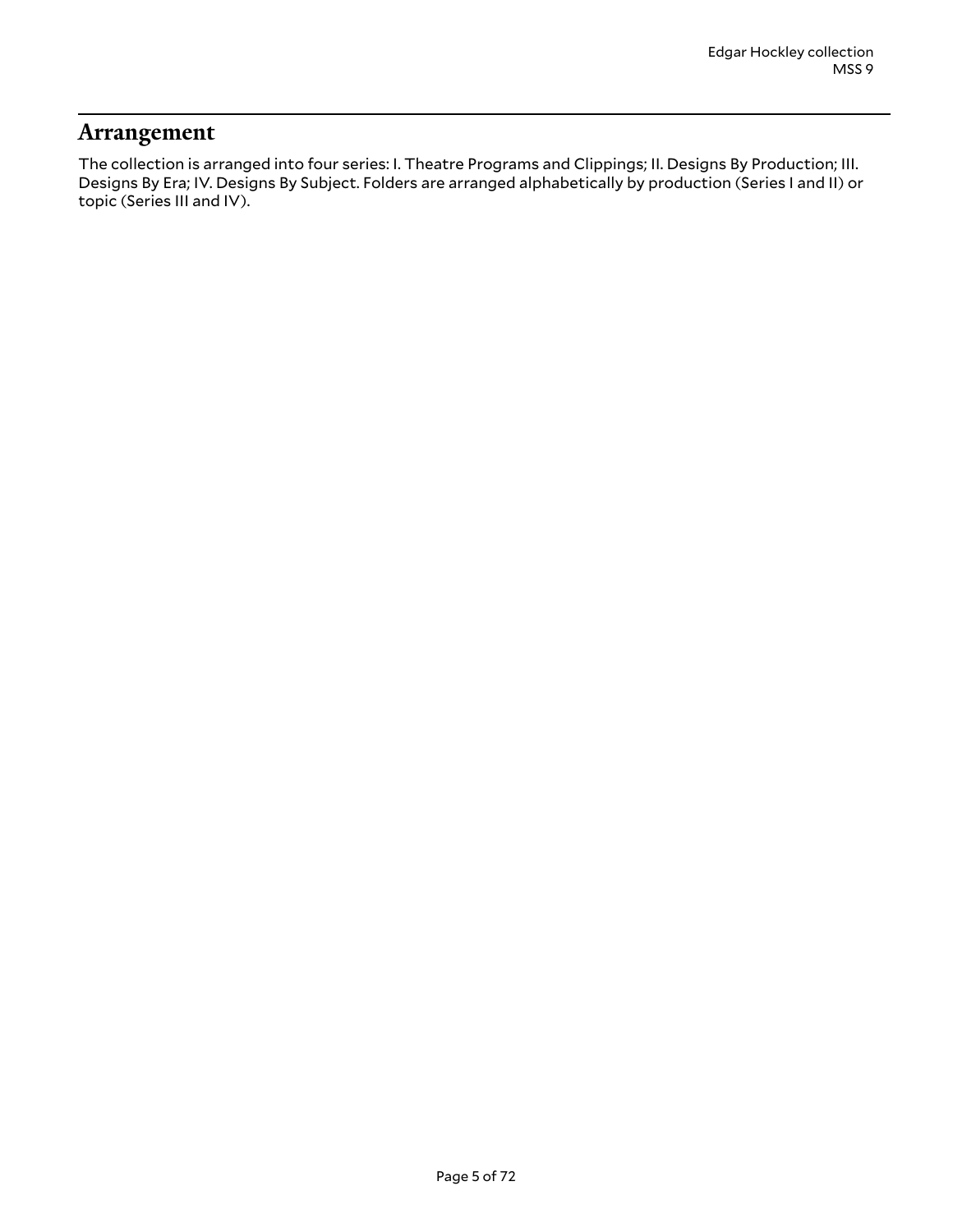## Arrangement

The collection is arranged into four series: I. Theatre Programs and Clippings; II. Designs By Production; III. Designs By Era; IV. Designs By Subject. Folders are arranged alphabetically by production (Series I and II) or topic (Series III and IV).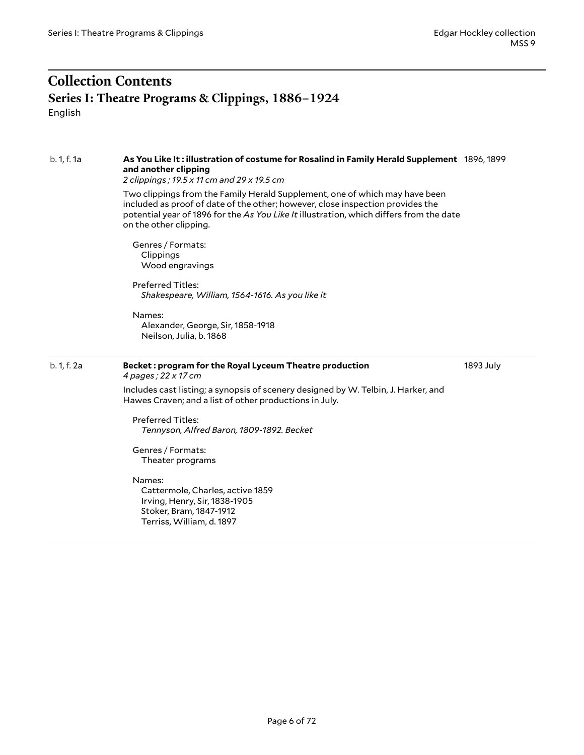# Collection Contents

## Series I: Theatre Programs & Clippings, 1886–1924

English

b. 1, f. 1a

**As You Like It : illustration of costume for Rosalind in Family Herald Supplement and another clipping** 1896, 1899

*2 clippings ; 19.5 x 11 cm and 29 x 19.5 cm*

Two clippings from the Family Herald Supplement, one of which may have been included as proof of date of the other; however, close inspection provides the potential year of 1896 for the *As You Like It* illustration, which differs from the date on the other clipping.

Genres / Formats:
- Clippings
- Wood engravings

Preferred Titles:
- *Shakespeare, William, 1564-1616. As you like it*

Names:
- Alexander, George, Sir, 1858-1918
- Neilson, Julia, b. 1868

b. 1, f. 2a

**Becket : program for the Royal Lyceum Theatre production** 1893 July

*4 pages ; 22 x 17 cm*

Includes cast listing; a synopsis of scenery designed by W. Telbin, J. Harker, and Hawes Craven; and a list of other productions in July.

Preferred Titles:
- *Tennyson, Alfred Baron, 1809-1892. Becket*

Genres / Formats:
- Theater programs

Names:
- Cattermole, Charles, active 1859
- Irving, Henry, Sir, 1838-1905
- Stoker, Bram, 1847-1912
- Terriss, William, d. 1897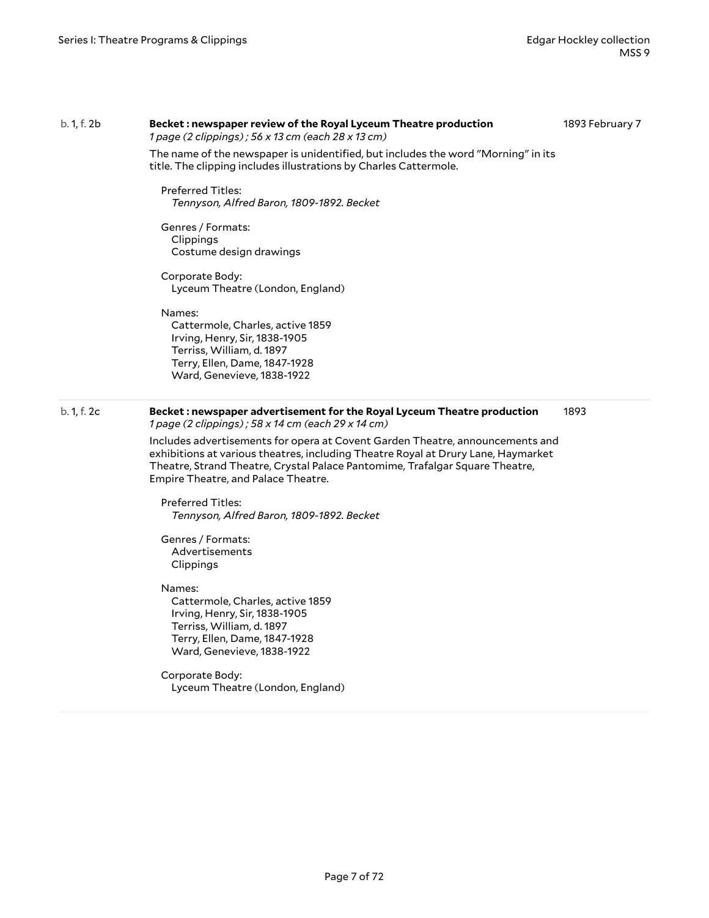b. 1, f. 2b

**Becket : newspaper review of the Royal Lyceum Theatre production**

1893 February 7

*1 page (2 clippings) ; 56 x 13 cm (each 28 x 13 cm)*

The name of the newspaper is unidentified, but includes the word "Morning" in its title. The clipping includes illustrations by Charles Cattermole.

Preferred Titles:
*Tennyson, Alfred Baron, 1809-1892. Becket*

Genres / Formats:
Clippings
Costume design drawings

Corporate Body:
Lyceum Theatre (London, England)

Names:
Cattermole, Charles, active 1859
Irving, Henry, Sir, 1838-1905
Terriss, William, d. 1897
Terry, Ellen, Dame, 1847-1928
Ward, Genevieve, 1838-1922

b. 1, f. 2c

**Becket : newspaper advertisement for the Royal Lyceum Theatre production**

1893

*1 page (2 clippings) ; 58 x 14 cm (each 29 x 14 cm)*

Includes advertisements for opera at Covent Garden Theatre, announcements and exhibitions at various theatres, including Theatre Royal at Drury Lane, Haymarket Theatre, Strand Theatre, Crystal Palace Pantomime, Trafalgar Square Theatre, Empire Theatre, and Palace Theatre.

Preferred Titles:
*Tennyson, Alfred Baron, 1809-1892. Becket*

Genres / Formats:
Advertisements
Clippings

Names:
Cattermole, Charles, active 1859
Irving, Henry, Sir, 1838-1905
Terriss, William, d. 1897
Terry, Ellen, Dame, 1847-1928
Ward, Genevieve, 1838-1922

Corporate Body:
Lyceum Theatre (London, England)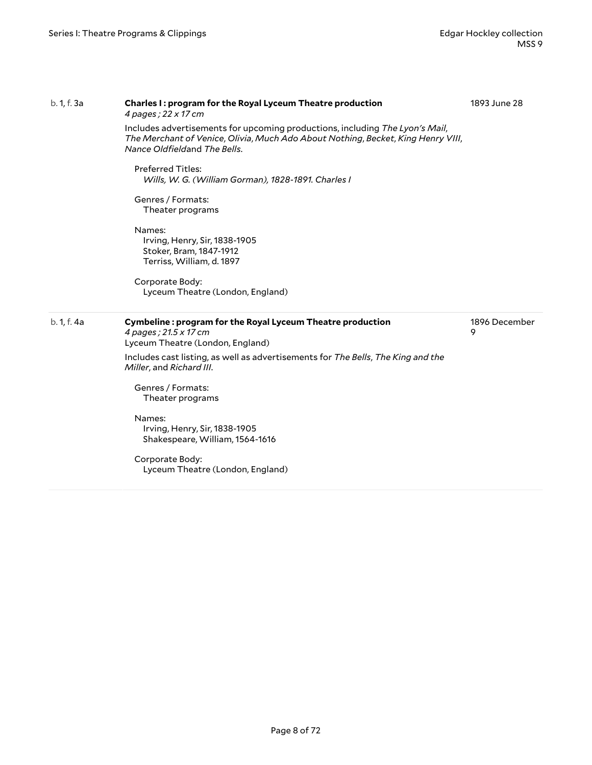b. 1, f. 3a

**Charles I : program for the Royal Lyceum Theatre production**

*4 pages ; 22 x 17 cm*

1893 June 28

Includes advertisements for upcoming productions, including *The Lyon's Mail*, *The Merchant of Venice*, *Olivia*, *Much Ado About Nothing*, *Becket*, *King Henry VIII*, *Nance Oldfield*and *The Bells*.

Preferred Titles:
*Wills, W. G. (William Gorman), 1828-1891. Charles I*

Genres / Formats:
Theater programs

Names:
Irving, Henry, Sir, 1838-1905
Stoker, Bram, 1847-1912
Terriss, William, d. 1897

Corporate Body:
Lyceum Theatre (London, England)

---

b. 1, f. 4a

**Cymbeline : program for the Royal Lyceum Theatre production**

*4 pages ; 21.5 x 17 cm*

Lyceum Theatre (London, England)

1896 December 9

Includes cast listing, as well as advertisements for *The Bells*, *The King and the Miller*, and *Richard III*.

Genres / Formats:
Theater programs

Names:
Irving, Henry, Sir, 1838-1905
Shakespeare, William, 1564-1616

Corporate Body:
Lyceum Theatre (London, England)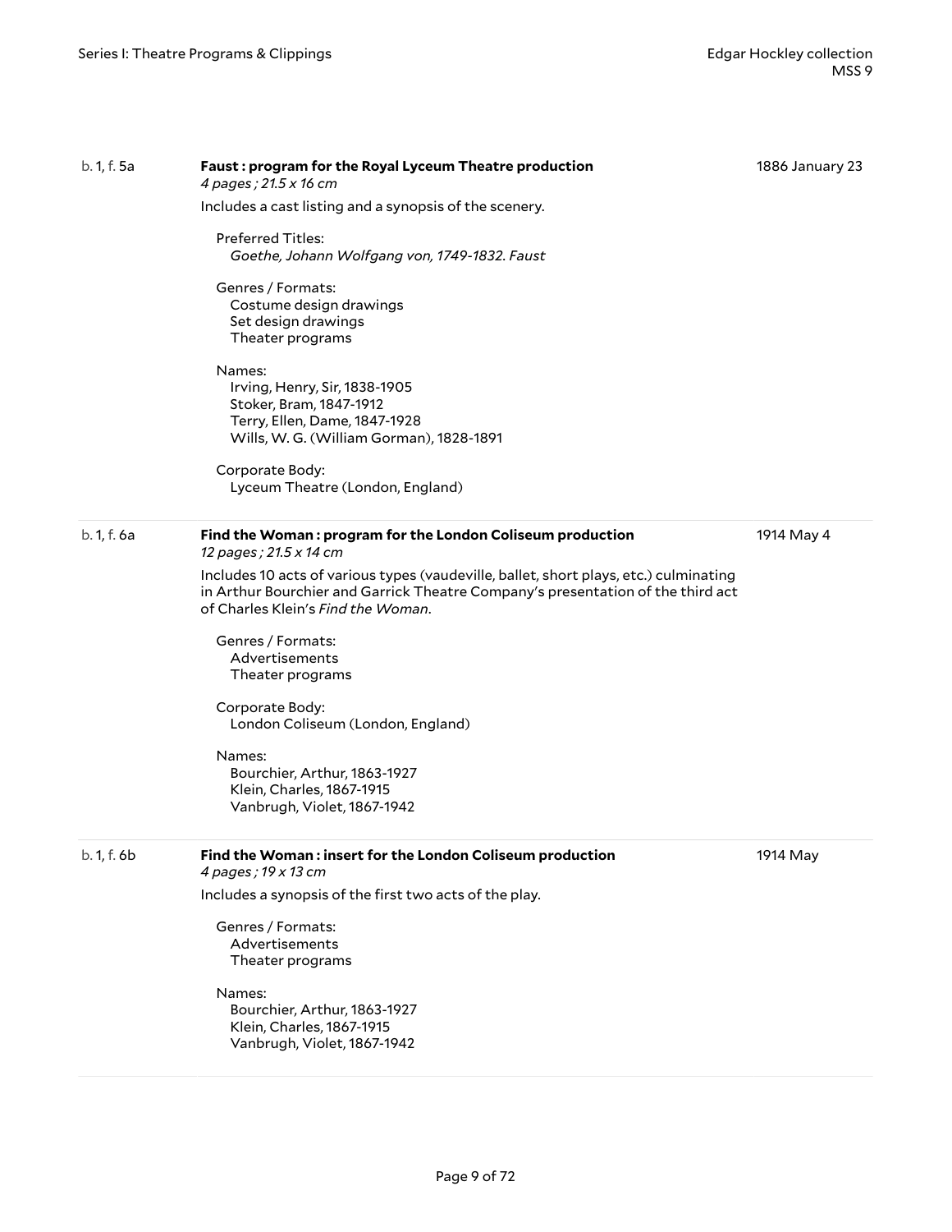b. 1, f. 5a

**Faust : program for the Royal Lyceum Theatre production**

*4 pages ; 21.5 x 16 cm*

1886 January 23

Includes a cast listing and a synopsis of the scenery.

Preferred Titles:
*Goethe, Johann Wolfgang von, 1749-1832. Faust*

Genres / Formats:
Costume design drawings
Set design drawings
Theater programs

Names:
Irving, Henry, Sir, 1838-1905
Stoker, Bram, 1847-1912
Terry, Ellen, Dame, 1847-1928
Wills, W. G. (William Gorman), 1828-1891

Corporate Body:
Lyceum Theatre (London, England)

---

b. 1, f. 6a

**Find the Woman : program for the London Coliseum production**

*12 pages ; 21.5 x 14 cm*

1914 May 4

Includes 10 acts of various types (vaudeville, ballet, short plays, etc.) culminating in Arthur Bourchier and Garrick Theatre Company's presentation of the third act of Charles Klein's *Find the Woman*.

Genres / Formats:
Advertisements
Theater programs

Corporate Body:
London Coliseum (London, England)

Names:
Bourchier, Arthur, 1863-1927
Klein, Charles, 1867-1915
Vanbrugh, Violet, 1867-1942

---

b. 1, f. 6b

**Find the Woman : insert for the London Coliseum production**

*4 pages ; 19 x 13 cm*

1914 May

Includes a synopsis of the first two acts of the play.

Genres / Formats:
Advertisements
Theater programs

Names:
Bourchier, Arthur, 1863-1927
Klein, Charles, 1867-1915
Vanbrugh, Violet, 1867-1942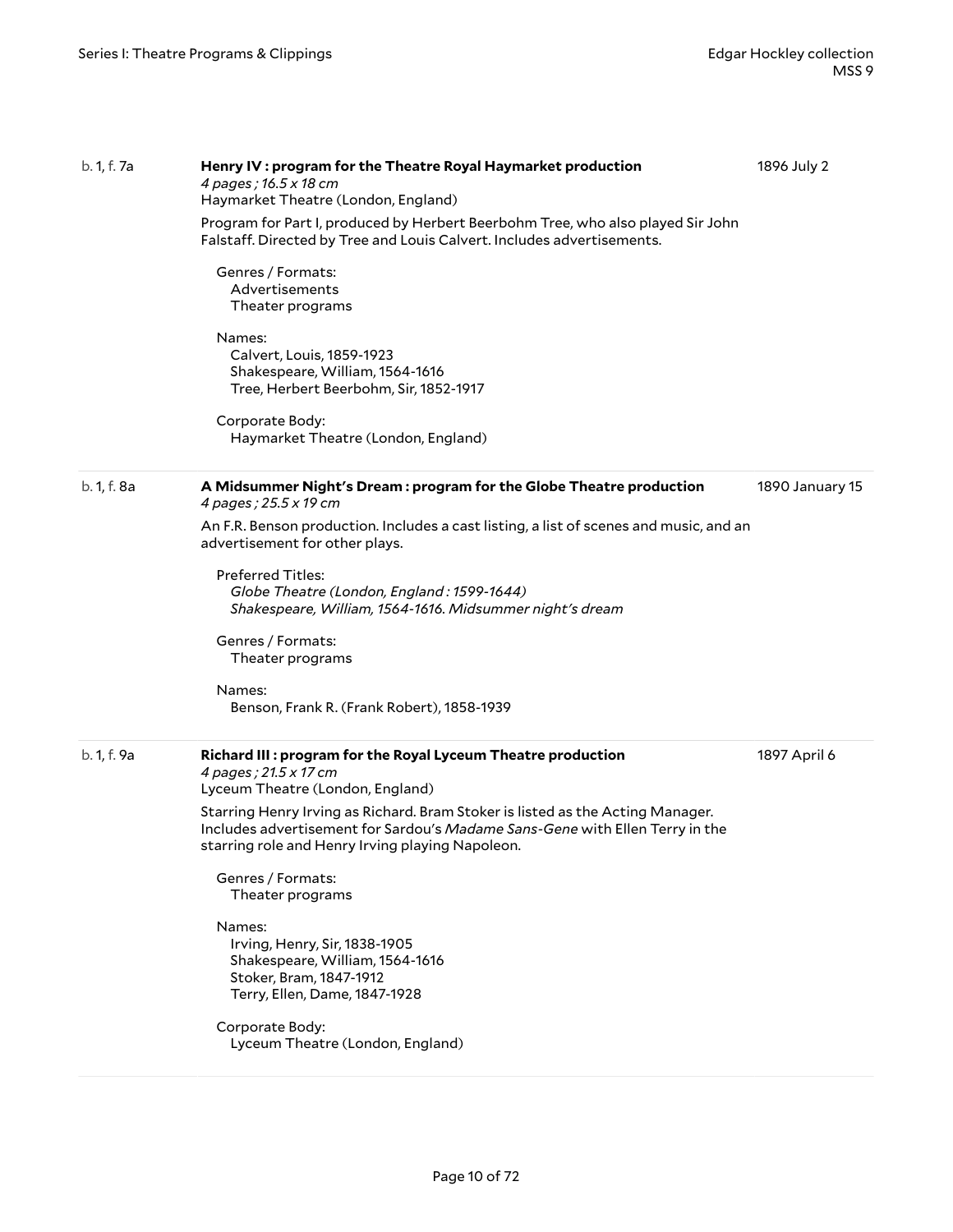**b. 1, f. 7a** — **Henry IV : program for the Theatre Royal Haymarket production** — 1896 July 2

*4 pages ; 16.5 x 18 cm*

Haymarket Theatre (London, England)

Program for Part I, produced by Herbert Beerbohm Tree, who also played Sir John Falstaff. Directed by Tree and Louis Calvert. Includes advertisements.

Genres / Formats:
- Advertisements
- Theater programs

Names:
- Calvert, Louis, 1859-1923
- Shakespeare, William, 1564-1616
- Tree, Herbert Beerbohm, Sir, 1852-1917

Corporate Body:
- Haymarket Theatre (London, England)

---

**b. 1, f. 8a** — **A Midsummer Night's Dream : program for the Globe Theatre production** — 1890 January 15

*4 pages ; 25.5 x 19 cm*

An F.R. Benson production. Includes a cast listing, a list of scenes and music, and an advertisement for other plays.

Preferred Titles:
- *Globe Theatre (London, England : 1599-1644)*
- *Shakespeare, William, 1564-1616. Midsummer night's dream*

Genres / Formats:
- Theater programs

Names:
- Benson, Frank R. (Frank Robert), 1858-1939

---

**b. 1, f. 9a** — **Richard III : program for the Royal Lyceum Theatre production** — 1897 April 6

*4 pages ; 21.5 x 17 cm*

Lyceum Theatre (London, England)

Starring Henry Irving as Richard. Bram Stoker is listed as the Acting Manager. Includes advertisement for Sardou's *Madame Sans-Gene* with Ellen Terry in the starring role and Henry Irving playing Napoleon.

Genres / Formats:
- Theater programs

Names:
- Irving, Henry, Sir, 1838-1905
- Shakespeare, William, 1564-1616
- Stoker, Bram, 1847-1912
- Terry, Ellen, Dame, 1847-1928

Corporate Body:
- Lyceum Theatre (London, England)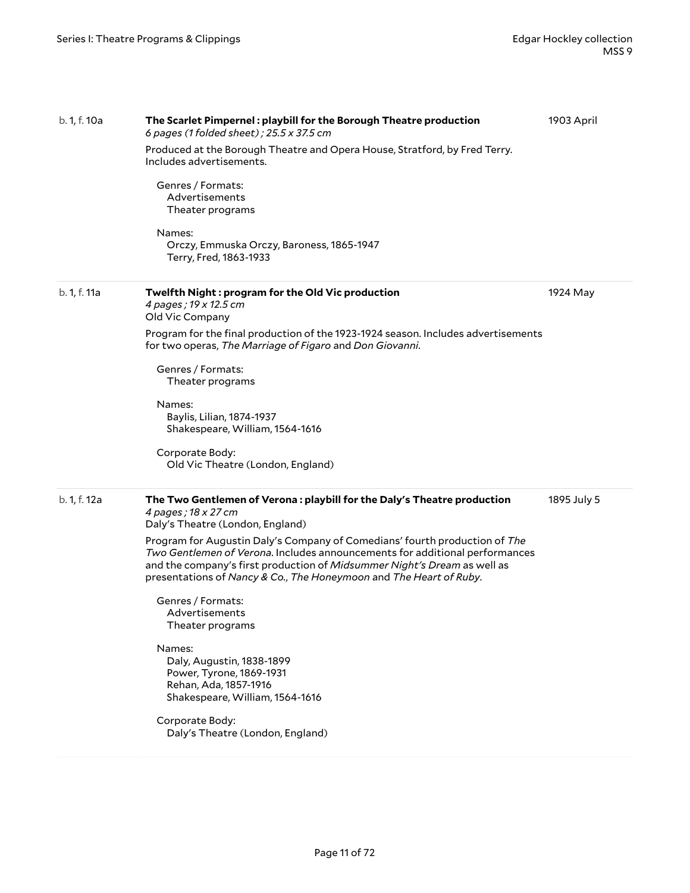b. 1, f. 10a

**The Scarlet Pimpernel : playbill for the Borough Theatre production**
*6 pages (1 folded sheet) ; 25.5 x 37.5 cm*

1903 April

Produced at the Borough Theatre and Opera House, Stratford, by Fred Terry. Includes advertisements.

Genres / Formats:
- Advertisements
- Theater programs

Names:
- Orczy, Emmuska Orczy, Baroness, 1865-1947
- Terry, Fred, 1863-1933

---

b. 1, f. 11a

**Twelfth Night : program for the Old Vic production**
*4 pages ; 19 x 12.5 cm*
Old Vic Company

1924 May

Program for the final production of the 1923-1924 season. Includes advertisements for two operas, *The Marriage of Figaro* and *Don Giovanni*.

Genres / Formats:
- Theater programs

Names:
- Baylis, Lilian, 1874-1937
- Shakespeare, William, 1564-1616

Corporate Body:
- Old Vic Theatre (London, England)

---

b. 1, f. 12a

**The Two Gentlemen of Verona : playbill for the Daly's Theatre production**
*4 pages ; 18 x 27 cm*
Daly's Theatre (London, England)

1895 July 5

Program for Augustin Daly's Company of Comedians' fourth production of *The Two Gentlemen of Verona*. Includes announcements for additional performances and the company's first production of *Midsummer Night's Dream* as well as presentations of *Nancy & Co.*, *The Honeymoon* and *The Heart of Ruby*.

Genres / Formats:
- Advertisements
- Theater programs

Names:
- Daly, Augustin, 1838-1899
- Power, Tyrone, 1869-1931
- Rehan, Ada, 1857-1916
- Shakespeare, William, 1564-1616

Corporate Body:
- Daly's Theatre (London, England)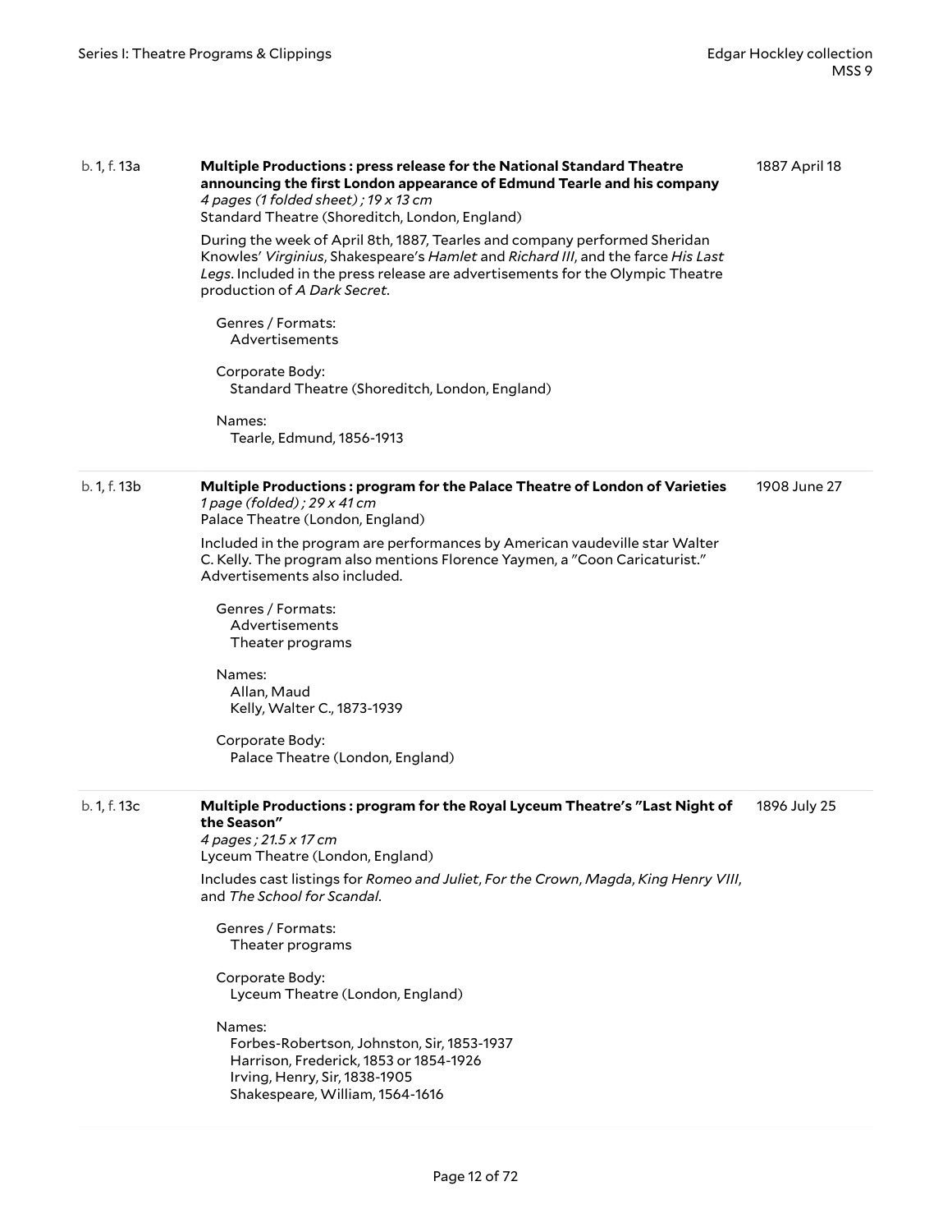b. 1, f. 13a

**Multiple Productions : press release for the National Standard Theatre announcing the first London appearance of Edmund Tearle and his company**

1887 April 18

*4 pages (1 folded sheet) ; 19 x 13 cm*
Standard Theatre (Shoreditch, London, England)

During the week of April 8th, 1887, Tearles and company performed Sheridan Knowles' *Virginius*, Shakespeare's *Hamlet* and *Richard III*, and the farce *His Last Legs*. Included in the press release are advertisements for the Olympic Theatre production of *A Dark Secret*.

Genres / Formats:
Advertisements

Corporate Body:
Standard Theatre (Shoreditch, London, England)

Names:
Tearle, Edmund, 1856-1913

---

b. 1, f. 13b

**Multiple Productions : program for the Palace Theatre of London of Varieties**

1908 June 27

*1 page (folded) ; 29 x 41 cm*
Palace Theatre (London, England)

Included in the program are performances by American vaudeville star Walter C. Kelly. The program also mentions Florence Yaymen, a "Coon Caricaturist." Advertisements also included.

Genres / Formats:
Advertisements
Theater programs

Names:
Allan, Maud
Kelly, Walter C., 1873-1939

Corporate Body:
Palace Theatre (London, England)

---

b. 1, f. 13c

**Multiple Productions : program for the Royal Lyceum Theatre's "Last Night of the Season"**

1896 July 25

*4 pages ; 21.5 x 17 cm*
Lyceum Theatre (London, England)

Includes cast listings for *Romeo and Juliet*, *For the Crown*, *Magda*, *King Henry VIII*, and *The School for Scandal*.

Genres / Formats:
Theater programs

Corporate Body:
Lyceum Theatre (London, England)

Names:
Forbes-Robertson, Johnston, Sir, 1853-1937
Harrison, Frederick, 1853 or 1854-1926
Irving, Henry, Sir, 1838-1905
Shakespeare, William, 1564-1616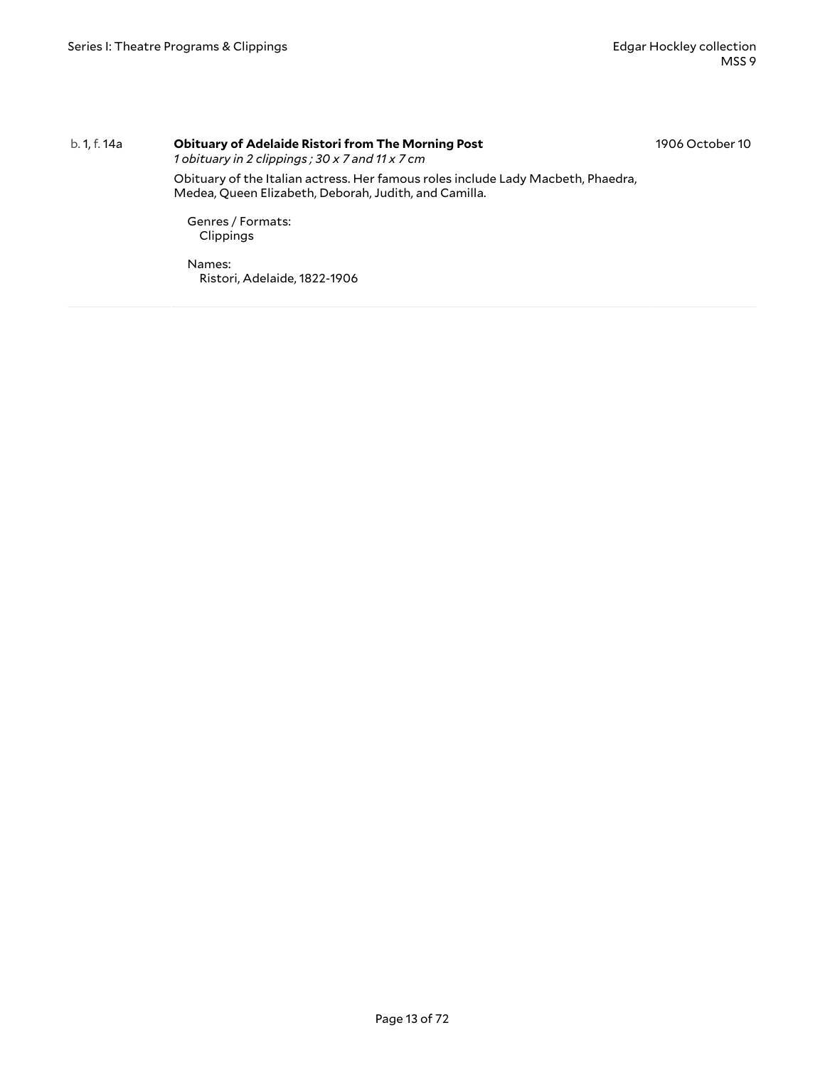b. 1, f. 14a

**Obituary of Adelaide Ristori from The Morning Post**

*1 obituary in 2 clippings ; 30 x 7 and 11 x 7 cm*

1906 October 10

Obituary of the Italian actress. Her famous roles include Lady Macbeth, Phaedra, Medea, Queen Elizabeth, Deborah, Judith, and Camilla.

Genres / Formats:
Clippings

Names:
Ristori, Adelaide, 1822-1906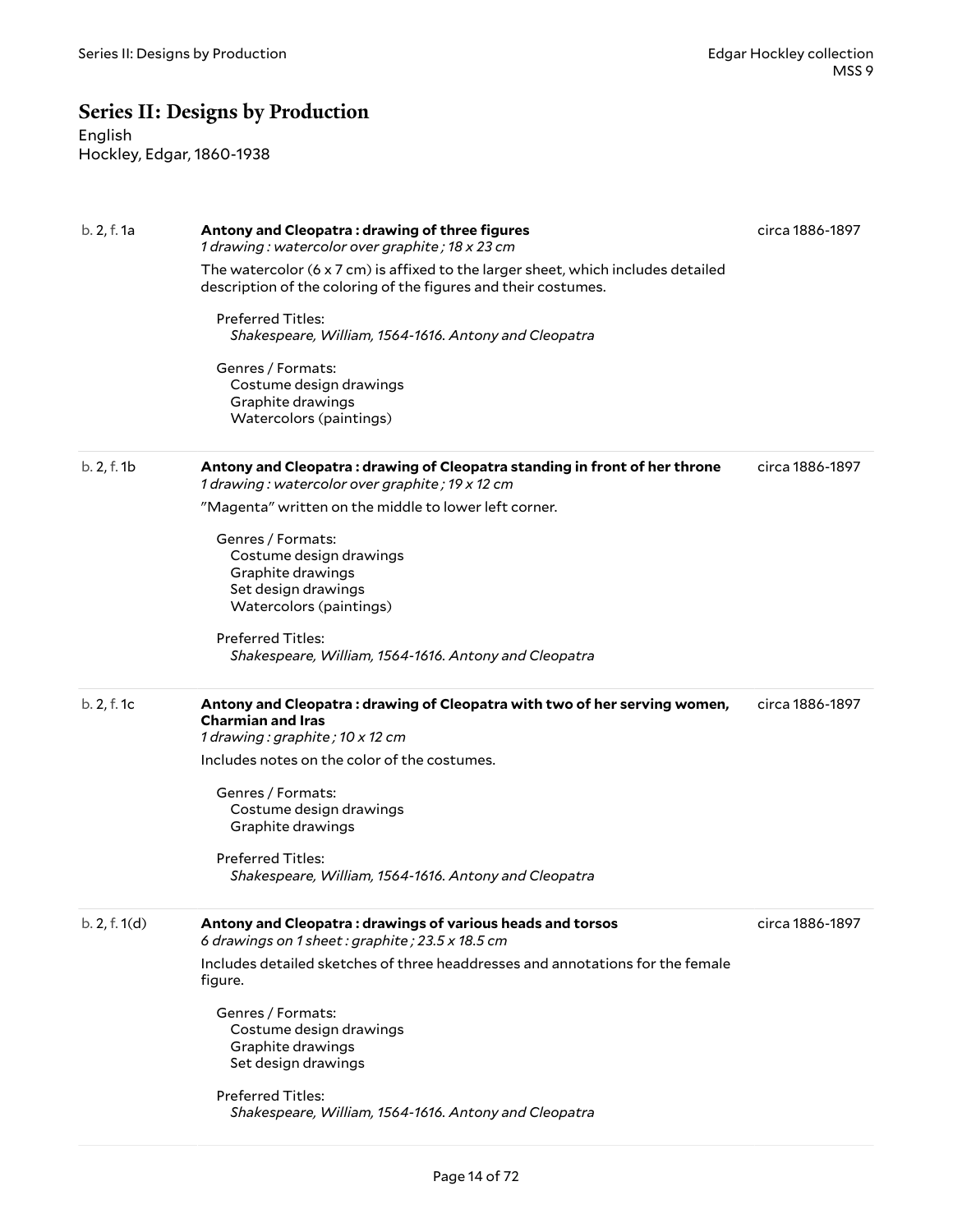## Series II: Designs by Production

English
Hockley, Edgar, 1860-1938

---

b. 2, f. 1a

**Antony and Cleopatra : drawing of three figures**
*1 drawing : watercolor over graphite ; 18 x 23 cm*

circa 1886-1897

The watercolor (6 x 7 cm) is affixed to the larger sheet, which includes detailed description of the coloring of the figures and their costumes.

Preferred Titles:
*Shakespeare, William, 1564-1616. Antony and Cleopatra*

Genres / Formats:
- Costume design drawings
- Graphite drawings
- Watercolors (paintings)

---

b. 2, f. 1b

**Antony and Cleopatra : drawing of Cleopatra standing in front of her throne**
*1 drawing : watercolor over graphite ; 19 x 12 cm*

circa 1886-1897

"Magenta" written on the middle to lower left corner.

Genres / Formats:
- Costume design drawings
- Graphite drawings
- Set design drawings
- Watercolors (paintings)

Preferred Titles:
*Shakespeare, William, 1564-1616. Antony and Cleopatra*

---

b. 2, f. 1c

**Antony and Cleopatra : drawing of Cleopatra with two of her serving women, Charmian and Iras**
*1 drawing : graphite ; 10 x 12 cm*

circa 1886-1897

Includes notes on the color of the costumes.

Genres / Formats:
- Costume design drawings
- Graphite drawings

Preferred Titles:
*Shakespeare, William, 1564-1616. Antony and Cleopatra*

---

b. 2, f. 1(d)

**Antony and Cleopatra : drawings of various heads and torsos**
*6 drawings on 1 sheet : graphite ; 23.5 x 18.5 cm*

circa 1886-1897

Includes detailed sketches of three headdresses and annotations for the female figure.

Genres / Formats:
- Costume design drawings
- Graphite drawings
- Set design drawings

Preferred Titles:
*Shakespeare, William, 1564-1616. Antony and Cleopatra*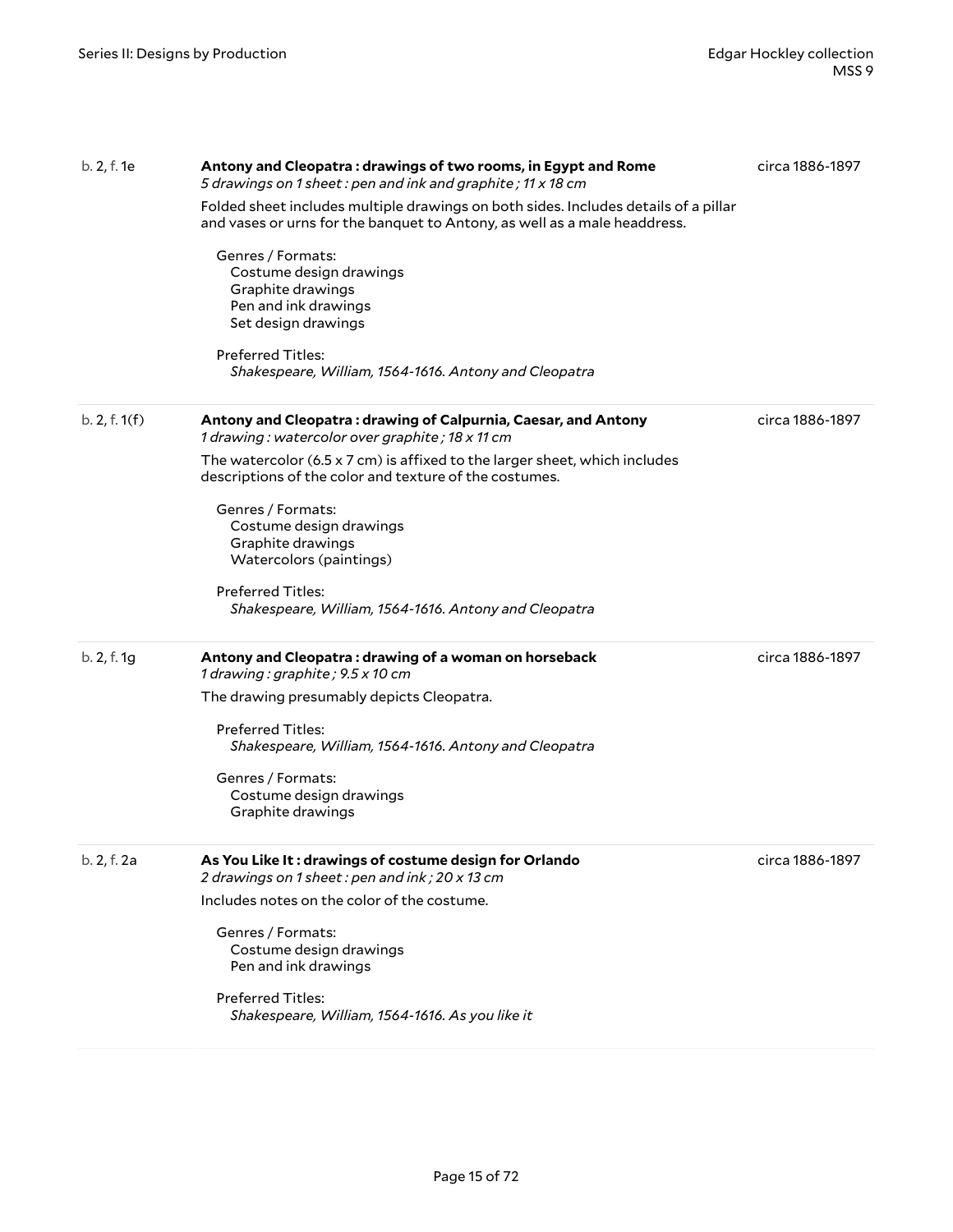b. 2, f. 1e — **Antony and Cleopatra : drawings of two rooms, in Egypt and Rome** — circa 1886-1897

*5 drawings on 1 sheet : pen and ink and graphite ; 11 x 18 cm*

Folded sheet includes multiple drawings on both sides. Includes details of a pillar and vases or urns for the banquet to Antony, as well as a male headdress.

Genres / Formats:
- Costume design drawings
- Graphite drawings
- Pen and ink drawings
- Set design drawings

Preferred Titles:
- *Shakespeare, William, 1564-1616. Antony and Cleopatra*

---

b. 2, f. 1(f) — **Antony and Cleopatra : drawing of Calpurnia, Caesar, and Antony** — circa 1886-1897

*1 drawing : watercolor over graphite ; 18 x 11 cm*

The watercolor (6.5 x 7 cm) is affixed to the larger sheet, which includes descriptions of the color and texture of the costumes.

Genres / Formats:
- Costume design drawings
- Graphite drawings
- Watercolors (paintings)

Preferred Titles:
- *Shakespeare, William, 1564-1616. Antony and Cleopatra*

---

b. 2, f. 1g — **Antony and Cleopatra : drawing of a woman on horseback** — circa 1886-1897

*1 drawing : graphite ; 9.5 x 10 cm*

The drawing presumably depicts Cleopatra.

Preferred Titles:
- *Shakespeare, William, 1564-1616. Antony and Cleopatra*

Genres / Formats:
- Costume design drawings
- Graphite drawings

---

b. 2, f. 2a — **As You Like It : drawings of costume design for Orlando** — circa 1886-1897

*2 drawings on 1 sheet : pen and ink ; 20 x 13 cm*

Includes notes on the color of the costume.

Genres / Formats:
- Costume design drawings
- Pen and ink drawings

Preferred Titles:
- *Shakespeare, William, 1564-1616. As you like it*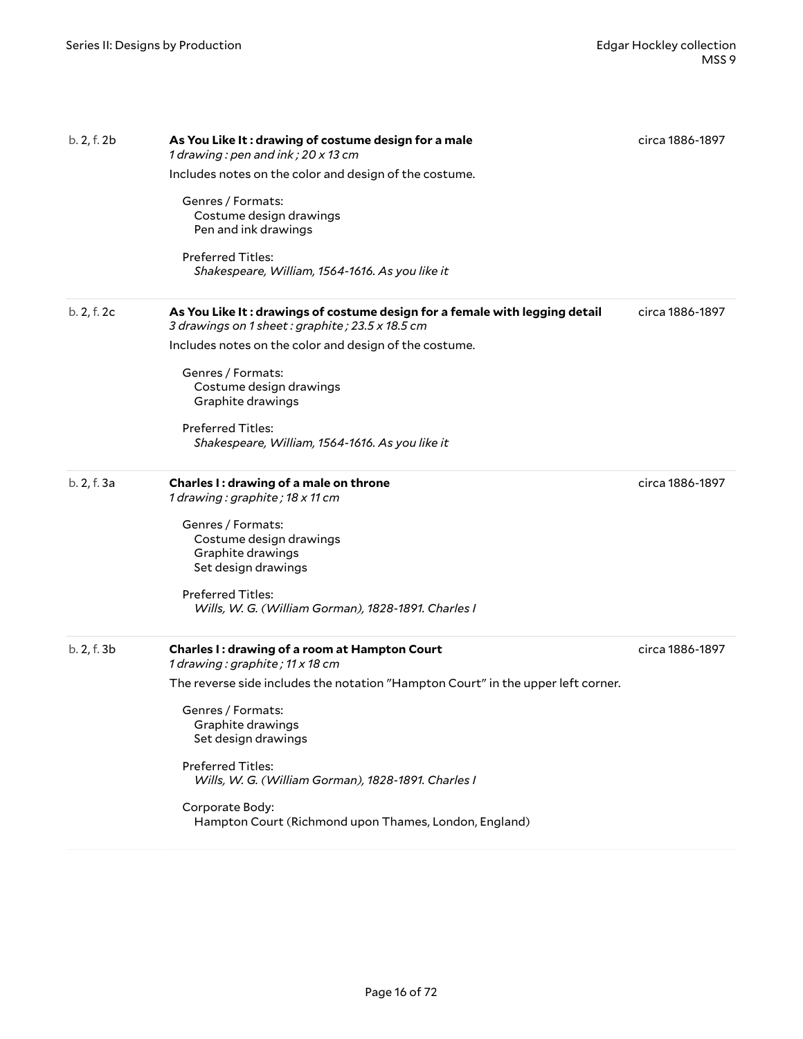b. 2, f. 2b

**As You Like It : drawing of costume design for a male**

*1 drawing : pen and ink ; 20 x 13 cm*

circa 1886-1897

Includes notes on the color and design of the costume.

Genres / Formats:
Costume design drawings
Pen and ink drawings

Preferred Titles:
*Shakespeare, William, 1564-1616. As you like it*

b. 2, f. 2c

**As You Like It : drawings of costume design for a female with legging detail**

*3 drawings on 1 sheet : graphite ; 23.5 x 18.5 cm*

circa 1886-1897

Includes notes on the color and design of the costume.

Genres / Formats:
Costume design drawings
Graphite drawings

Preferred Titles:
*Shakespeare, William, 1564-1616. As you like it*

b. 2, f. 3a

**Charles I : drawing of a male on throne**

*1 drawing : graphite ; 18 x 11 cm*

circa 1886-1897

Genres / Formats:
Costume design drawings
Graphite drawings
Set design drawings

Preferred Titles:
*Wills, W. G. (William Gorman), 1828-1891. Charles I*

b. 2, f. 3b

**Charles I : drawing of a room at Hampton Court**

*1 drawing : graphite ; 11 x 18 cm*

circa 1886-1897

The reverse side includes the notation "Hampton Court" in the upper left corner.

Genres / Formats:
Graphite drawings
Set design drawings

Preferred Titles:
*Wills, W. G. (William Gorman), 1828-1891. Charles I*

Corporate Body:
Hampton Court (Richmond upon Thames, London, England)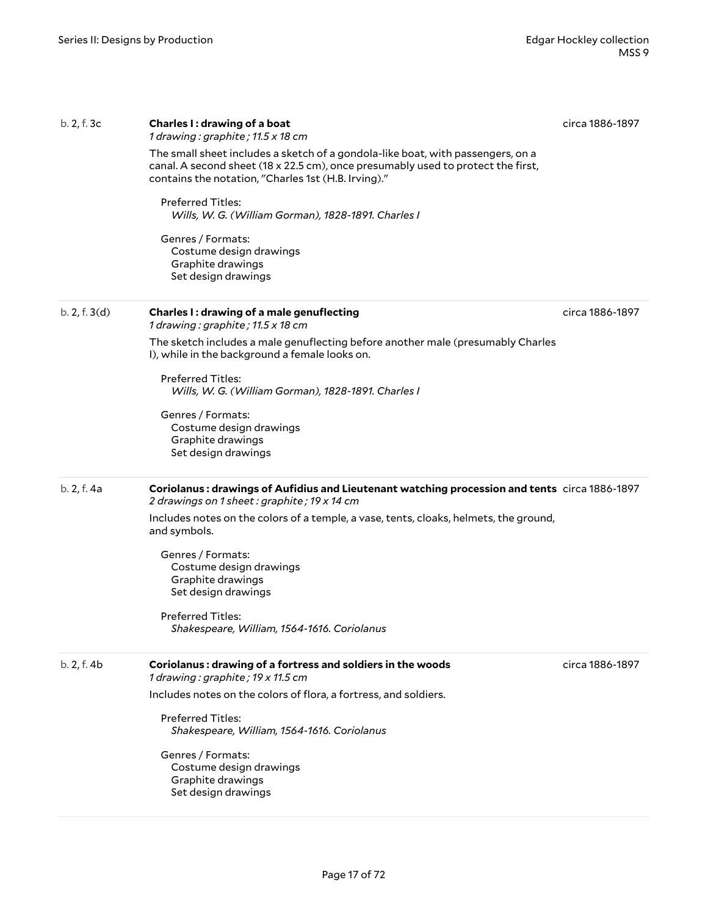b. 2, f. 3c

**Charles I : drawing of a boat**
*1 drawing : graphite ; 11.5 x 18 cm*

circa 1886-1897

The small sheet includes a sketch of a gondola-like boat, with passengers, on a canal. A second sheet (18 x 22.5 cm), once presumably used to protect the first, contains the notation, "Charles 1st (H.B. Irving)."

Preferred Titles:
*Wills, W. G. (William Gorman), 1828-1891. Charles I*

Genres / Formats:
Costume design drawings
Graphite drawings
Set design drawings

---

b. 2, f. 3(d)

**Charles I : drawing of a male genuflecting**
*1 drawing : graphite ; 11.5 x 18 cm*

circa 1886-1897

The sketch includes a male genuflecting before another male (presumably Charles I), while in the background a female looks on.

Preferred Titles:
*Wills, W. G. (William Gorman), 1828-1891. Charles I*

Genres / Formats:
Costume design drawings
Graphite drawings
Set design drawings

---

b. 2, f. 4a

**Coriolanus : drawings of Aufidius and Lieutenant watching procession and tents**
*2 drawings on 1 sheet : graphite ; 19 x 14 cm*

circa 1886-1897

Includes notes on the colors of a temple, a vase, tents, cloaks, helmets, the ground, and symbols.

Genres / Formats:
Costume design drawings
Graphite drawings
Set design drawings

Preferred Titles:
*Shakespeare, William, 1564-1616. Coriolanus*

---

b. 2, f. 4b

**Coriolanus : drawing of a fortress and soldiers in the woods**
*1 drawing : graphite ; 19 x 11.5 cm*

circa 1886-1897

Includes notes on the colors of flora, a fortress, and soldiers.

Preferred Titles:
*Shakespeare, William, 1564-1616. Coriolanus*

Genres / Formats:
Costume design drawings
Graphite drawings
Set design drawings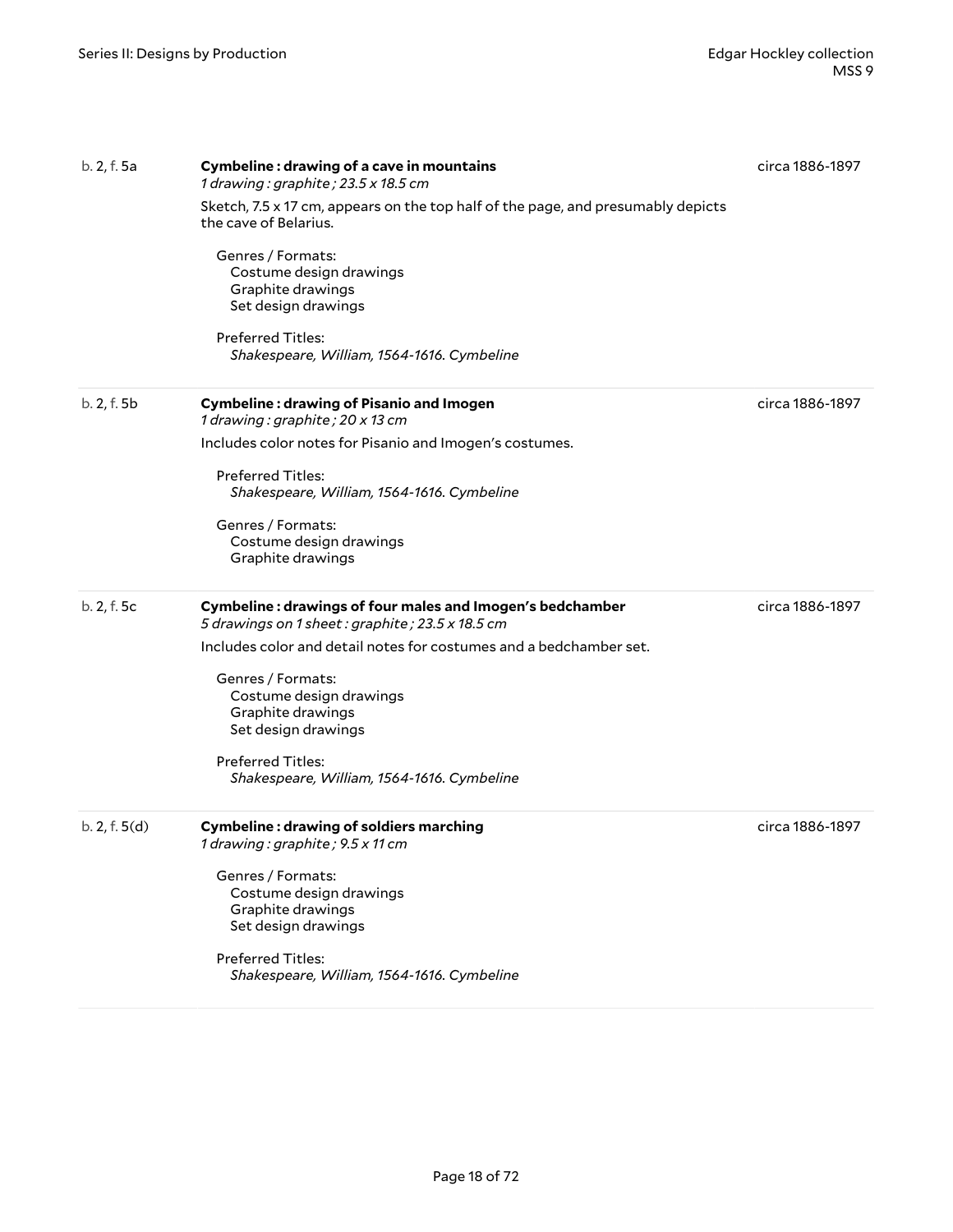b. 2, f. 5a

**Cymbeline : drawing of a cave in mountains**
*1 drawing : graphite ; 23.5 x 18.5 cm*

circa 1886-1897

Sketch, 7.5 x 17 cm, appears on the top half of the page, and presumably depicts the cave of Belarius.

Genres / Formats:
- Costume design drawings
- Graphite drawings
- Set design drawings

Preferred Titles:
*Shakespeare, William, 1564-1616. Cymbeline*

---

b. 2, f. 5b

**Cymbeline : drawing of Pisanio and Imogen**
*1 drawing : graphite ; 20 x 13 cm*

circa 1886-1897

Includes color notes for Pisanio and Imogen's costumes.

Preferred Titles:
*Shakespeare, William, 1564-1616. Cymbeline*

Genres / Formats:
- Costume design drawings
- Graphite drawings

---

b. 2, f. 5c

**Cymbeline : drawings of four males and Imogen's bedchamber**
*5 drawings on 1 sheet : graphite ; 23.5 x 18.5 cm*

circa 1886-1897

Includes color and detail notes for costumes and a bedchamber set.

Genres / Formats:
- Costume design drawings
- Graphite drawings
- Set design drawings

Preferred Titles:
*Shakespeare, William, 1564-1616. Cymbeline*

---

b. 2, f. 5(d)

**Cymbeline : drawing of soldiers marching**
*1 drawing : graphite ; 9.5 x 11 cm*

circa 1886-1897

Genres / Formats:
- Costume design drawings
- Graphite drawings
- Set design drawings

Preferred Titles:
*Shakespeare, William, 1564-1616. Cymbeline*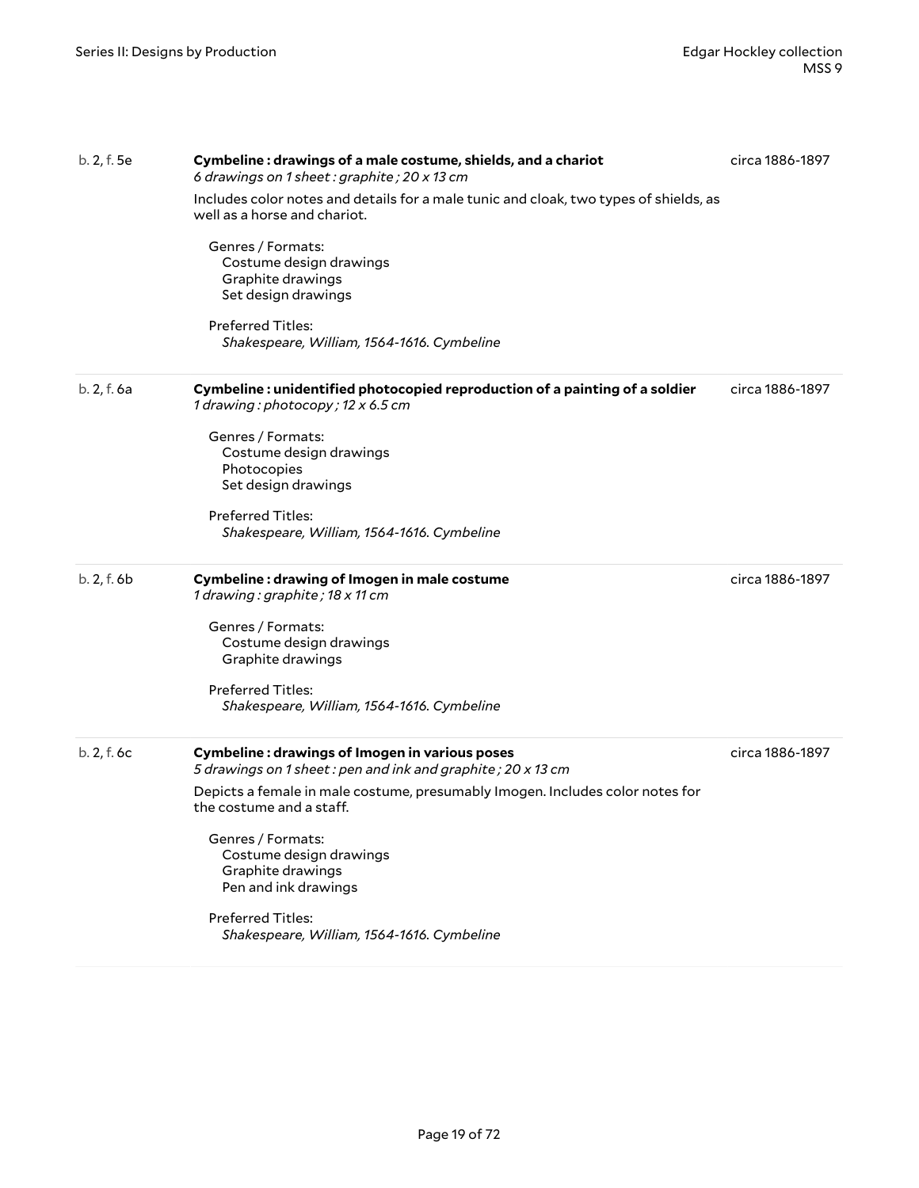b. 2, f. 5e

**Cymbeline : drawings of a male costume, shields, and a chariot**
*6 drawings on 1 sheet : graphite ; 20 x 13 cm*

circa 1886-1897

Includes color notes and details for a male tunic and cloak, two types of shields, as well as a horse and chariot.

Genres / Formats:
Costume design drawings
Graphite drawings
Set design drawings

Preferred Titles:
*Shakespeare, William, 1564-1616. Cymbeline*

---

b. 2, f. 6a

**Cymbeline : unidentified photocopied reproduction of a painting of a soldier**
*1 drawing : photocopy ; 12 x 6.5 cm*

circa 1886-1897

Genres / Formats:
Costume design drawings
Photocopies
Set design drawings

Preferred Titles:
*Shakespeare, William, 1564-1616. Cymbeline*

---

b. 2, f. 6b

**Cymbeline : drawing of Imogen in male costume**
*1 drawing : graphite ; 18 x 11 cm*

circa 1886-1897

Genres / Formats:
Costume design drawings
Graphite drawings

Preferred Titles:
*Shakespeare, William, 1564-1616. Cymbeline*

---

b. 2, f. 6c

**Cymbeline : drawings of Imogen in various poses**
*5 drawings on 1 sheet : pen and ink and graphite ; 20 x 13 cm*

circa 1886-1897

Depicts a female in male costume, presumably Imogen. Includes color notes for the costume and a staff.

Genres / Formats:
Costume design drawings
Graphite drawings
Pen and ink drawings

Preferred Titles:
*Shakespeare, William, 1564-1616. Cymbeline*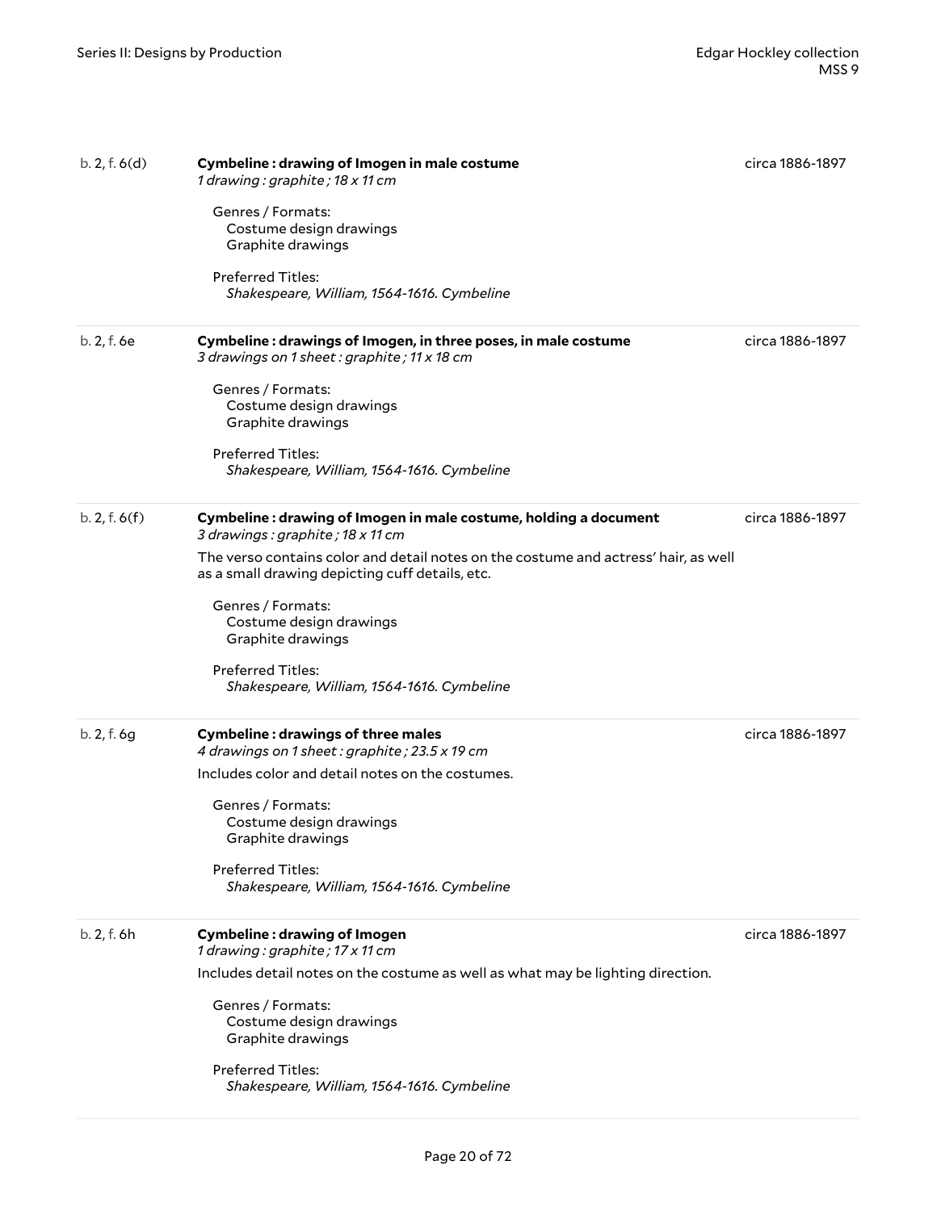b. 2, f. 6(d) **Cymbeline : drawing of Imogen in male costume** circa 1886-1897

*1 drawing : graphite ; 18 x 11 cm*

Genres / Formats:
- Costume design drawings
- Graphite drawings

Preferred Titles:
- *Shakespeare, William, 1564-1616. Cymbeline*

---

b. 2, f. 6e **Cymbeline : drawings of Imogen, in three poses, in male costume** circa 1886-1897

*3 drawings on 1 sheet : graphite ; 11 x 18 cm*

Genres / Formats:
- Costume design drawings
- Graphite drawings

Preferred Titles:
- *Shakespeare, William, 1564-1616. Cymbeline*

---

b. 2, f. 6(f) **Cymbeline : drawing of Imogen in male costume, holding a document** circa 1886-1897

*3 drawings : graphite ; 18 x 11 cm*

The verso contains color and detail notes on the costume and actress' hair, as well as a small drawing depicting cuff details, etc.

Genres / Formats:
- Costume design drawings
- Graphite drawings

Preferred Titles:
- *Shakespeare, William, 1564-1616. Cymbeline*

---

b. 2, f. 6g **Cymbeline : drawings of three males** circa 1886-1897

*4 drawings on 1 sheet : graphite ; 23.5 x 19 cm*

Includes color and detail notes on the costumes.

Genres / Formats:
- Costume design drawings
- Graphite drawings

Preferred Titles:
- *Shakespeare, William, 1564-1616. Cymbeline*

---

b. 2, f. 6h **Cymbeline : drawing of Imogen** circa 1886-1897

*1 drawing : graphite ; 17 x 11 cm*

Includes detail notes on the costume as well as what may be lighting direction.

Genres / Formats:
- Costume design drawings
- Graphite drawings

Preferred Titles:
- *Shakespeare, William, 1564-1616. Cymbeline*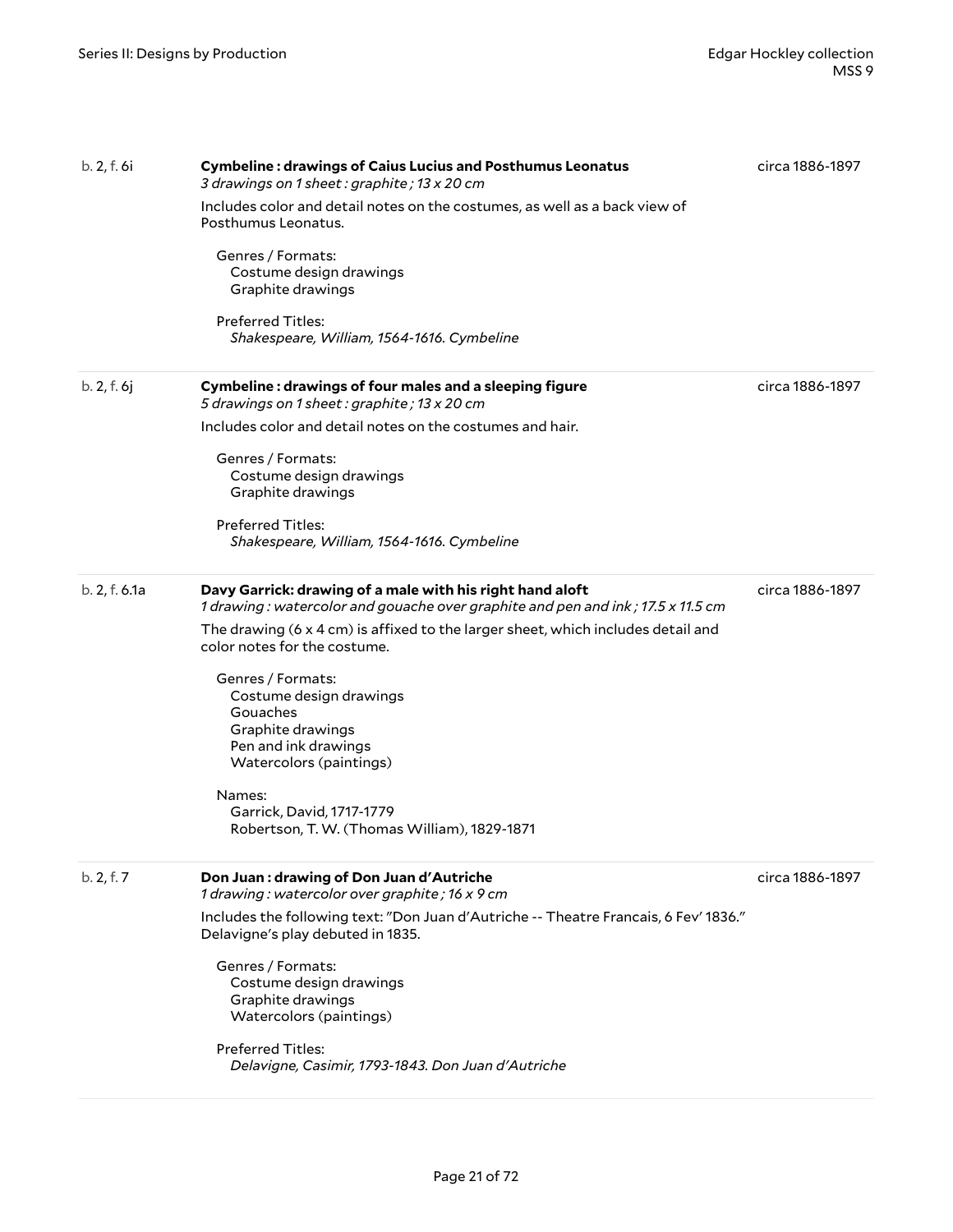b. 2, f. 6i

**Cymbeline : drawings of Caius Lucius and Posthumus Leonatus**
*3 drawings on 1 sheet : graphite ; 13 x 20 cm*

circa 1886-1897

Includes color and detail notes on the costumes, as well as a back view of Posthumus Leonatus.

Genres / Formats:
- Costume design drawings
- Graphite drawings

Preferred Titles:
- *Shakespeare, William, 1564-1616. Cymbeline*

---

b. 2, f. 6j

**Cymbeline : drawings of four males and a sleeping figure**
*5 drawings on 1 sheet : graphite ; 13 x 20 cm*

circa 1886-1897

Includes color and detail notes on the costumes and hair.

Genres / Formats:
- Costume design drawings
- Graphite drawings

Preferred Titles:
- *Shakespeare, William, 1564-1616. Cymbeline*

---

b. 2, f. 6.1a

**Davy Garrick: drawing of a male with his right hand aloft**
*1 drawing : watercolor and gouache over graphite and pen and ink ; 17.5 x 11.5 cm*

circa 1886-1897

The drawing (6 x 4 cm) is affixed to the larger sheet, which includes detail and color notes for the costume.

Genres / Formats:
- Costume design drawings
- Gouaches
- Graphite drawings
- Pen and ink drawings
- Watercolors (paintings)

Names:
- Garrick, David, 1717-1779
- Robertson, T. W. (Thomas William), 1829-1871

---

b. 2, f. 7

**Don Juan : drawing of Don Juan d'Autriche**
*1 drawing : watercolor over graphite ; 16 x 9 cm*

circa 1886-1897

Includes the following text: "Don Juan d'Autriche -- Theatre Francais, 6 Fev' 1836." Delavigne's play debuted in 1835.

Genres / Formats:
- Costume design drawings
- Graphite drawings
- Watercolors (paintings)

Preferred Titles:
- *Delavigne, Casimir, 1793-1843. Don Juan d'Autriche*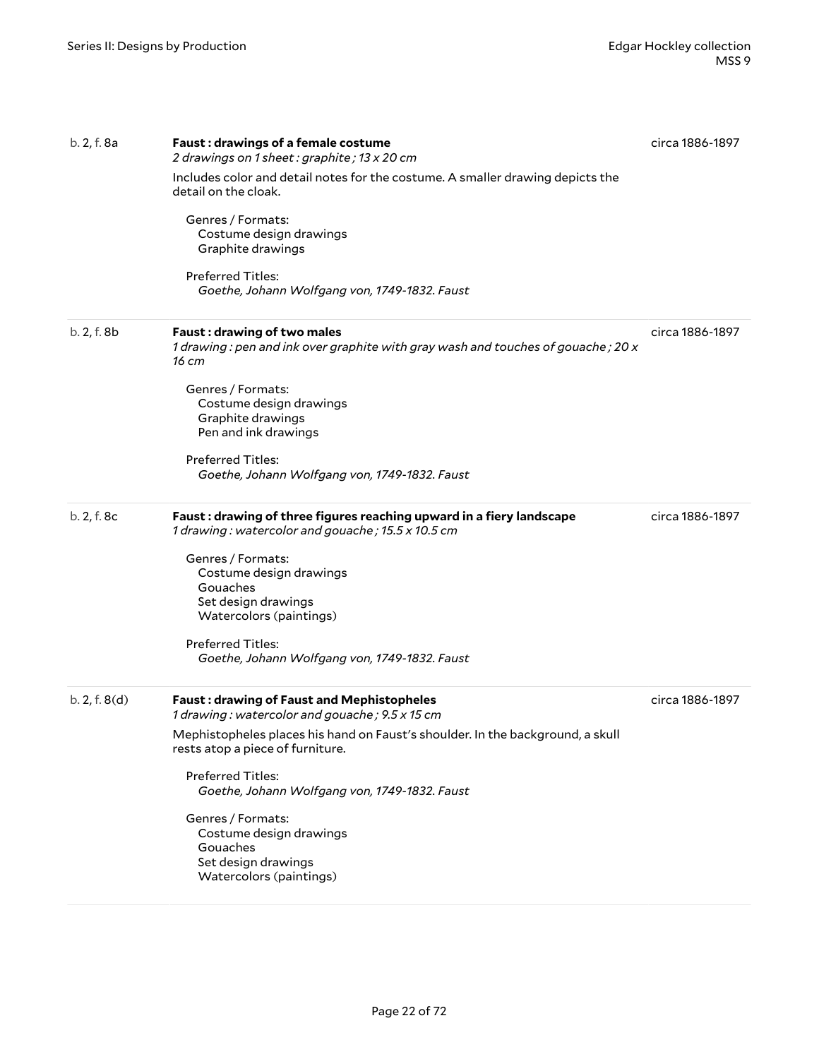b. 2, f. 8a

**Faust : drawings of a female costume**
*2 drawings on 1 sheet : graphite ; 13 x 20 cm*

circa 1886-1897

Includes color and detail notes for the costume. A smaller drawing depicts the detail on the cloak.

Genres / Formats:
- Costume design drawings
- Graphite drawings

Preferred Titles:
*Goethe, Johann Wolfgang von, 1749-1832. Faust*

---

b. 2, f. 8b

**Faust : drawing of two males**
*1 drawing : pen and ink over graphite with gray wash and touches of gouache ; 20 x 16 cm*

circa 1886-1897

Genres / Formats:
- Costume design drawings
- Graphite drawings
- Pen and ink drawings

Preferred Titles:
*Goethe, Johann Wolfgang von, 1749-1832. Faust*

---

b. 2, f. 8c

**Faust : drawing of three figures reaching upward in a fiery landscape**
*1 drawing : watercolor and gouache ; 15.5 x 10.5 cm*

circa 1886-1897

Genres / Formats:
- Costume design drawings
- Gouaches
- Set design drawings
- Watercolors (paintings)

Preferred Titles:
*Goethe, Johann Wolfgang von, 1749-1832. Faust*

---

b. 2, f. 8(d)

**Faust : drawing of Faust and Mephistopheles**
*1 drawing : watercolor and gouache ; 9.5 x 15 cm*

circa 1886-1897

Mephistopheles places his hand on Faust's shoulder. In the background, a skull rests atop a piece of furniture.

Preferred Titles:
*Goethe, Johann Wolfgang von, 1749-1832. Faust*

Genres / Formats:
- Costume design drawings
- Gouaches
- Set design drawings
- Watercolors (paintings)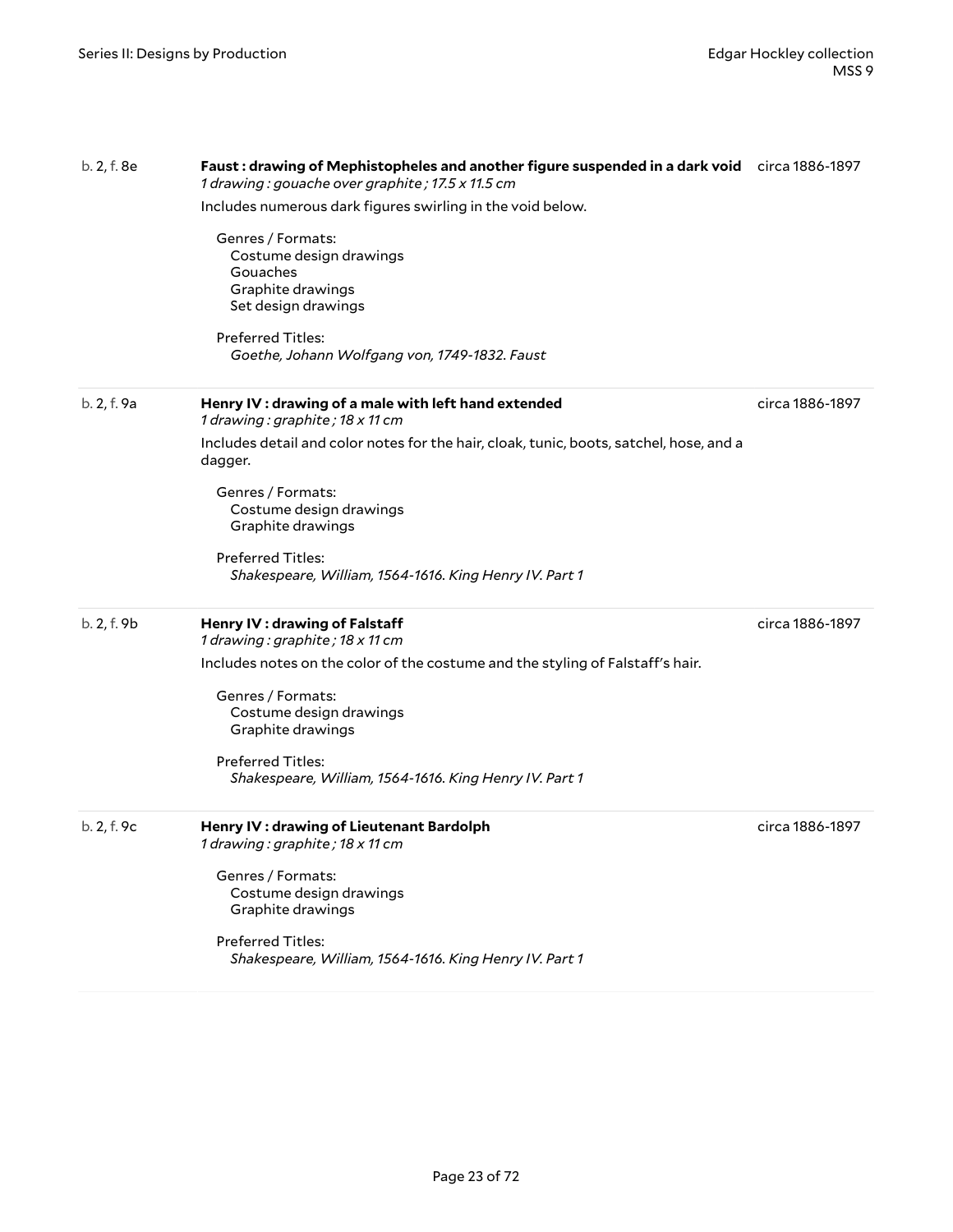b. 2, f. 8e

**Faust : drawing of Mephistopheles and another figure suspended in a dark void** circa 1886-1897

*1 drawing : gouache over graphite ; 17.5 x 11.5 cm*

Includes numerous dark figures swirling in the void below.

Genres / Formats:
- Costume design drawings
- Gouaches
- Graphite drawings
- Set design drawings

Preferred Titles:
*Goethe, Johann Wolfgang von, 1749-1832. Faust*

---

b. 2, f. 9a

**Henry IV : drawing of a male with left hand extended** circa 1886-1897

*1 drawing : graphite ; 18 x 11 cm*

Includes detail and color notes for the hair, cloak, tunic, boots, satchel, hose, and a dagger.

Genres / Formats:
- Costume design drawings
- Graphite drawings

Preferred Titles:
*Shakespeare, William, 1564-1616. King Henry IV. Part 1*

---

b. 2, f. 9b

**Henry IV : drawing of Falstaff** circa 1886-1897

*1 drawing : graphite ; 18 x 11 cm*

Includes notes on the color of the costume and the styling of Falstaff's hair.

Genres / Formats:
- Costume design drawings
- Graphite drawings

Preferred Titles:
*Shakespeare, William, 1564-1616. King Henry IV. Part 1*

---

b. 2, f. 9c

**Henry IV : drawing of Lieutenant Bardolph** circa 1886-1897

*1 drawing : graphite ; 18 x 11 cm*

Genres / Formats:
- Costume design drawings
- Graphite drawings

Preferred Titles:
*Shakespeare, William, 1564-1616. King Henry IV. Part 1*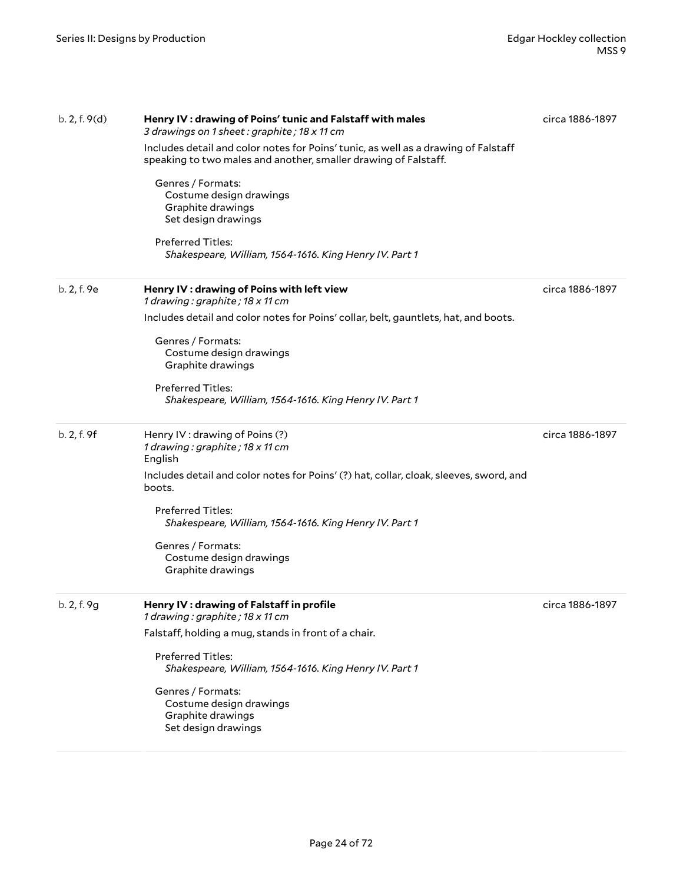b. 2, f. 9(d) **Henry IV : drawing of Poins' tunic and Falstaff with males**
*3 drawings on 1 sheet : graphite ; 18 x 11 cm*
circa 1886-1897

Includes detail and color notes for Poins' tunic, as well as a drawing of Falstaff speaking to two males and another, smaller drawing of Falstaff.

Genres / Formats:
- Costume design drawings
- Graphite drawings
- Set design drawings

Preferred Titles:
- *Shakespeare, William, 1564-1616. King Henry IV. Part 1*

---

b. 2, f. 9e **Henry IV : drawing of Poins with left view**
*1 drawing : graphite ; 18 x 11 cm*
circa 1886-1897

Includes detail and color notes for Poins' collar, belt, gauntlets, hat, and boots.

Genres / Formats:
- Costume design drawings
- Graphite drawings

Preferred Titles:
- *Shakespeare, William, 1564-1616. King Henry IV. Part 1*

---

b. 2, f. 9f Henry IV : drawing of Poins (?)
*1 drawing : graphite ; 18 x 11 cm*
English
circa 1886-1897

Includes detail and color notes for Poins' (?) hat, collar, cloak, sleeves, sword, and boots.

Preferred Titles:
- *Shakespeare, William, 1564-1616. King Henry IV. Part 1*

Genres / Formats:
- Costume design drawings
- Graphite drawings

---

b. 2, f. 9g **Henry IV : drawing of Falstaff in profile**
*1 drawing : graphite ; 18 x 11 cm*
circa 1886-1897

Falstaff, holding a mug, stands in front of a chair.

Preferred Titles:
- *Shakespeare, William, 1564-1616. King Henry IV. Part 1*

Genres / Formats:
- Costume design drawings
- Graphite drawings
- Set design drawings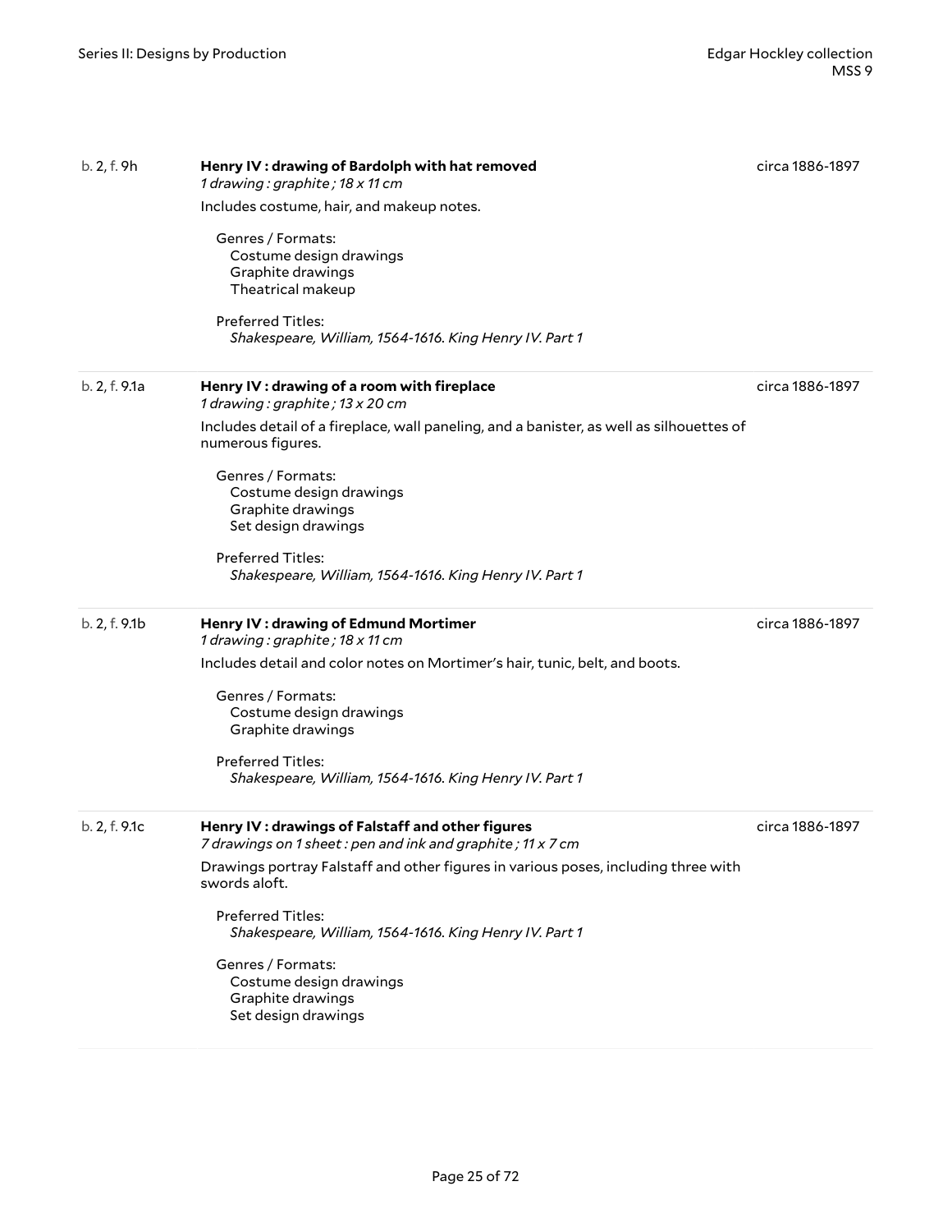b. 2, f. 9h

**Henry IV : drawing of Bardolph with hat removed**
*1 drawing : graphite ; 18 x 11 cm*

circa 1886-1897

Includes costume, hair, and makeup notes.

Genres / Formats:
Costume design drawings
Graphite drawings
Theatrical makeup

Preferred Titles:
*Shakespeare, William, 1564-1616. King Henry IV. Part 1*

---

b. 2, f. 9.1a

**Henry IV : drawing of a room with fireplace**
*1 drawing : graphite ; 13 x 20 cm*

circa 1886-1897

Includes detail of a fireplace, wall paneling, and a banister, as well as silhouettes of numerous figures.

Genres / Formats:
Costume design drawings
Graphite drawings
Set design drawings

Preferred Titles:
*Shakespeare, William, 1564-1616. King Henry IV. Part 1*

---

b. 2, f. 9.1b

**Henry IV : drawing of Edmund Mortimer**
*1 drawing : graphite ; 18 x 11 cm*

circa 1886-1897

Includes detail and color notes on Mortimer's hair, tunic, belt, and boots.

Genres / Formats:
Costume design drawings
Graphite drawings

Preferred Titles:
*Shakespeare, William, 1564-1616. King Henry IV. Part 1*

---

b. 2, f. 9.1c

**Henry IV : drawings of Falstaff and other figures**
*7 drawings on 1 sheet : pen and ink and graphite ; 11 x 7 cm*

circa 1886-1897

Drawings portray Falstaff and other figures in various poses, including three with swords aloft.

Preferred Titles:
*Shakespeare, William, 1564-1616. King Henry IV. Part 1*

Genres / Formats:
Costume design drawings
Graphite drawings
Set design drawings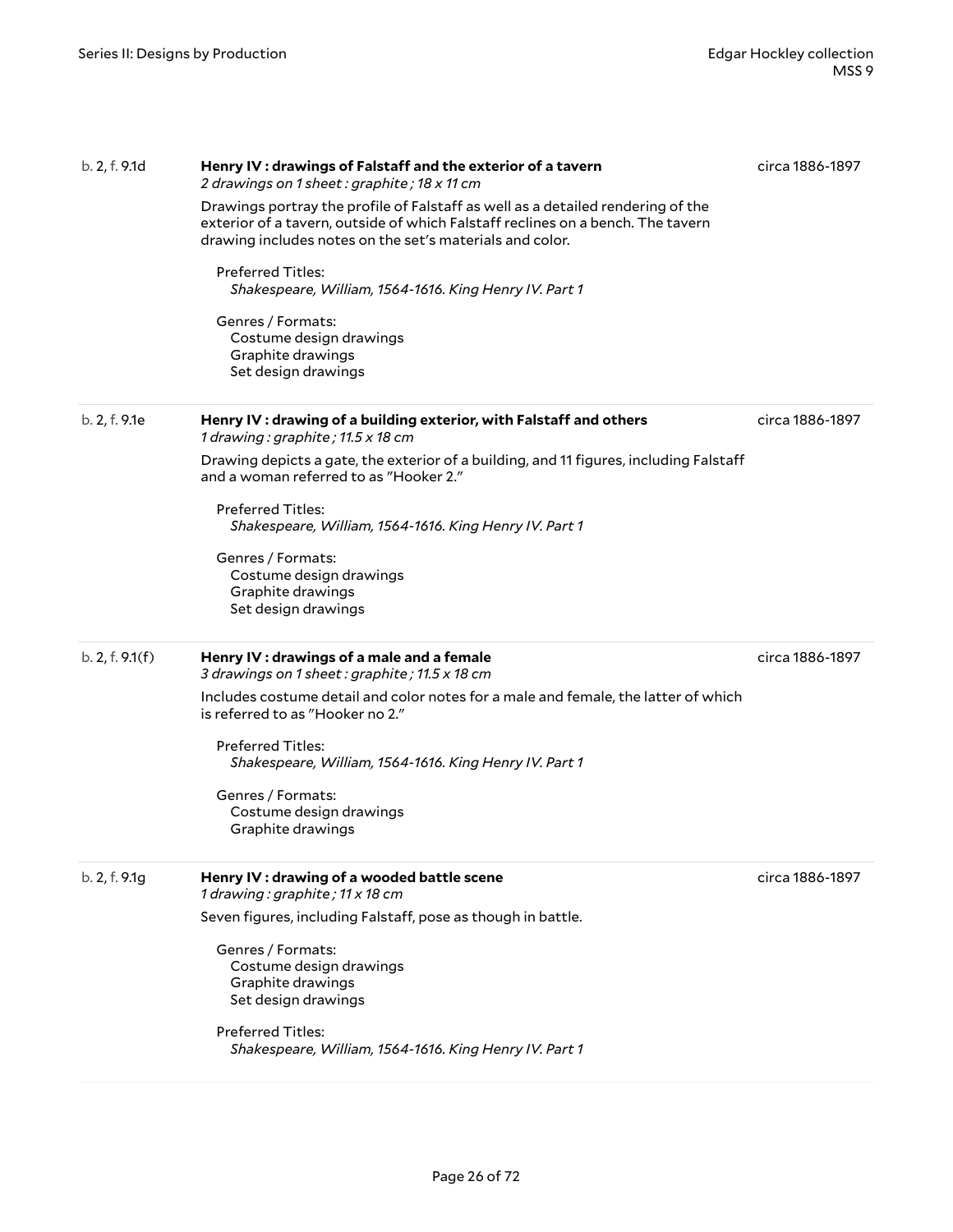b. 2, f. 9.1d

**Henry IV : drawings of Falstaff and the exterior of a tavern**

*2 drawings on 1 sheet : graphite ; 18 x 11 cm*

circa 1886-1897

Drawings portray the profile of Falstaff as well as a detailed rendering of the exterior of a tavern, outside of which Falstaff reclines on a bench. The tavern drawing includes notes on the set's materials and color.

Preferred Titles:
*Shakespeare, William, 1564-1616. King Henry IV. Part 1*

Genres / Formats:
Costume design drawings
Graphite drawings
Set design drawings

---

b. 2, f. 9.1e

**Henry IV : drawing of a building exterior, with Falstaff and others**

*1 drawing : graphite ; 11.5 x 18 cm*

circa 1886-1897

Drawing depicts a gate, the exterior of a building, and 11 figures, including Falstaff and a woman referred to as "Hooker 2."

Preferred Titles:
*Shakespeare, William, 1564-1616. King Henry IV. Part 1*

Genres / Formats:
Costume design drawings
Graphite drawings
Set design drawings

---

b. 2, f. 9.1(f)

**Henry IV : drawings of a male and a female**

*3 drawings on 1 sheet : graphite ; 11.5 x 18 cm*

circa 1886-1897

Includes costume detail and color notes for a male and female, the latter of which is referred to as "Hooker no 2."

Preferred Titles:
*Shakespeare, William, 1564-1616. King Henry IV. Part 1*

Genres / Formats:
Costume design drawings
Graphite drawings

---

b. 2, f. 9.1g

**Henry IV : drawing of a wooded battle scene**

*1 drawing : graphite ; 11 x 18 cm*

circa 1886-1897

Seven figures, including Falstaff, pose as though in battle.

Genres / Formats:
Costume design drawings
Graphite drawings
Set design drawings

Preferred Titles:
*Shakespeare, William, 1564-1616. King Henry IV. Part 1*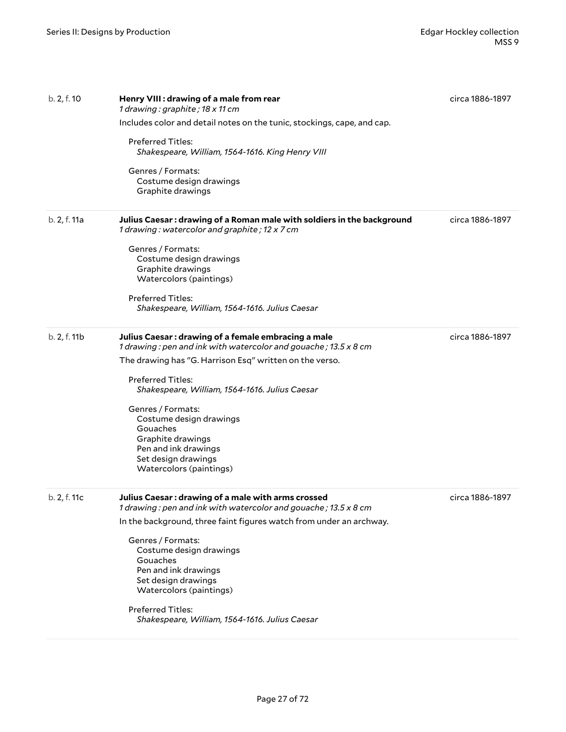b. 2, f. 10

**Henry VIII : drawing of a male from rear**
*1 drawing : graphite ; 18 x 11 cm*

circa 1886-1897

Includes color and detail notes on the tunic, stockings, cape, and cap.

Preferred Titles:
*Shakespeare, William, 1564-1616. King Henry VIII*

Genres / Formats:
Costume design drawings
Graphite drawings

b. 2, f. 11a

**Julius Caesar : drawing of a Roman male with soldiers in the background**
*1 drawing : watercolor and graphite ; 12 x 7 cm*

circa 1886-1897

Genres / Formats:
Costume design drawings
Graphite drawings
Watercolors (paintings)

Preferred Titles:
*Shakespeare, William, 1564-1616. Julius Caesar*

b. 2, f. 11b

**Julius Caesar : drawing of a female embracing a male**
*1 drawing : pen and ink with watercolor and gouache ; 13.5 x 8 cm*

circa 1886-1897

The drawing has "G. Harrison Esq" written on the verso.

Preferred Titles:
*Shakespeare, William, 1564-1616. Julius Caesar*

Genres / Formats:
Costume design drawings
Gouaches
Graphite drawings
Pen and ink drawings
Set design drawings
Watercolors (paintings)

b. 2, f. 11c

**Julius Caesar : drawing of a male with arms crossed**
*1 drawing : pen and ink with watercolor and gouache ; 13.5 x 8 cm*

circa 1886-1897

In the background, three faint figures watch from under an archway.

Genres / Formats:
Costume design drawings
Gouaches
Pen and ink drawings
Set design drawings
Watercolors (paintings)

Preferred Titles:
*Shakespeare, William, 1564-1616. Julius Caesar*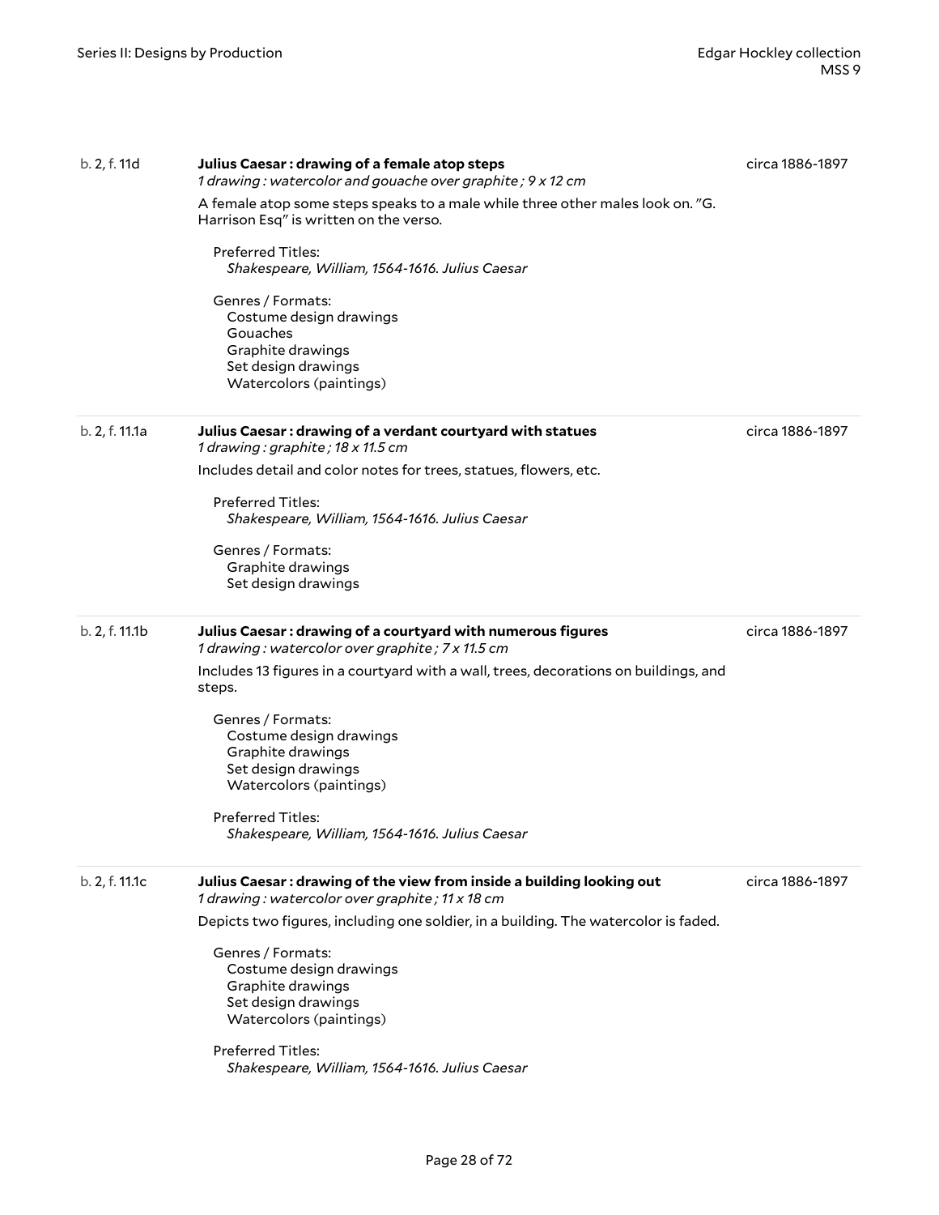b. 2, f. 11d

**Julius Caesar : drawing of a female atop steps**
*1 drawing : watercolor and gouache over graphite ; 9 x 12 cm*

circa 1886-1897

A female atop some steps speaks to a male while three other males look on. "G. Harrison Esq" is written on the verso.

Preferred Titles:
*Shakespeare, William, 1564-1616. Julius Caesar*

Genres / Formats:
Costume design drawings
Gouaches
Graphite drawings
Set design drawings
Watercolors (paintings)

---

b. 2, f. 11.1a

**Julius Caesar : drawing of a verdant courtyard with statues**
*1 drawing : graphite ; 18 x 11.5 cm*

circa 1886-1897

Includes detail and color notes for trees, statues, flowers, etc.

Preferred Titles:
*Shakespeare, William, 1564-1616. Julius Caesar*

Genres / Formats:
Graphite drawings
Set design drawings

---

b. 2, f. 11.1b

**Julius Caesar : drawing of a courtyard with numerous figures**
*1 drawing : watercolor over graphite ; 7 x 11.5 cm*

circa 1886-1897

Includes 13 figures in a courtyard with a wall, trees, decorations on buildings, and steps.

Genres / Formats:
Costume design drawings
Graphite drawings
Set design drawings
Watercolors (paintings)

Preferred Titles:
*Shakespeare, William, 1564-1616. Julius Caesar*

---

b. 2, f. 11.1c

**Julius Caesar : drawing of the view from inside a building looking out**
*1 drawing : watercolor over graphite ; 11 x 18 cm*

circa 1886-1897

Depicts two figures, including one soldier, in a building. The watercolor is faded.

Genres / Formats:
Costume design drawings
Graphite drawings
Set design drawings
Watercolors (paintings)

Preferred Titles:
*Shakespeare, William, 1564-1616. Julius Caesar*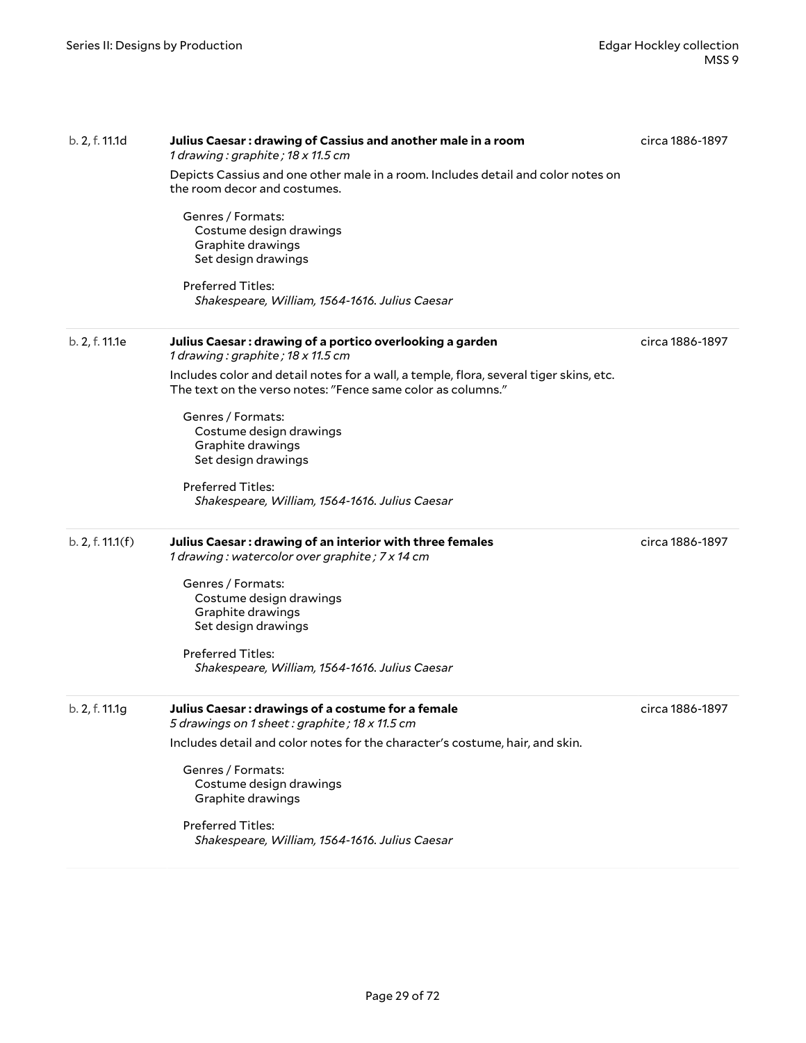b. 2, f. 11.1d

**Julius Caesar : drawing of Cassius and another male in a room**
*1 drawing : graphite ; 18 x 11.5 cm*

circa 1886-1897

Depicts Cassius and one other male in a room. Includes detail and color notes on the room decor and costumes.

Genres / Formats:
Costume design drawings
Graphite drawings
Set design drawings

Preferred Titles:
*Shakespeare, William, 1564-1616. Julius Caesar*

---

b. 2, f. 11.1e

**Julius Caesar : drawing of a portico overlooking a garden**
*1 drawing : graphite ; 18 x 11.5 cm*

circa 1886-1897

Includes color and detail notes for a wall, a temple, flora, several tiger skins, etc. The text on the verso notes: "Fence same color as columns."

Genres / Formats:
Costume design drawings
Graphite drawings
Set design drawings

Preferred Titles:
*Shakespeare, William, 1564-1616. Julius Caesar*

---

b. 2, f. 11.1(f)

**Julius Caesar : drawing of an interior with three females**
*1 drawing : watercolor over graphite ; 7 x 14 cm*

circa 1886-1897

Genres / Formats:
Costume design drawings
Graphite drawings
Set design drawings

Preferred Titles:
*Shakespeare, William, 1564-1616. Julius Caesar*

---

b. 2, f. 11.1g

**Julius Caesar : drawings of a costume for a female**
*5 drawings on 1 sheet : graphite ; 18 x 11.5 cm*

circa 1886-1897

Includes detail and color notes for the character's costume, hair, and skin.

Genres / Formats:
Costume design drawings
Graphite drawings

Preferred Titles:
*Shakespeare, William, 1564-1616. Julius Caesar*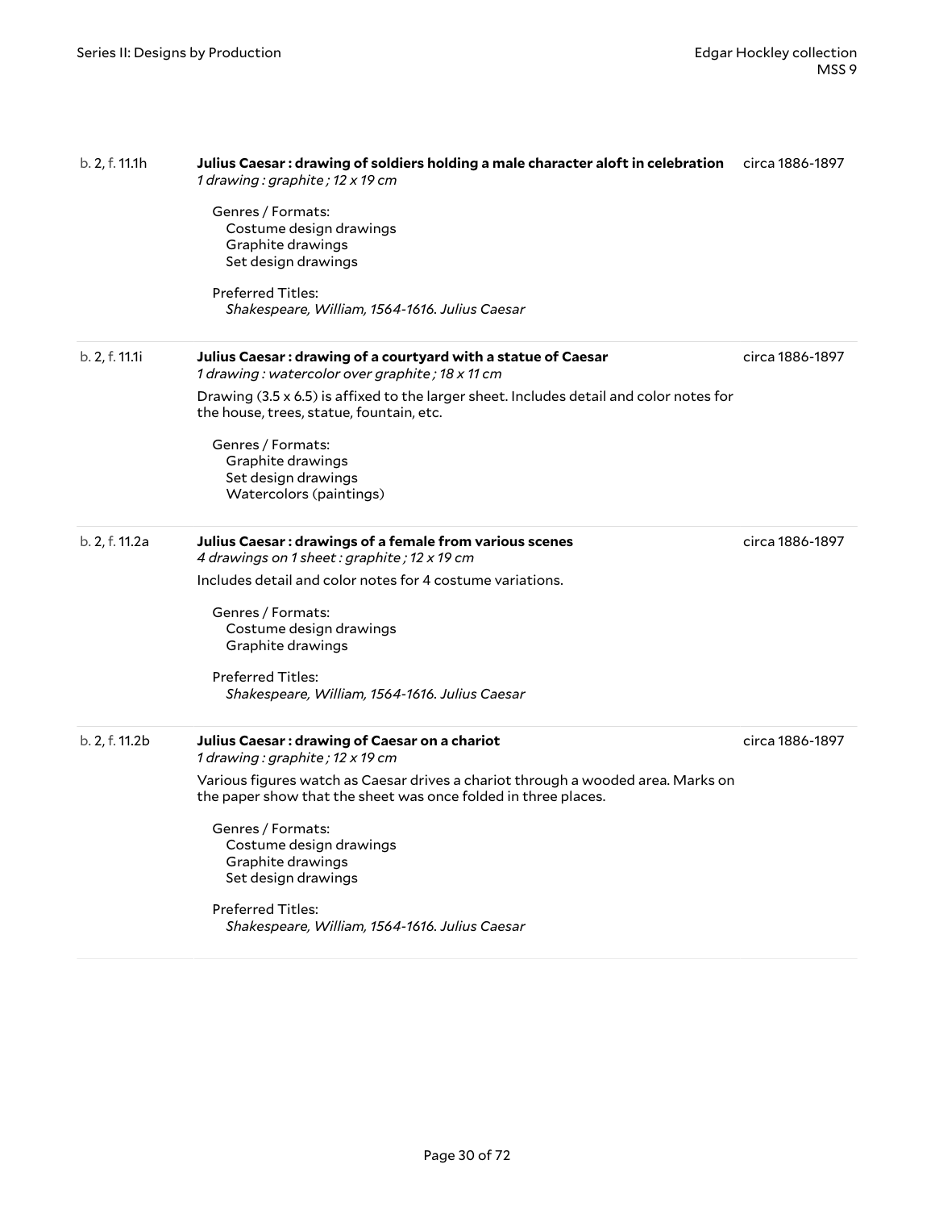b. 2, f. 11.1h

**Julius Caesar : drawing of soldiers holding a male character aloft in celebration**

*1 drawing : graphite ; 12 x 19 cm*

circa 1886-1897

Genres / Formats:
- Costume design drawings
- Graphite drawings
- Set design drawings

Preferred Titles:
- *Shakespeare, William, 1564-1616. Julius Caesar*

---

b. 2, f. 11.1i

**Julius Caesar : drawing of a courtyard with a statue of Caesar**

*1 drawing : watercolor over graphite ; 18 x 11 cm*

circa 1886-1897

Drawing (3.5 x 6.5) is affixed to the larger sheet. Includes detail and color notes for the house, trees, statue, fountain, etc.

Genres / Formats:
- Graphite drawings
- Set design drawings
- Watercolors (paintings)

---

b. 2, f. 11.2a

**Julius Caesar : drawings of a female from various scenes**

*4 drawings on 1 sheet : graphite ; 12 x 19 cm*

circa 1886-1897

Includes detail and color notes for 4 costume variations.

Genres / Formats:
- Costume design drawings
- Graphite drawings

Preferred Titles:
- *Shakespeare, William, 1564-1616. Julius Caesar*

---

b. 2, f. 11.2b

**Julius Caesar : drawing of Caesar on a chariot**

*1 drawing : graphite ; 12 x 19 cm*

circa 1886-1897

Various figures watch as Caesar drives a chariot through a wooded area. Marks on the paper show that the sheet was once folded in three places.

Genres / Formats:
- Costume design drawings
- Graphite drawings
- Set design drawings

Preferred Titles:
- *Shakespeare, William, 1564-1616. Julius Caesar*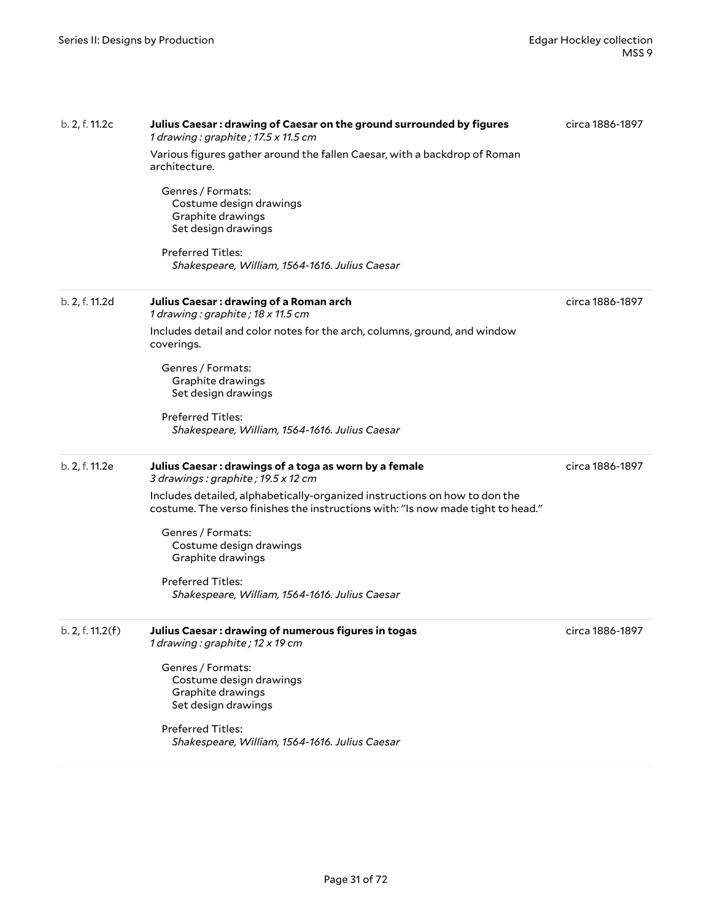b. 2, f. 11.2c — **Julius Caesar : drawing of Caesar on the ground surrounded by figures** — circa 1886-1897

*1 drawing : graphite ; 17.5 x 11.5 cm*

Various figures gather around the fallen Caesar, with a backdrop of Roman architecture.

Genres / Formats:
- Costume design drawings
- Graphite drawings
- Set design drawings

Preferred Titles:
- *Shakespeare, William, 1564-1616. Julius Caesar*

---

b. 2, f. 11.2d — **Julius Caesar : drawing of a Roman arch** — circa 1886-1897

*1 drawing : graphite ; 18 x 11.5 cm*

Includes detail and color notes for the arch, columns, ground, and window coverings.

Genres / Formats:
- Graphite drawings
- Set design drawings

Preferred Titles:
- *Shakespeare, William, 1564-1616. Julius Caesar*

---

b. 2, f. 11.2e — **Julius Caesar : drawings of a toga as worn by a female** — circa 1886-1897

*3 drawings : graphite ; 19.5 x 12 cm*

Includes detailed, alphabetically-organized instructions on how to don the costume. The verso finishes the instructions with: "Is now made tight to head."

Genres / Formats:
- Costume design drawings
- Graphite drawings

Preferred Titles:
- *Shakespeare, William, 1564-1616. Julius Caesar*

---

b. 2, f. 11.2(f) — **Julius Caesar : drawing of numerous figures in togas** — circa 1886-1897

*1 drawing : graphite ; 12 x 19 cm*

Genres / Formats:
- Costume design drawings
- Graphite drawings
- Set design drawings

Preferred Titles:
- *Shakespeare, William, 1564-1616. Julius Caesar*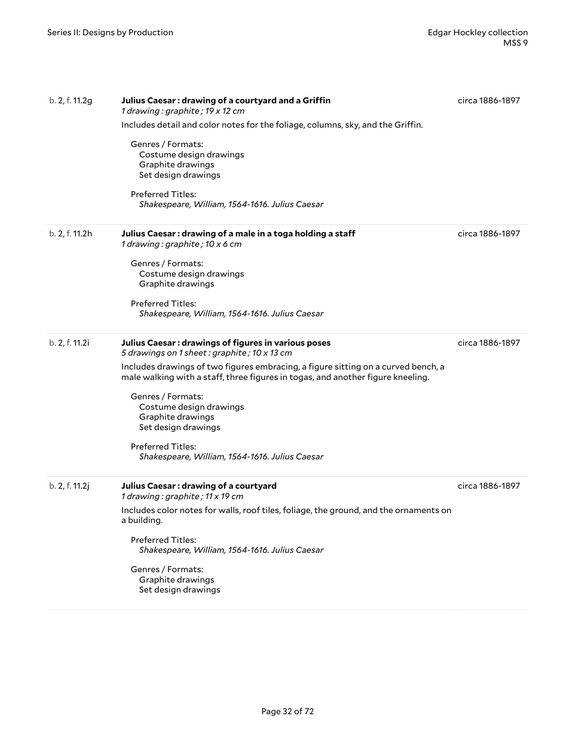b. 2, f. 11.2g

**Julius Caesar : drawing of a courtyard and a Griffin**
*1 drawing : graphite ; 19 x 12 cm*

circa 1886-1897

Includes detail and color notes for the foliage, columns, sky, and the Griffin.

Genres / Formats:
- Costume design drawings
- Graphite drawings
- Set design drawings

Preferred Titles:
- *Shakespeare, William, 1564-1616. Julius Caesar*

---

b. 2, f. 11.2h

**Julius Caesar : drawing of a male in a toga holding a staff**
*1 drawing : graphite ; 10 x 6 cm*

circa 1886-1897

Genres / Formats:
- Costume design drawings
- Graphite drawings

Preferred Titles:
- *Shakespeare, William, 1564-1616. Julius Caesar*

---

b. 2, f. 11.2i

**Julius Caesar : drawings of figures in various poses**
*5 drawings on 1 sheet : graphite ; 10 x 13 cm*

circa 1886-1897

Includes drawings of two figures embracing, a figure sitting on a curved bench, a male walking with a staff, three figures in togas, and another figure kneeling.

Genres / Formats:
- Costume design drawings
- Graphite drawings
- Set design drawings

Preferred Titles:
- *Shakespeare, William, 1564-1616. Julius Caesar*

---

b. 2, f. 11.2j

**Julius Caesar : drawing of a courtyard**
*1 drawing : graphite ; 11 x 19 cm*

circa 1886-1897

Includes color notes for walls, roof tiles, foliage, the ground, and the ornaments on a building.

Preferred Titles:
- *Shakespeare, William, 1564-1616. Julius Caesar*

Genres / Formats:
- Graphite drawings
- Set design drawings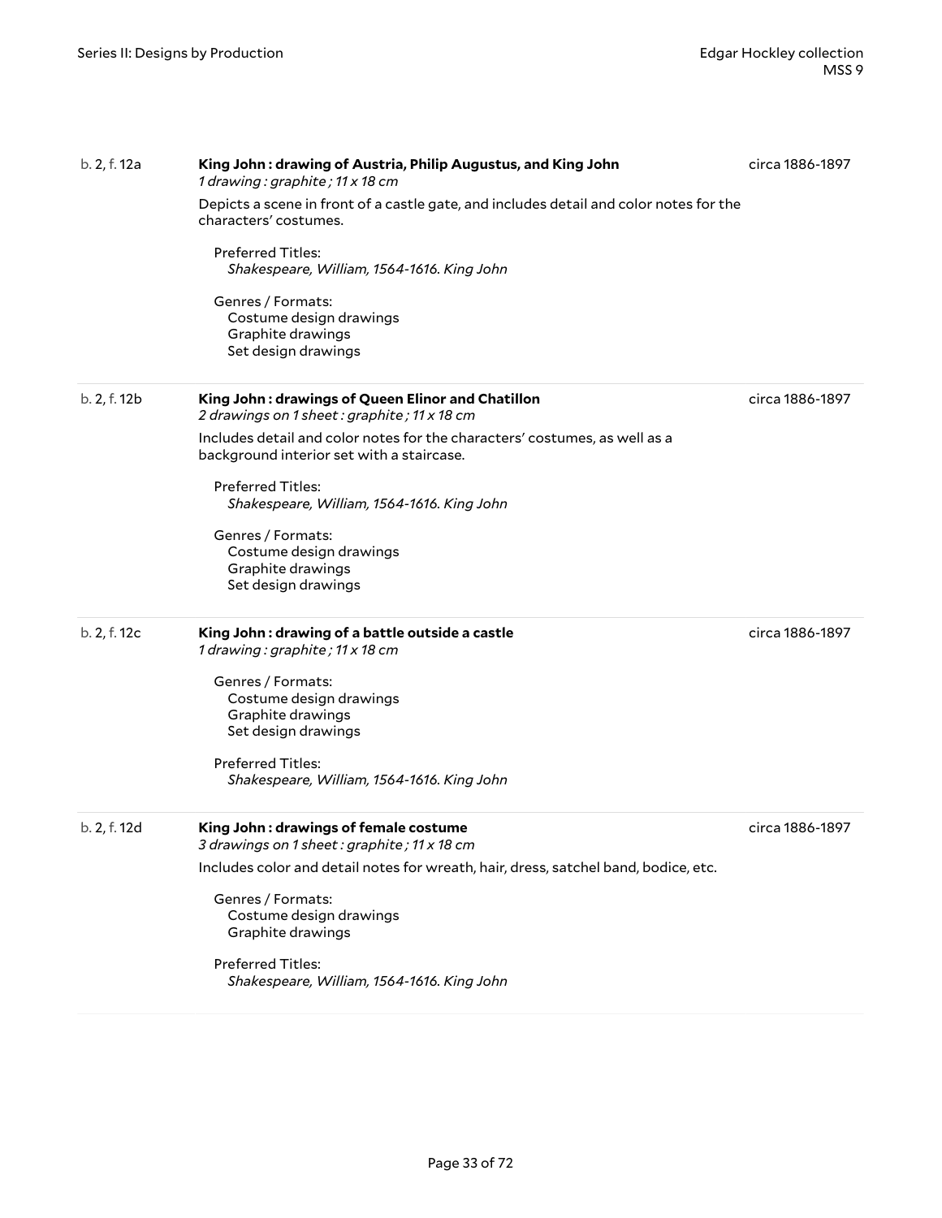b. 2, f. 12a

**King John : drawing of Austria, Philip Augustus, and King John**
*1 drawing : graphite ; 11 x 18 cm*

circa 1886-1897

Depicts a scene in front of a castle gate, and includes detail and color notes for the characters' costumes.

Preferred Titles:
*Shakespeare, William, 1564-1616. King John*

Genres / Formats:
Costume design drawings
Graphite drawings
Set design drawings

---

b. 2, f. 12b

**King John : drawings of Queen Elinor and Chatillon**
*2 drawings on 1 sheet : graphite ; 11 x 18 cm*

circa 1886-1897

Includes detail and color notes for the characters' costumes, as well as a background interior set with a staircase.

Preferred Titles:
*Shakespeare, William, 1564-1616. King John*

Genres / Formats:
Costume design drawings
Graphite drawings
Set design drawings

---

b. 2, f. 12c

**King John : drawing of a battle outside a castle**
*1 drawing : graphite ; 11 x 18 cm*

circa 1886-1897

Genres / Formats:
Costume design drawings
Graphite drawings
Set design drawings

Preferred Titles:
*Shakespeare, William, 1564-1616. King John*

---

b. 2, f. 12d

**King John : drawings of female costume**
*3 drawings on 1 sheet : graphite ; 11 x 18 cm*

circa 1886-1897

Includes color and detail notes for wreath, hair, dress, satchel band, bodice, etc.

Genres / Formats:
Costume design drawings
Graphite drawings

Preferred Titles:
*Shakespeare, William, 1564-1616. King John*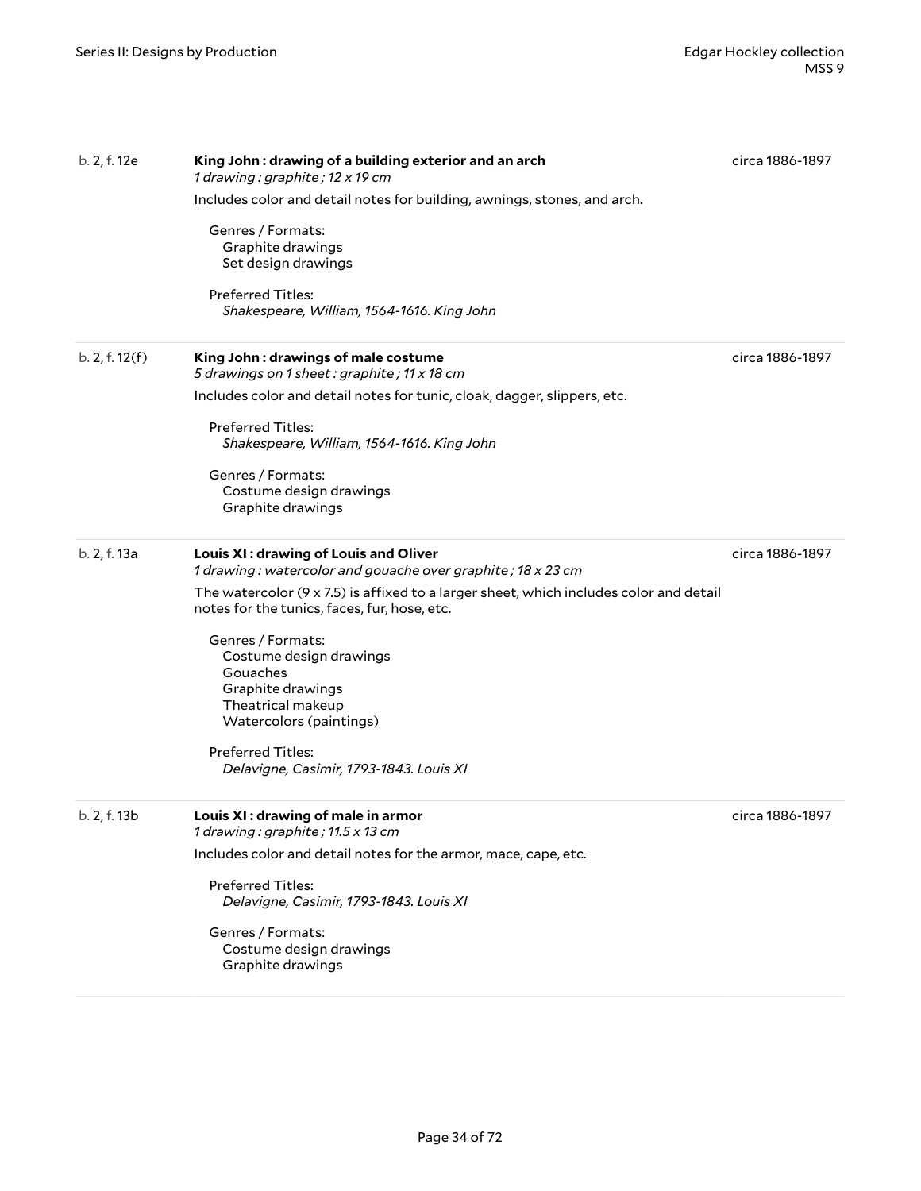b. 2, f. 12e

**King John : drawing of a building exterior and an arch**
*1 drawing : graphite ; 12 x 19 cm*

circa 1886-1897

Includes color and detail notes for building, awnings, stones, and arch.

Genres / Formats:
- Graphite drawings
- Set design drawings

Preferred Titles:
- *Shakespeare, William, 1564-1616. King John*

---

b. 2, f. 12(f)

**King John : drawings of male costume**
*5 drawings on 1 sheet : graphite ; 11 x 18 cm*

circa 1886-1897

Includes color and detail notes for tunic, cloak, dagger, slippers, etc.

Preferred Titles:
- *Shakespeare, William, 1564-1616. King John*

Genres / Formats:
- Costume design drawings
- Graphite drawings

---

b. 2, f. 13a

**Louis XI : drawing of Louis and Oliver**
*1 drawing : watercolor and gouache over graphite ; 18 x 23 cm*

circa 1886-1897

The watercolor (9 x 7.5) is affixed to a larger sheet, which includes color and detail notes for the tunics, faces, fur, hose, etc.

Genres / Formats:
- Costume design drawings
- Gouaches
- Graphite drawings
- Theatrical makeup
- Watercolors (paintings)

Preferred Titles:
- *Delavigne, Casimir, 1793-1843. Louis XI*

---

b. 2, f. 13b

**Louis XI : drawing of male in armor**
*1 drawing : graphite ; 11.5 x 13 cm*

circa 1886-1897

Includes color and detail notes for the armor, mace, cape, etc.

Preferred Titles:
- *Delavigne, Casimir, 1793-1843. Louis XI*

Genres / Formats:
- Costume design drawings
- Graphite drawings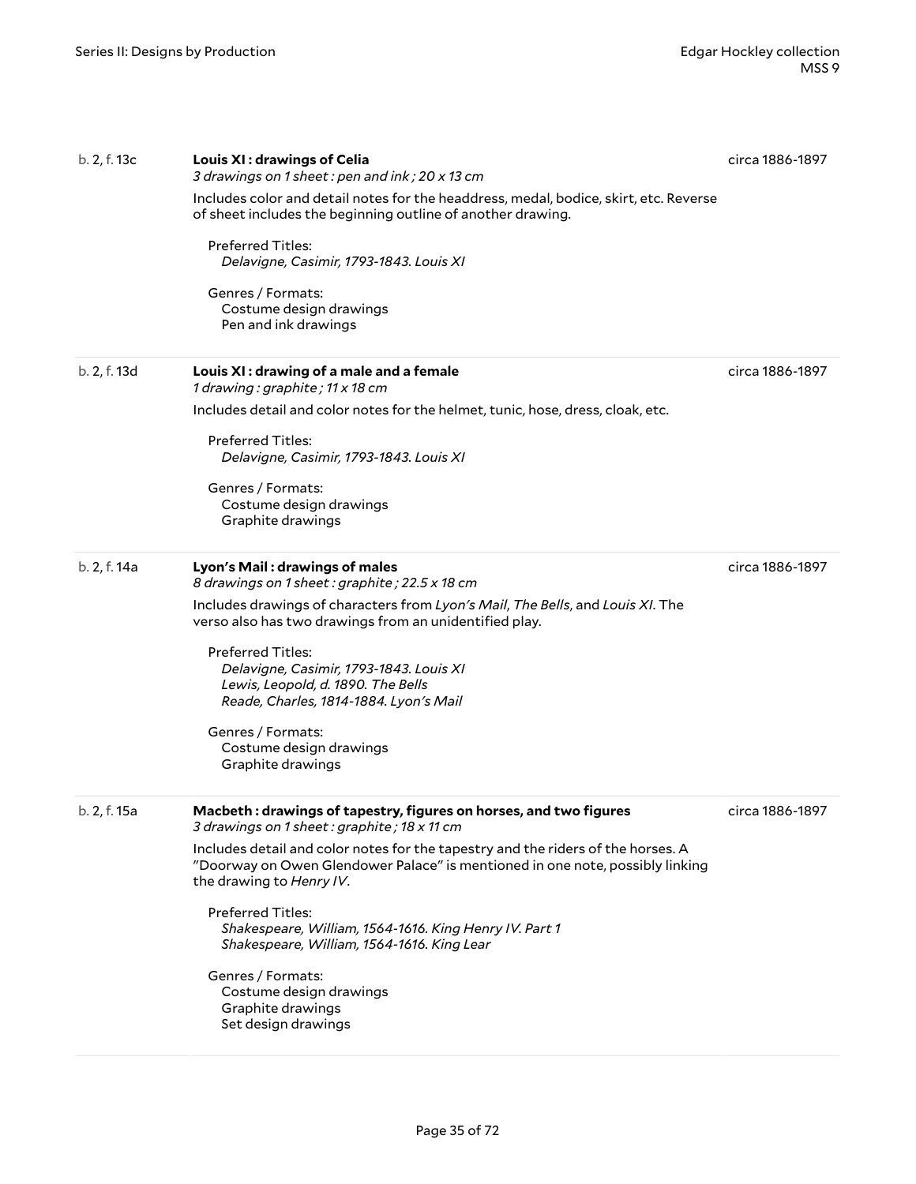b. 2, f. 13c

**Louis XI : drawings of Celia**

*3 drawings on 1 sheet : pen and ink ; 20 x 13 cm*

circa 1886-1897

Includes color and detail notes for the headdress, medal, bodice, skirt, etc. Reverse of sheet includes the beginning outline of another drawing.

Preferred Titles:
*Delavigne, Casimir, 1793-1843. Louis XI*

Genres / Formats:
Costume design drawings
Pen and ink drawings

---

b. 2, f. 13d

**Louis XI : drawing of a male and a female**

*1 drawing : graphite ; 11 x 18 cm*

circa 1886-1897

Includes detail and color notes for the helmet, tunic, hose, dress, cloak, etc.

Preferred Titles:
*Delavigne, Casimir, 1793-1843. Louis XI*

Genres / Formats:
Costume design drawings
Graphite drawings

---

b. 2, f. 14a

**Lyon's Mail : drawings of males**

*8 drawings on 1 sheet : graphite ; 22.5 x 18 cm*

circa 1886-1897

Includes drawings of characters from *Lyon's Mail*, *The Bells*, and *Louis XI*. The verso also has two drawings from an unidentified play.

Preferred Titles:
*Delavigne, Casimir, 1793-1843. Louis XI*
*Lewis, Leopold, d. 1890. The Bells*
*Reade, Charles, 1814-1884. Lyon's Mail*

Genres / Formats:
Costume design drawings
Graphite drawings

---

b. 2, f. 15a

**Macbeth : drawings of tapestry, figures on horses, and two figures**

*3 drawings on 1 sheet : graphite ; 18 x 11 cm*

circa 1886-1897

Includes detail and color notes for the tapestry and the riders of the horses. A "Doorway on Owen Glendower Palace" is mentioned in one note, possibly linking the drawing to *Henry IV*.

Preferred Titles:
*Shakespeare, William, 1564-1616. King Henry IV. Part 1*
*Shakespeare, William, 1564-1616. King Lear*

Genres / Formats:
Costume design drawings
Graphite drawings
Set design drawings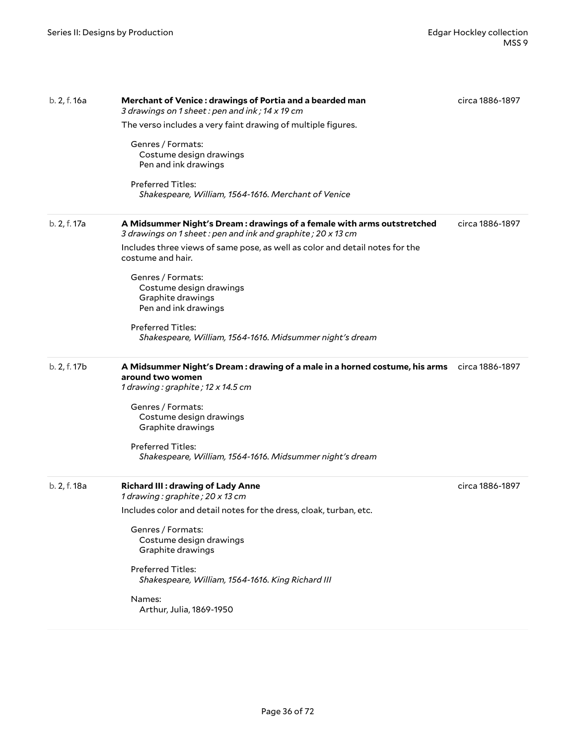b. 2, f. 16a

**Merchant of Venice : drawings of Portia and a bearded man**

*3 drawings on 1 sheet : pen and ink ; 14 x 19 cm*

circa 1886-1897

The verso includes a very faint drawing of multiple figures.

Genres / Formats:
Costume design drawings
Pen and ink drawings

Preferred Titles:
*Shakespeare, William, 1564-1616. Merchant of Venice*

---

b. 2, f. 17a

**A Midsummer Night's Dream : drawings of a female with arms outstretched**

*3 drawings on 1 sheet : pen and ink and graphite ; 20 x 13 cm*

circa 1886-1897

Includes three views of same pose, as well as color and detail notes for the costume and hair.

Genres / Formats:
Costume design drawings
Graphite drawings
Pen and ink drawings

Preferred Titles:
*Shakespeare, William, 1564-1616. Midsummer night's dream*

---

b. 2, f. 17b

**A Midsummer Night's Dream : drawing of a male in a horned costume, his arms around two women**

*1 drawing : graphite ; 12 x 14.5 cm*

circa 1886-1897

Genres / Formats:
Costume design drawings
Graphite drawings

Preferred Titles:
*Shakespeare, William, 1564-1616. Midsummer night's dream*

---

b. 2, f. 18a

**Richard III : drawing of Lady Anne**

*1 drawing : graphite ; 20 x 13 cm*

circa 1886-1897

Includes color and detail notes for the dress, cloak, turban, etc.

Genres / Formats:
Costume design drawings
Graphite drawings

Preferred Titles:
*Shakespeare, William, 1564-1616. King Richard III*

Names:
Arthur, Julia, 1869-1950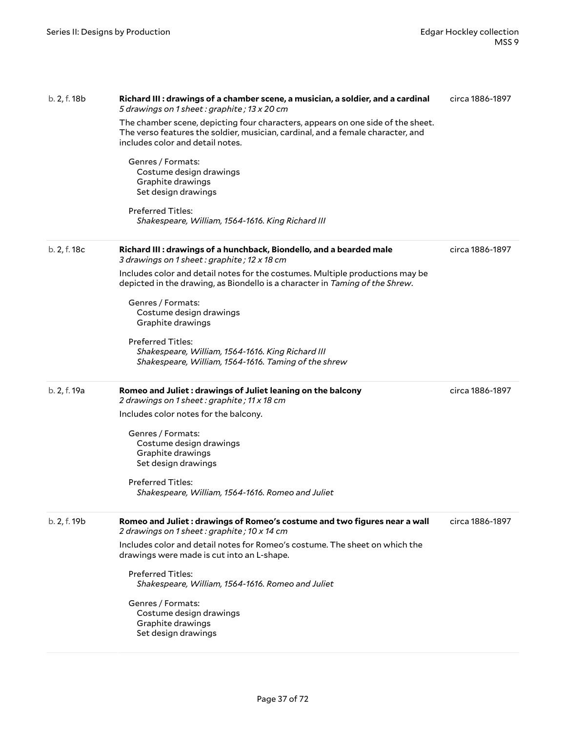| | | |
|---|---|---|
| b. 2, f. 18b | **Richard III : drawings of a chamber scene, a musician, a soldier, and a cardinal**<br>*5 drawings on 1 sheet : graphite ; 13 x 20 cm*<br>The chamber scene, depicting four characters, appears on one side of the sheet. The verso features the soldier, musician, cardinal, and a female character, and includes color and detail notes.<br>Genres / Formats:<br>Costume design drawings<br>Graphite drawings<br>Set design drawings<br>Preferred Titles:<br>*Shakespeare, William, 1564-1616. King Richard III* | circa 1886-1897 |
| b. 2, f. 18c | **Richard III : drawings of a hunchback, Biondello, and a bearded male**<br>*3 drawings on 1 sheet : graphite ; 12 x 18 cm*<br>Includes color and detail notes for the costumes. Multiple productions may be depicted in the drawing, as Biondello is a character in *Taming of the Shrew*.<br>Genres / Formats:<br>Costume design drawings<br>Graphite drawings<br>Preferred Titles:<br>*Shakespeare, William, 1564-1616. King Richard III*<br>*Shakespeare, William, 1564-1616. Taming of the shrew* | circa 1886-1897 |
| b. 2, f. 19a | **Romeo and Juliet : drawings of Juliet leaning on the balcony**<br>*2 drawings on 1 sheet : graphite ; 11 x 18 cm*<br>Includes color notes for the balcony.<br>Genres / Formats:<br>Costume design drawings<br>Graphite drawings<br>Set design drawings<br>Preferred Titles:<br>*Shakespeare, William, 1564-1616. Romeo and Juliet* | circa 1886-1897 |
| b. 2, f. 19b | **Romeo and Juliet : drawings of Romeo's costume and two figures near a wall**<br>*2 drawings on 1 sheet : graphite ; 10 x 14 cm*<br>Includes color and detail notes for Romeo's costume. The sheet on which the drawings were made is cut into an L-shape.<br>Preferred Titles:<br>*Shakespeare, William, 1564-1616. Romeo and Juliet*<br>Genres / Formats:<br>Costume design drawings<br>Graphite drawings<br>Set design drawings | circa 1886-1897 |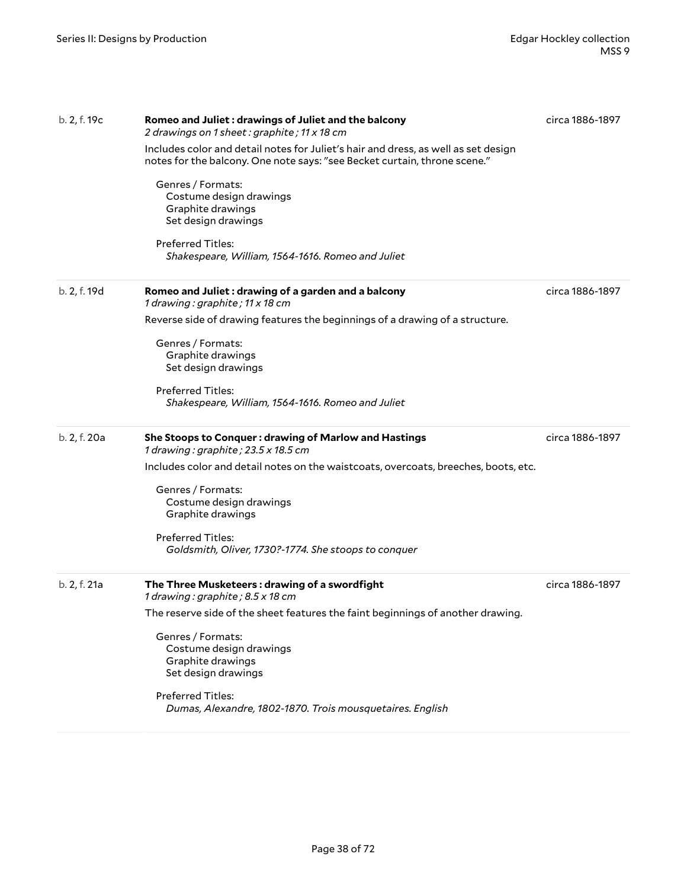b. 2, f. 19c

**Romeo and Juliet : drawings of Juliet and the balcony**
*2 drawings on 1 sheet : graphite ; 11 x 18 cm*

circa 1886-1897

Includes color and detail notes for Juliet's hair and dress, as well as set design notes for the balcony. One note says: "see Becket curtain, throne scene."

Genres / Formats:
- Costume design drawings
- Graphite drawings
- Set design drawings

Preferred Titles:
*Shakespeare, William, 1564-1616. Romeo and Juliet*

---

b. 2, f. 19d

**Romeo and Juliet : drawing of a garden and a balcony**
*1 drawing : graphite ; 11 x 18 cm*

circa 1886-1897

Reverse side of drawing features the beginnings of a drawing of a structure.

Genres / Formats:
- Graphite drawings
- Set design drawings

Preferred Titles:
*Shakespeare, William, 1564-1616. Romeo and Juliet*

---

b. 2, f. 20a

**She Stoops to Conquer : drawing of Marlow and Hastings**
*1 drawing : graphite ; 23.5 x 18.5 cm*

circa 1886-1897

Includes color and detail notes on the waistcoats, overcoats, breeches, boots, etc.

Genres / Formats:
- Costume design drawings
- Graphite drawings

Preferred Titles:
*Goldsmith, Oliver, 1730?-1774. She stoops to conquer*

---

b. 2, f. 21a

**The Three Musketeers : drawing of a swordfight**
*1 drawing : graphite ; 8.5 x 18 cm*

circa 1886-1897

The reserve side of the sheet features the faint beginnings of another drawing.

Genres / Formats:
- Costume design drawings
- Graphite drawings
- Set design drawings

Preferred Titles:
*Dumas, Alexandre, 1802-1870. Trois mousquetaires. English*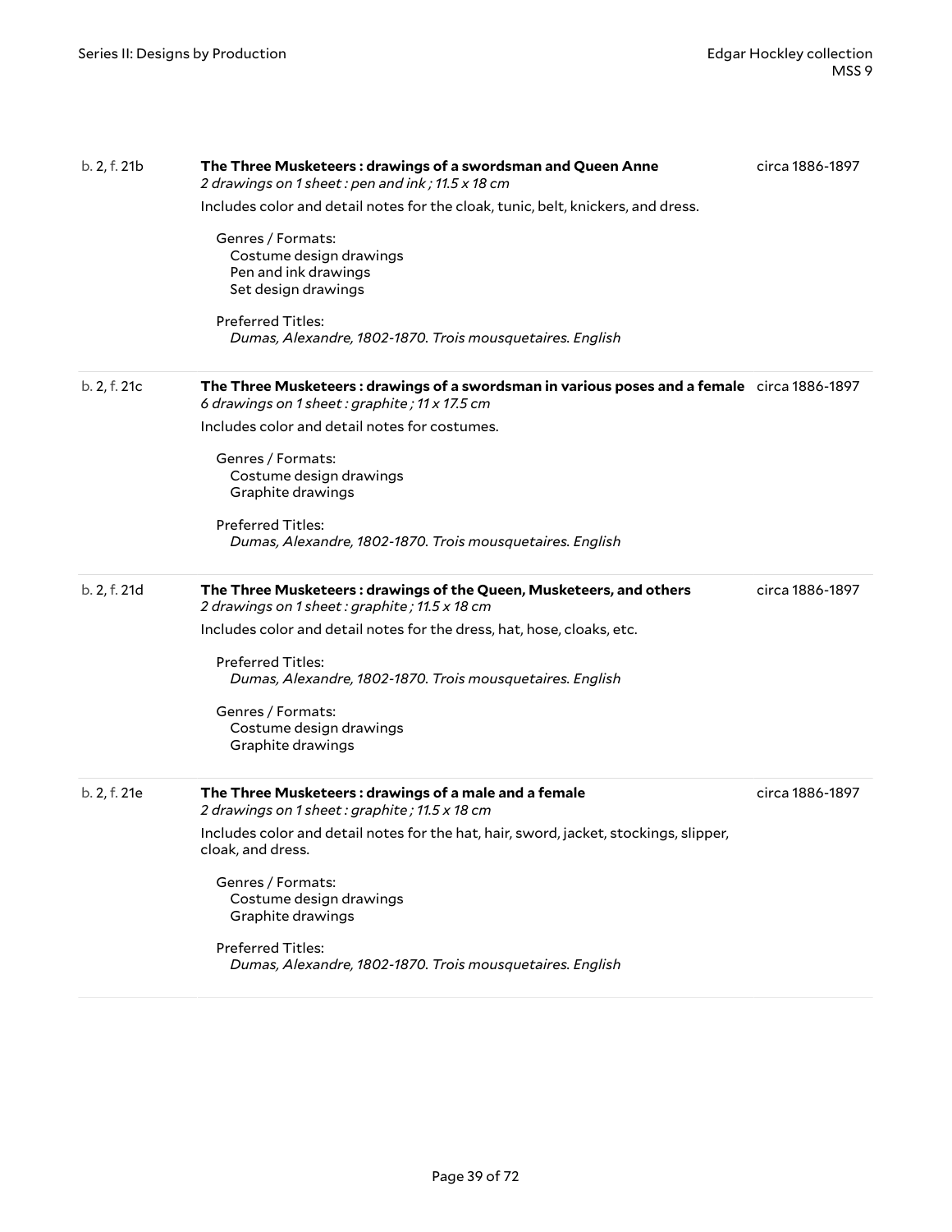b. 2, f. 21b

**The Three Musketeers : drawings of a swordsman and Queen Anne**

circa 1886-1897

*2 drawings on 1 sheet : pen and ink ; 11.5 x 18 cm*

Includes color and detail notes for the cloak, tunic, belt, knickers, and dress.

Genres / Formats:
- Costume design drawings
- Pen and ink drawings
- Set design drawings

Preferred Titles:
- *Dumas, Alexandre, 1802-1870. Trois mousquetaires. English*

---

b. 2, f. 21c

**The Three Musketeers : drawings of a swordsman in various poses and a female**

circa 1886-1897

*6 drawings on 1 sheet : graphite ; 11 x 17.5 cm*

Includes color and detail notes for costumes.

Genres / Formats:
- Costume design drawings
- Graphite drawings

Preferred Titles:
- *Dumas, Alexandre, 1802-1870. Trois mousquetaires. English*

---

b. 2, f. 21d

**The Three Musketeers : drawings of the Queen, Musketeers, and others**

circa 1886-1897

*2 drawings on 1 sheet : graphite ; 11.5 x 18 cm*

Includes color and detail notes for the dress, hat, hose, cloaks, etc.

Preferred Titles:
- *Dumas, Alexandre, 1802-1870. Trois mousquetaires. English*

Genres / Formats:
- Costume design drawings
- Graphite drawings

---

b. 2, f. 21e

**The Three Musketeers : drawings of a male and a female**

circa 1886-1897

*2 drawings on 1 sheet : graphite ; 11.5 x 18 cm*

Includes color and detail notes for the hat, hair, sword, jacket, stockings, slipper, cloak, and dress.

Genres / Formats:
- Costume design drawings
- Graphite drawings

Preferred Titles:
- *Dumas, Alexandre, 1802-1870. Trois mousquetaires. English*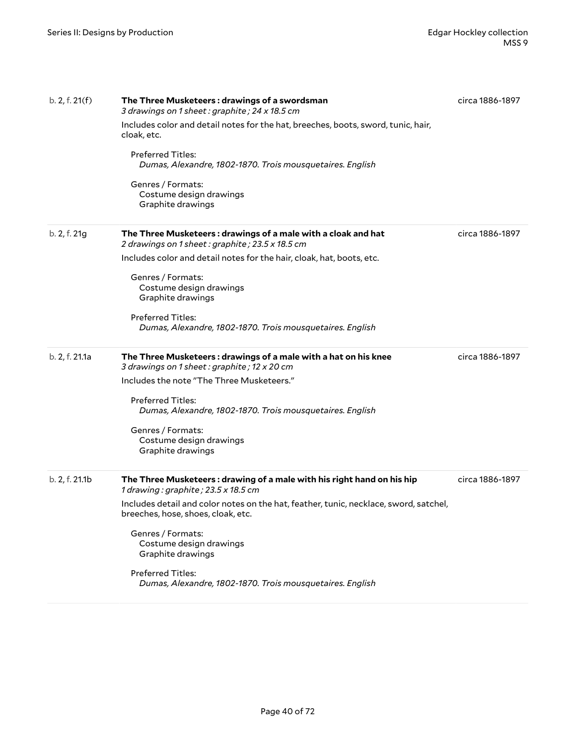b. 2, f. 21(f)

**The Three Musketeers : drawings of a swordsman**
*3 drawings on 1 sheet : graphite ; 24 x 18.5 cm*

circa 1886-1897

Includes color and detail notes for the hat, breeches, boots, sword, tunic, hair, cloak, etc.

Preferred Titles:
*Dumas, Alexandre, 1802-1870. Trois mousquetaires. English*

Genres / Formats:
Costume design drawings
Graphite drawings

---

b. 2, f. 21g

**The Three Musketeers : drawings of a male with a cloak and hat**
*2 drawings on 1 sheet : graphite ; 23.5 x 18.5 cm*

circa 1886-1897

Includes color and detail notes for the hair, cloak, hat, boots, etc.

Genres / Formats:
Costume design drawings
Graphite drawings

Preferred Titles:
*Dumas, Alexandre, 1802-1870. Trois mousquetaires. English*

---

b. 2, f. 21.1a

**The Three Musketeers : drawings of a male with a hat on his knee**
*3 drawings on 1 sheet : graphite ; 12 x 20 cm*

circa 1886-1897

Includes the note "The Three Musketeers."

Preferred Titles:
*Dumas, Alexandre, 1802-1870. Trois mousquetaires. English*

Genres / Formats:
Costume design drawings
Graphite drawings

---

b. 2, f. 21.1b

**The Three Musketeers : drawing of a male with his right hand on his hip**
*1 drawing : graphite ; 23.5 x 18.5 cm*

circa 1886-1897

Includes detail and color notes on the hat, feather, tunic, necklace, sword, satchel, breeches, hose, shoes, cloak, etc.

Genres / Formats:
Costume design drawings
Graphite drawings

Preferred Titles:
*Dumas, Alexandre, 1802-1870. Trois mousquetaires. English*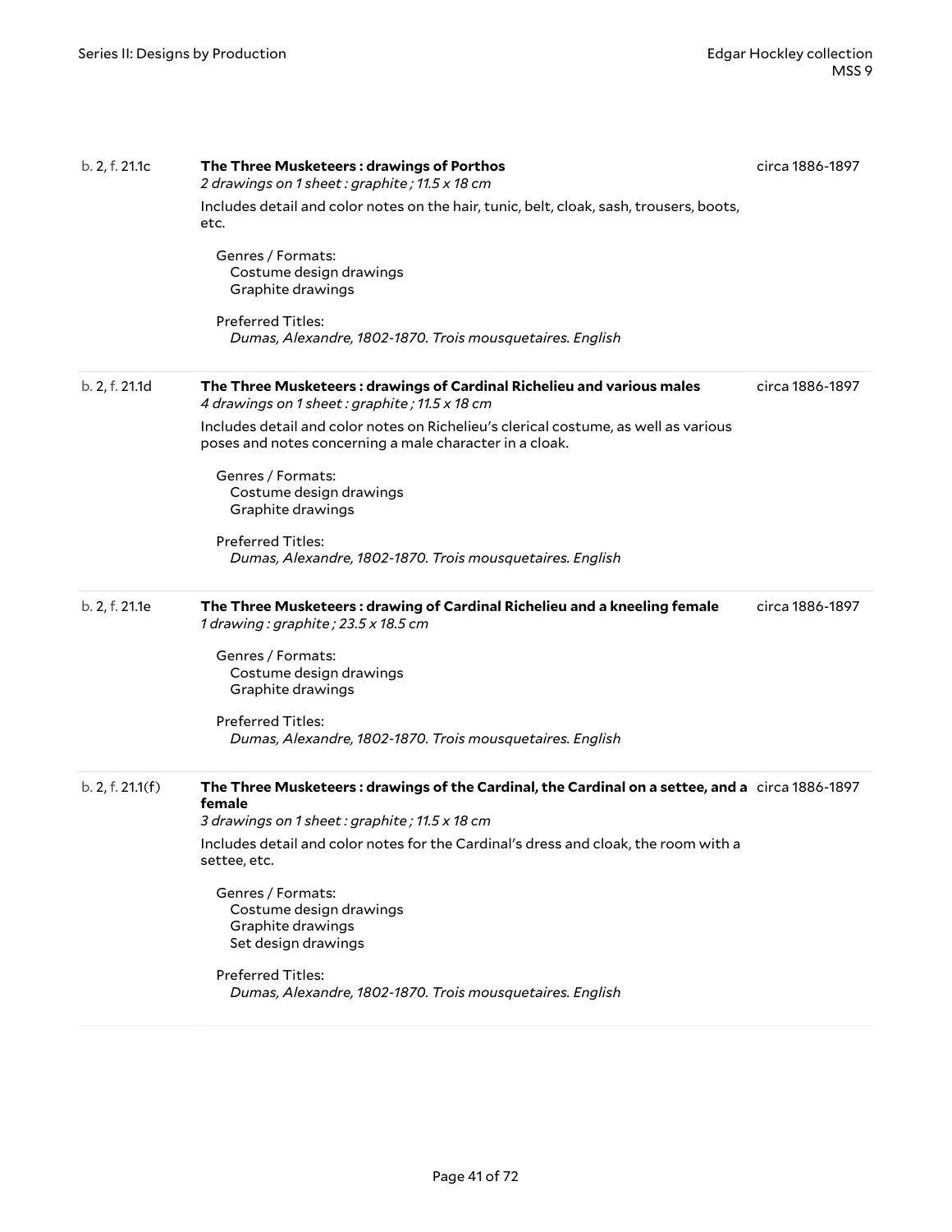b. 2, f. 21.1c

**The Three Musketeers : drawings of Porthos**

*2 drawings on 1 sheet : graphite ; 11.5 x 18 cm*

circa 1886-1897

Includes detail and color notes on the hair, tunic, belt, cloak, sash, trousers, boots, etc.

Genres / Formats:
- Costume design drawings
- Graphite drawings

Preferred Titles:
- *Dumas, Alexandre, 1802-1870. Trois mousquetaires. English*

---

b. 2, f. 21.1d

**The Three Musketeers : drawings of Cardinal Richelieu and various males**

*4 drawings on 1 sheet : graphite ; 11.5 x 18 cm*

circa 1886-1897

Includes detail and color notes on Richelieu's clerical costume, as well as various poses and notes concerning a male character in a cloak.

Genres / Formats:
- Costume design drawings
- Graphite drawings

Preferred Titles:
- *Dumas, Alexandre, 1802-1870. Trois mousquetaires. English*

---

b. 2, f. 21.1e

**The Three Musketeers : drawing of Cardinal Richelieu and a kneeling female**

*1 drawing : graphite ; 23.5 x 18.5 cm*

circa 1886-1897

Genres / Formats:
- Costume design drawings
- Graphite drawings

Preferred Titles:
- *Dumas, Alexandre, 1802-1870. Trois mousquetaires. English*

---

b. 2, f. 21.1(f)

**The Three Musketeers : drawings of the Cardinal, the Cardinal on a settee, and a female**

*3 drawings on 1 sheet : graphite ; 11.5 x 18 cm*

circa 1886-1897

Includes detail and color notes for the Cardinal's dress and cloak, the room with a settee, etc.

Genres / Formats:
- Costume design drawings
- Graphite drawings
- Set design drawings

Preferred Titles:
- *Dumas, Alexandre, 1802-1870. Trois mousquetaires. English*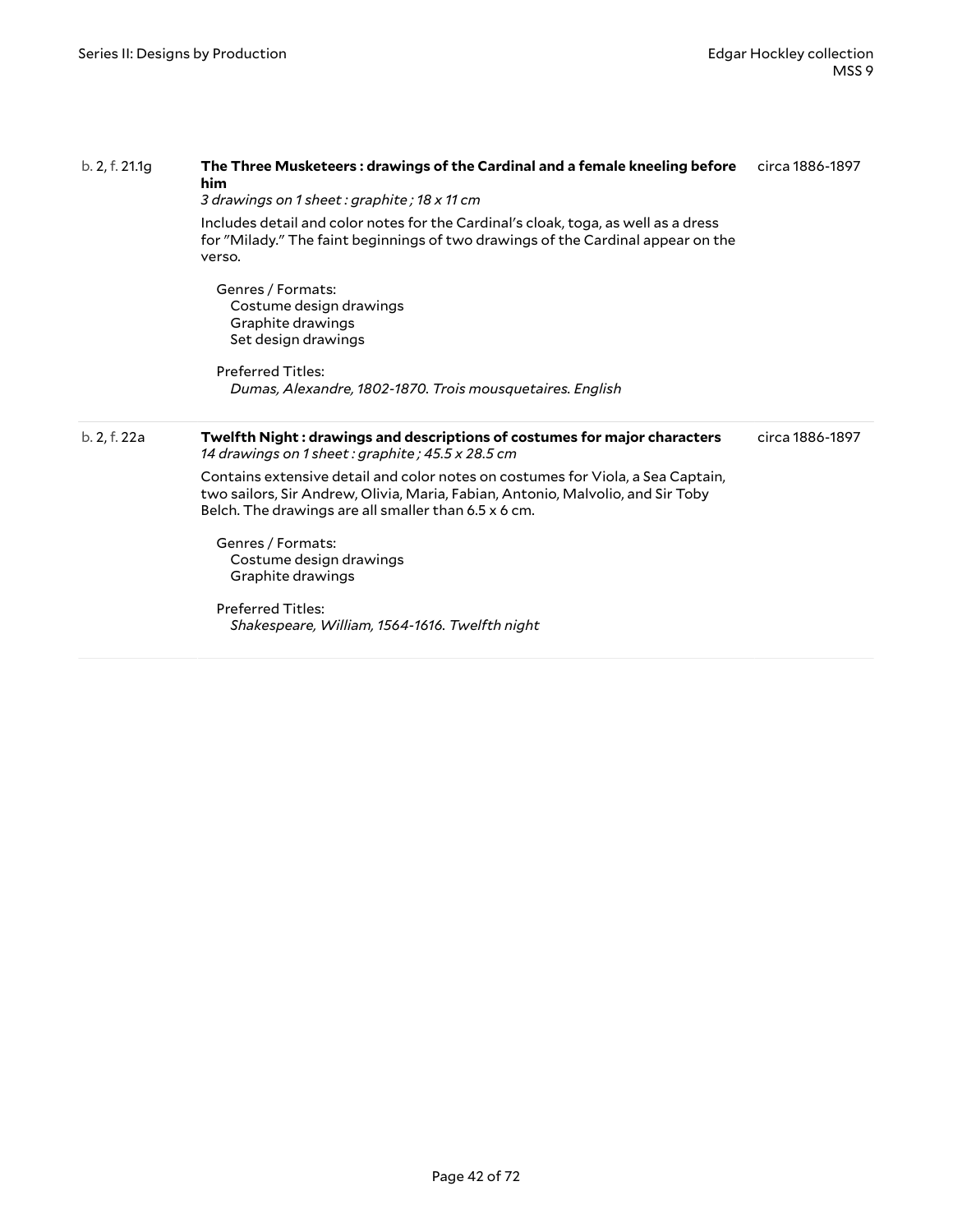b. 2, f. 21.1g

**The Three Musketeers : drawings of the Cardinal and a female kneeling before him**

circa 1886-1897

*3 drawings on 1 sheet : graphite ; 18 x 11 cm*

Includes detail and color notes for the Cardinal's cloak, toga, as well as a dress for "Milady." The faint beginnings of two drawings of the Cardinal appear on the verso.

Genres / Formats:
- Costume design drawings
- Graphite drawings
- Set design drawings

Preferred Titles:
- *Dumas, Alexandre, 1802-1870. Trois mousquetaires. English*

b. 2, f. 22a

**Twelfth Night : drawings and descriptions of costumes for major characters**

circa 1886-1897

*14 drawings on 1 sheet : graphite ; 45.5 x 28.5 cm*

Contains extensive detail and color notes on costumes for Viola, a Sea Captain, two sailors, Sir Andrew, Olivia, Maria, Fabian, Antonio, Malvolio, and Sir Toby Belch. The drawings are all smaller than 6.5 x 6 cm.

Genres / Formats:
- Costume design drawings
- Graphite drawings

Preferred Titles:
- *Shakespeare, William, 1564-1616. Twelfth night*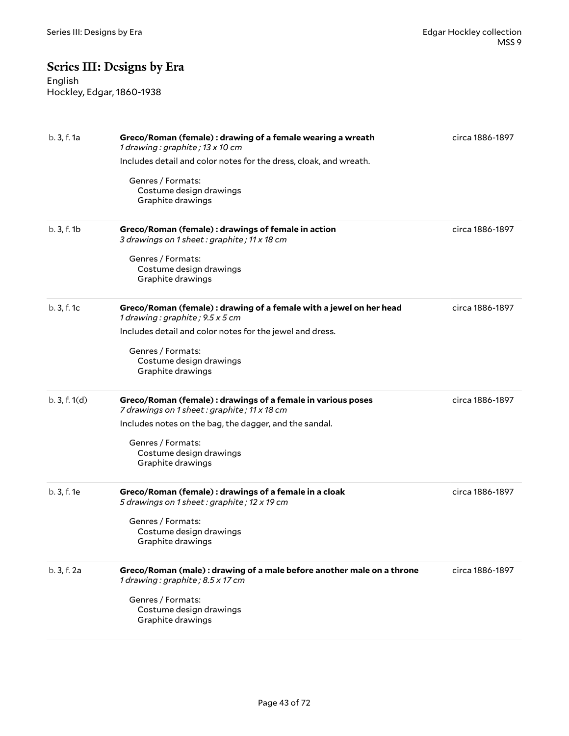# Series III: Designs by Era

English
Hockley, Edgar, 1860-1938

b. 3, f. 1a

**Greco/Roman (female) : drawing of a female wearing a wreath**
*1 drawing : graphite ; 13 x 10 cm*

circa 1886-1897

Includes detail and color notes for the dress, cloak, and wreath.

Genres / Formats:
- Costume design drawings
- Graphite drawings

---

b. 3, f. 1b

**Greco/Roman (female) : drawings of female in action**
*3 drawings on 1 sheet : graphite ; 11 x 18 cm*

circa 1886-1897

Genres / Formats:
- Costume design drawings
- Graphite drawings

---

b. 3, f. 1c

**Greco/Roman (female) : drawing of a female with a jewel on her head**
*1 drawing : graphite ; 9.5 x 5 cm*

circa 1886-1897

Includes detail and color notes for the jewel and dress.

Genres / Formats:
- Costume design drawings
- Graphite drawings

---

b. 3, f. 1(d)

**Greco/Roman (female) : drawings of a female in various poses**
*7 drawings on 1 sheet : graphite ; 11 x 18 cm*

circa 1886-1897

Includes notes on the bag, the dagger, and the sandal.

Genres / Formats:
- Costume design drawings
- Graphite drawings

---

b. 3, f. 1e

**Greco/Roman (female) : drawings of a female in a cloak**
*5 drawings on 1 sheet : graphite ; 12 x 19 cm*

circa 1886-1897

Genres / Formats:
- Costume design drawings
- Graphite drawings

---

b. 3, f. 2a

**Greco/Roman (male) : drawing of a male before another male on a throne**
*1 drawing : graphite ; 8.5 x 17 cm*

circa 1886-1897

Genres / Formats:
- Costume design drawings
- Graphite drawings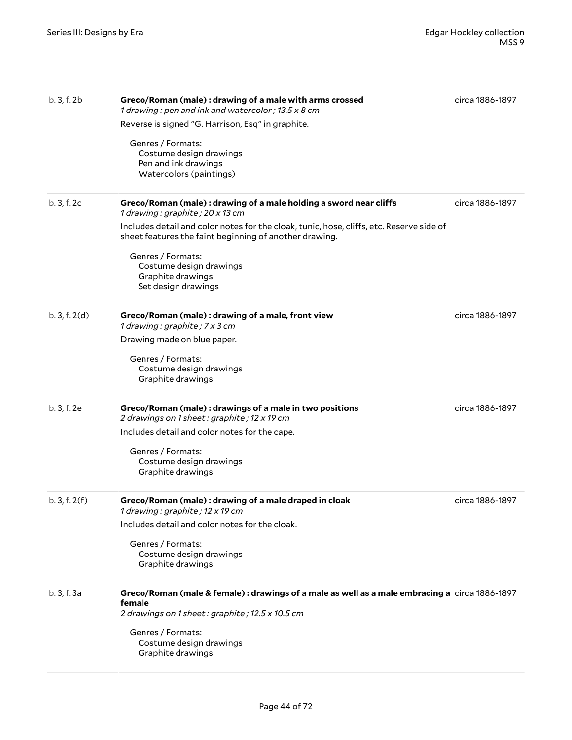| | | |
|---|---|---|
| b. 3, f. 2b | **Greco/Roman (male) : drawing of a male with arms crossed**<br>*1 drawing : pen and ink and watercolor ; 13.5 x 8 cm*<br>Reverse is signed "G. Harrison, Esq" in graphite.<br>Genres / Formats:<br>Costume design drawings<br>Pen and ink drawings<br>Watercolors (paintings) | circa 1886-1897 |
| b. 3, f. 2c | **Greco/Roman (male) : drawing of a male holding a sword near cliffs**<br>*1 drawing : graphite ; 20 x 13 cm*<br>Includes detail and color notes for the cloak, tunic, hose, cliffs, etc. Reserve side of sheet features the faint beginning of another drawing.<br>Genres / Formats:<br>Costume design drawings<br>Graphite drawings<br>Set design drawings | circa 1886-1897 |
| b. 3, f. 2(d) | **Greco/Roman (male) : drawing of a male, front view**<br>*1 drawing : graphite ; 7 x 3 cm*<br>Drawing made on blue paper.<br>Genres / Formats:<br>Costume design drawings<br>Graphite drawings | circa 1886-1897 |
| b. 3, f. 2e | **Greco/Roman (male) : drawings of a male in two positions**<br>*2 drawings on 1 sheet : graphite ; 12 x 19 cm*<br>Includes detail and color notes for the cape.<br>Genres / Formats:<br>Costume design drawings<br>Graphite drawings | circa 1886-1897 |
| b. 3, f. 2(f) | **Greco/Roman (male) : drawing of a male draped in cloak**<br>*1 drawing : graphite ; 12 x 19 cm*<br>Includes detail and color notes for the cloak.<br>Genres / Formats:<br>Costume design drawings<br>Graphite drawings | circa 1886-1897 |
| b. 3, f. 3a | **Greco/Roman (male & female) : drawings of a male as well as a male embracing a female**<br>*2 drawings on 1 sheet : graphite ; 12.5 x 10.5 cm*<br>Genres / Formats:<br>Costume design drawings<br>Graphite drawings | circa 1886-1897 |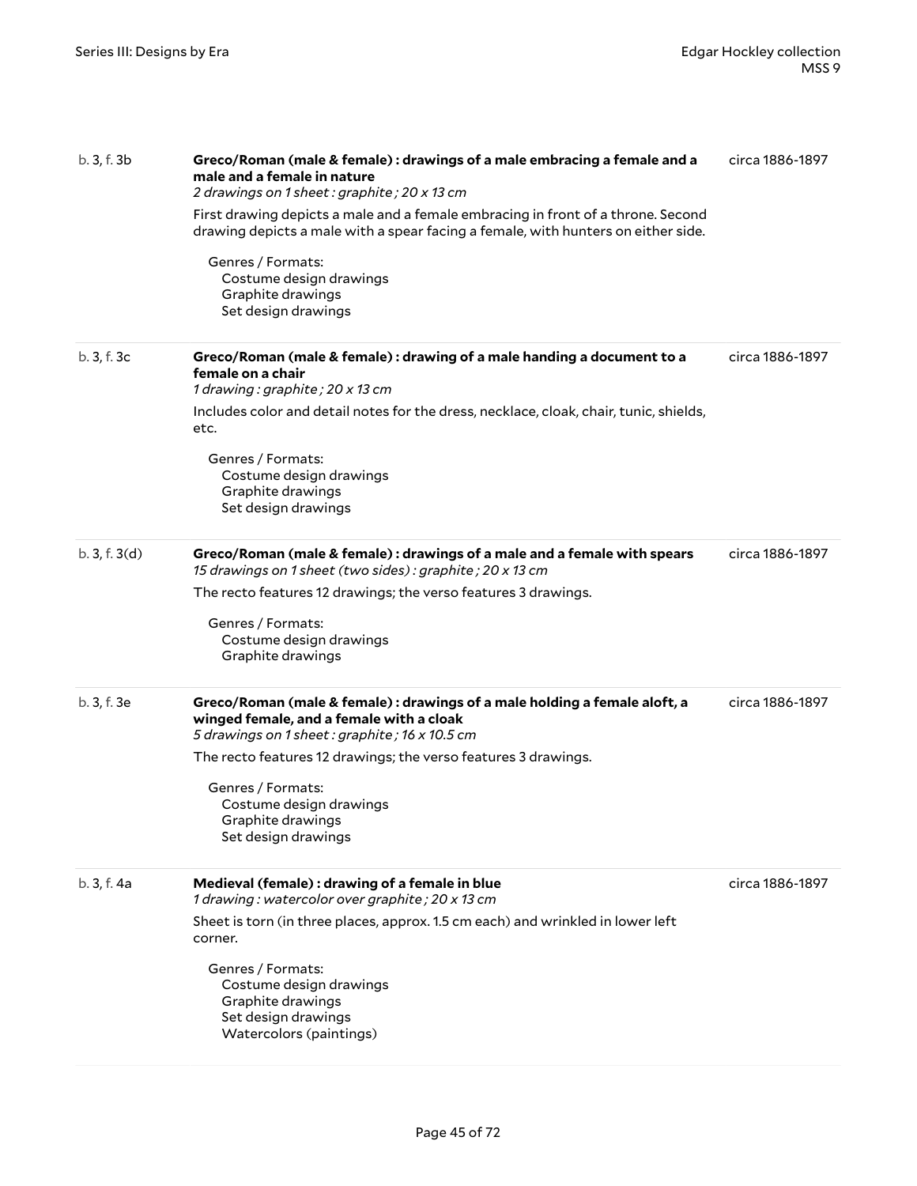b. 3, f. 3b

**Greco/Roman (male & female) : drawings of a male embracing a female and a male and a female in nature**
*2 drawings on 1 sheet : graphite ; 20 x 13 cm*

circa 1886-1897

First drawing depicts a male and a female embracing in front of a throne. Second drawing depicts a male with a spear facing a female, with hunters on either side.

Genres / Formats:
- Costume design drawings
- Graphite drawings
- Set design drawings

---

b. 3, f. 3c

**Greco/Roman (male & female) : drawing of a male handing a document to a female on a chair**
*1 drawing : graphite ; 20 x 13 cm*

circa 1886-1897

Includes color and detail notes for the dress, necklace, cloak, chair, tunic, shields, etc.

Genres / Formats:
- Costume design drawings
- Graphite drawings
- Set design drawings

---

b. 3, f. 3(d)

**Greco/Roman (male & female) : drawings of a male and a female with spears**
*15 drawings on 1 sheet (two sides) : graphite ; 20 x 13 cm*

circa 1886-1897

The recto features 12 drawings; the verso features 3 drawings.

Genres / Formats:
- Costume design drawings
- Graphite drawings

---

b. 3, f. 3e

**Greco/Roman (male & female) : drawings of a male holding a female aloft, a winged female, and a female with a cloak**
*5 drawings on 1 sheet : graphite ; 16 x 10.5 cm*

circa 1886-1897

The recto features 12 drawings; the verso features 3 drawings.

Genres / Formats:
- Costume design drawings
- Graphite drawings
- Set design drawings

---

b. 3, f. 4a

**Medieval (female) : drawing of a female in blue**
*1 drawing : watercolor over graphite ; 20 x 13 cm*

circa 1886-1897

Sheet is torn (in three places, approx. 1.5 cm each) and wrinkled in lower left corner.

Genres / Formats:
- Costume design drawings
- Graphite drawings
- Set design drawings
- Watercolors (paintings)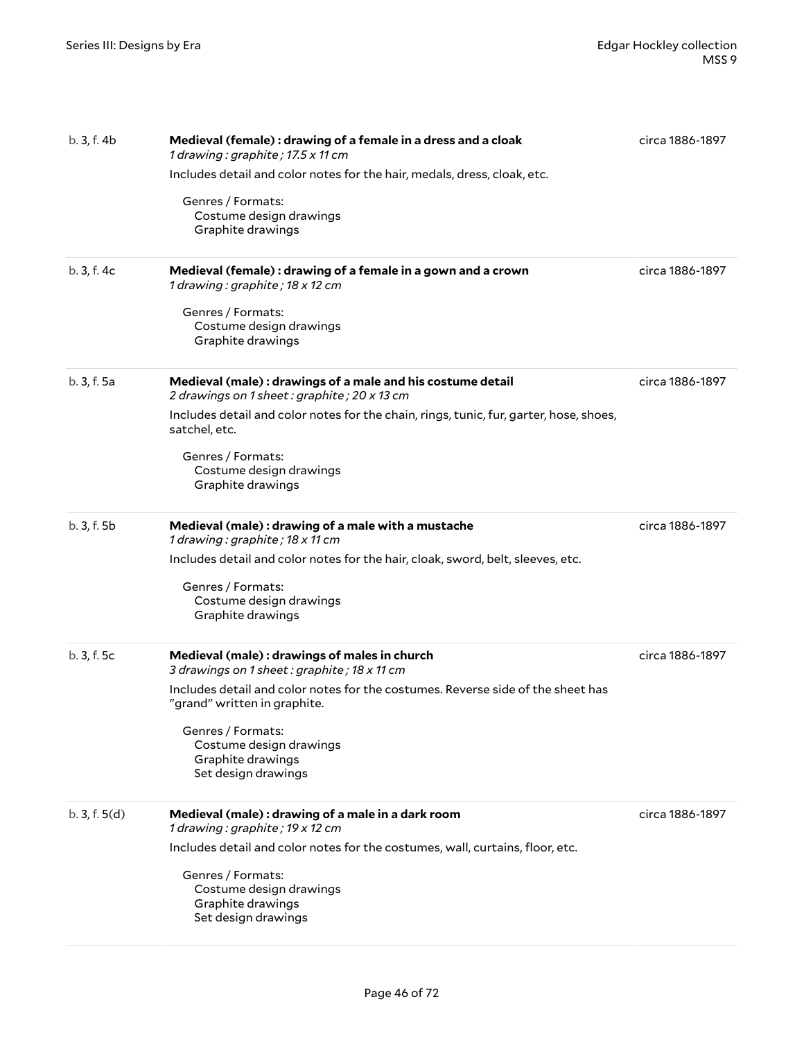| | | |
|---|---|---|
| b. 3, f. 4b | **Medieval (female) : drawing of a female in a dress and a cloak**<br>*1 drawing : graphite ; 17.5 x 11 cm*<br>Includes detail and color notes for the hair, medals, dress, cloak, etc.<br>Genres / Formats:<br>Costume design drawings<br>Graphite drawings | circa 1886-1897 |
| b. 3, f. 4c | **Medieval (female) : drawing of a female in a gown and a crown**<br>*1 drawing : graphite ; 18 x 12 cm*<br>Genres / Formats:<br>Costume design drawings<br>Graphite drawings | circa 1886-1897 |
| b. 3, f. 5a | **Medieval (male) : drawings of a male and his costume detail**<br>*2 drawings on 1 sheet : graphite ; 20 x 13 cm*<br>Includes detail and color notes for the chain, rings, tunic, fur, garter, hose, shoes, satchel, etc.<br>Genres / Formats:<br>Costume design drawings<br>Graphite drawings | circa 1886-1897 |
| b. 3, f. 5b | **Medieval (male) : drawing of a male with a mustache**<br>*1 drawing : graphite ; 18 x 11 cm*<br>Includes detail and color notes for the hair, cloak, sword, belt, sleeves, etc.<br>Genres / Formats:<br>Costume design drawings<br>Graphite drawings | circa 1886-1897 |
| b. 3, f. 5c | **Medieval (male) : drawings of males in church**<br>*3 drawings on 1 sheet : graphite ; 18 x 11 cm*<br>Includes detail and color notes for the costumes. Reverse side of the sheet has "grand" written in graphite.<br>Genres / Formats:<br>Costume design drawings<br>Graphite drawings<br>Set design drawings | circa 1886-1897 |
| b. 3, f. 5(d) | **Medieval (male) : drawing of a male in a dark room**<br>*1 drawing : graphite ; 19 x 12 cm*<br>Includes detail and color notes for the costumes, wall, curtains, floor, etc.<br>Genres / Formats:<br>Costume design drawings<br>Graphite drawings<br>Set design drawings | circa 1886-1897 |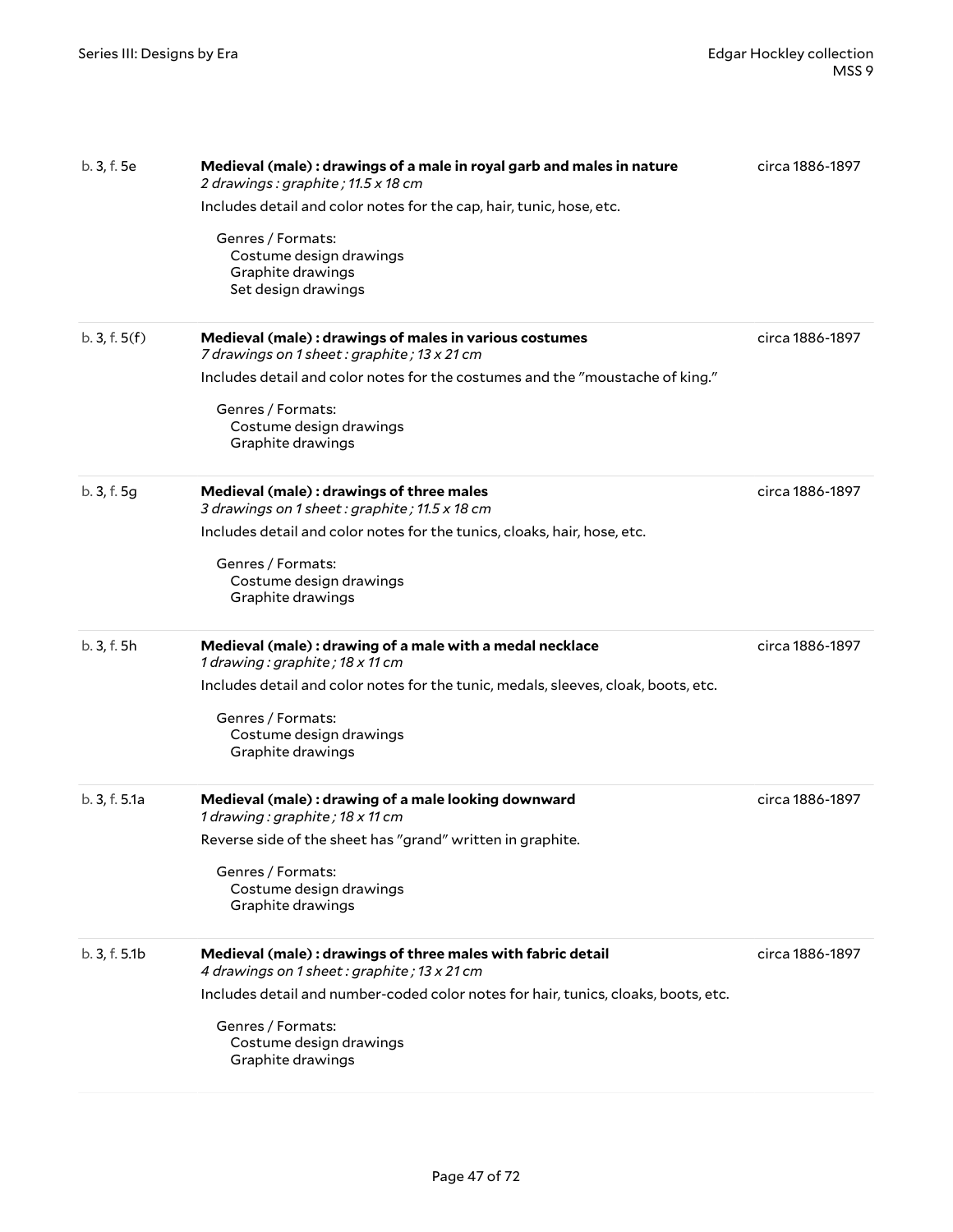| | | |
|---|---|---|
| b. 3, f. 5e | **Medieval (male) : drawings of a male in royal garb and males in nature**<br>*2 drawings : graphite ; 11.5 x 18 cm*<br>Includes detail and color notes for the cap, hair, tunic, hose, etc.<br>Genres / Formats:<br>Costume design drawings<br>Graphite drawings<br>Set design drawings | circa 1886-1897 |
| b. 3, f. 5(f) | **Medieval (male) : drawings of males in various costumes**<br>*7 drawings on 1 sheet : graphite ; 13 x 21 cm*<br>Includes detail and color notes for the costumes and the "moustache of king."<br>Genres / Formats:<br>Costume design drawings<br>Graphite drawings | circa 1886-1897 |
| b. 3, f. 5g | **Medieval (male) : drawings of three males**<br>*3 drawings on 1 sheet : graphite ; 11.5 x 18 cm*<br>Includes detail and color notes for the tunics, cloaks, hair, hose, etc.<br>Genres / Formats:<br>Costume design drawings<br>Graphite drawings | circa 1886-1897 |
| b. 3, f. 5h | **Medieval (male) : drawing of a male with a medal necklace**<br>*1 drawing : graphite ; 18 x 11 cm*<br>Includes detail and color notes for the tunic, medals, sleeves, cloak, boots, etc.<br>Genres / Formats:<br>Costume design drawings<br>Graphite drawings | circa 1886-1897 |
| b. 3, f. 5.1a | **Medieval (male) : drawing of a male looking downward**<br>*1 drawing : graphite ; 18 x 11 cm*<br>Reverse side of the sheet has "grand" written in graphite.<br>Genres / Formats:<br>Costume design drawings<br>Graphite drawings | circa 1886-1897 |
| b. 3, f. 5.1b | **Medieval (male) : drawings of three males with fabric detail**<br>*4 drawings on 1 sheet : graphite ; 13 x 21 cm*<br>Includes detail and number-coded color notes for hair, tunics, cloaks, boots, etc.<br>Genres / Formats:<br>Costume design drawings<br>Graphite drawings | circa 1886-1897 |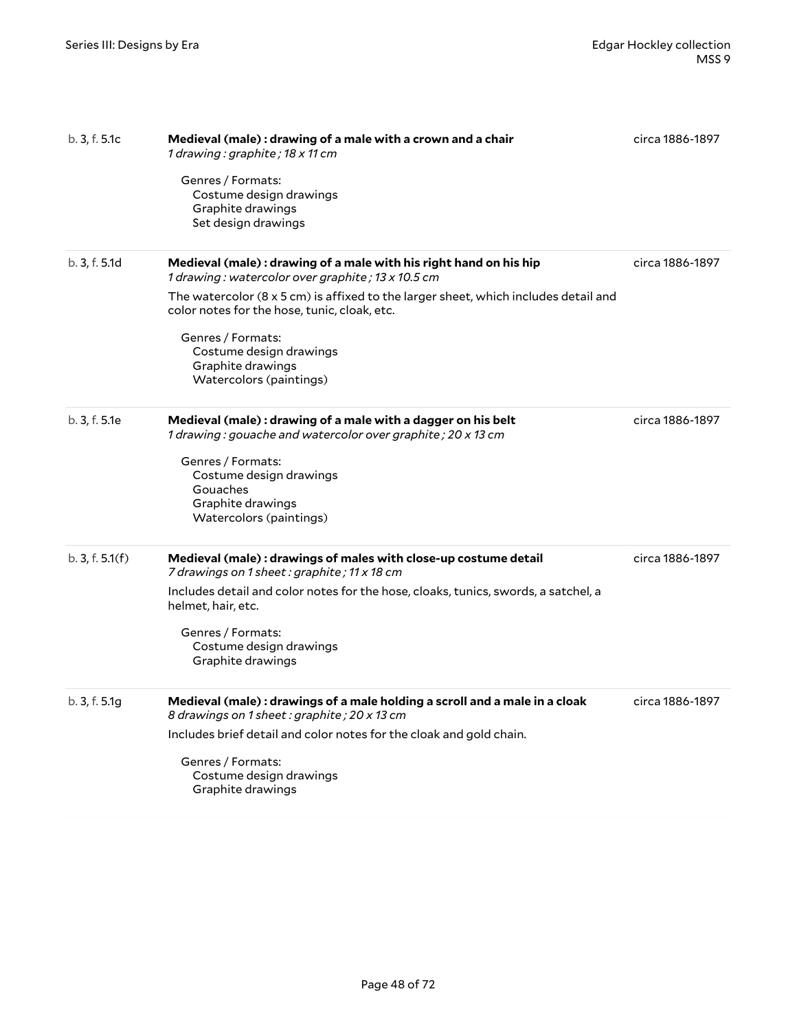b. 3, f. 5.1c **Medieval (male) : drawing of a male with a crown and a chair** circa 1886-1897
*1 drawing : graphite ; 18 x 11 cm*

Genres / Formats:
- Costume design drawings
- Graphite drawings
- Set design drawings

---

b. 3, f. 5.1d **Medieval (male) : drawing of a male with his right hand on his hip** circa 1886-1897
*1 drawing : watercolor over graphite ; 13 x 10.5 cm*

The watercolor (8 x 5 cm) is affixed to the larger sheet, which includes detail and color notes for the hose, tunic, cloak, etc.

Genres / Formats:
- Costume design drawings
- Graphite drawings
- Watercolors (paintings)

---

b. 3, f. 5.1e **Medieval (male) : drawing of a male with a dagger on his belt** circa 1886-1897
*1 drawing : gouache and watercolor over graphite ; 20 x 13 cm*

Genres / Formats:
- Costume design drawings
- Gouaches
- Graphite drawings
- Watercolors (paintings)

---

b. 3, f. 5.1(f) **Medieval (male) : drawings of males with close-up costume detail** circa 1886-1897
*7 drawings on 1 sheet : graphite ; 11 x 18 cm*

Includes detail and color notes for the hose, cloaks, tunics, swords, a satchel, a helmet, hair, etc.

Genres / Formats:
- Costume design drawings
- Graphite drawings

---

b. 3, f. 5.1g **Medieval (male) : drawings of a male holding a scroll and a male in a cloak** circa 1886-1897
*8 drawings on 1 sheet : graphite ; 20 x 13 cm*

Includes brief detail and color notes for the cloak and gold chain.

Genres / Formats:
- Costume design drawings
- Graphite drawings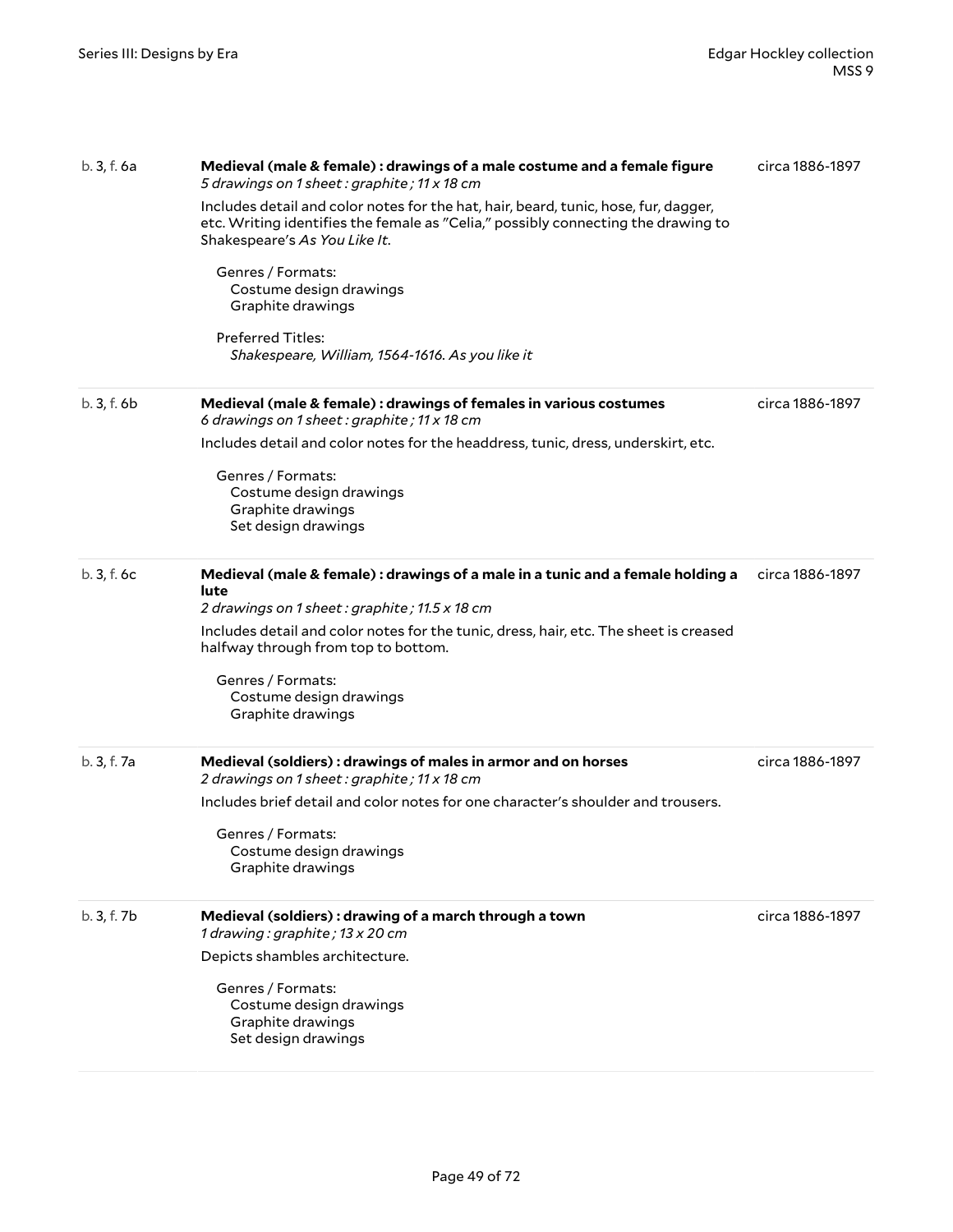b. 3, f. 6a

**Medieval (male & female) : drawings of a male costume and a female figure**
*5 drawings on 1 sheet : graphite ; 11 x 18 cm*

circa 1886-1897

Includes detail and color notes for the hat, hair, beard, tunic, hose, fur, dagger, etc. Writing identifies the female as "Celia," possibly connecting the drawing to Shakespeare's *As You Like It*.

Genres / Formats:
- Costume design drawings
- Graphite drawings

Preferred Titles:
- *Shakespeare, William, 1564-1616. As you like it*

---

b. 3, f. 6b

**Medieval (male & female) : drawings of females in various costumes**
*6 drawings on 1 sheet : graphite ; 11 x 18 cm*

circa 1886-1897

Includes detail and color notes for the headdress, tunic, dress, underskirt, etc.

Genres / Formats:
- Costume design drawings
- Graphite drawings
- Set design drawings

---

b. 3, f. 6c

**Medieval (male & female) : drawings of a male in a tunic and a female holding a lute**
*2 drawings on 1 sheet : graphite ; 11.5 x 18 cm*

circa 1886-1897

Includes detail and color notes for the tunic, dress, hair, etc. The sheet is creased halfway through from top to bottom.

Genres / Formats:
- Costume design drawings
- Graphite drawings

---

b. 3, f. 7a

**Medieval (soldiers) : drawings of males in armor and on horses**
*2 drawings on 1 sheet : graphite ; 11 x 18 cm*

circa 1886-1897

Includes brief detail and color notes for one character's shoulder and trousers.

Genres / Formats:
- Costume design drawings
- Graphite drawings

---

b. 3, f. 7b

**Medieval (soldiers) : drawing of a march through a town**
*1 drawing : graphite ; 13 x 20 cm*

circa 1886-1897

Depicts shambles architecture.

Genres / Formats:
- Costume design drawings
- Graphite drawings
- Set design drawings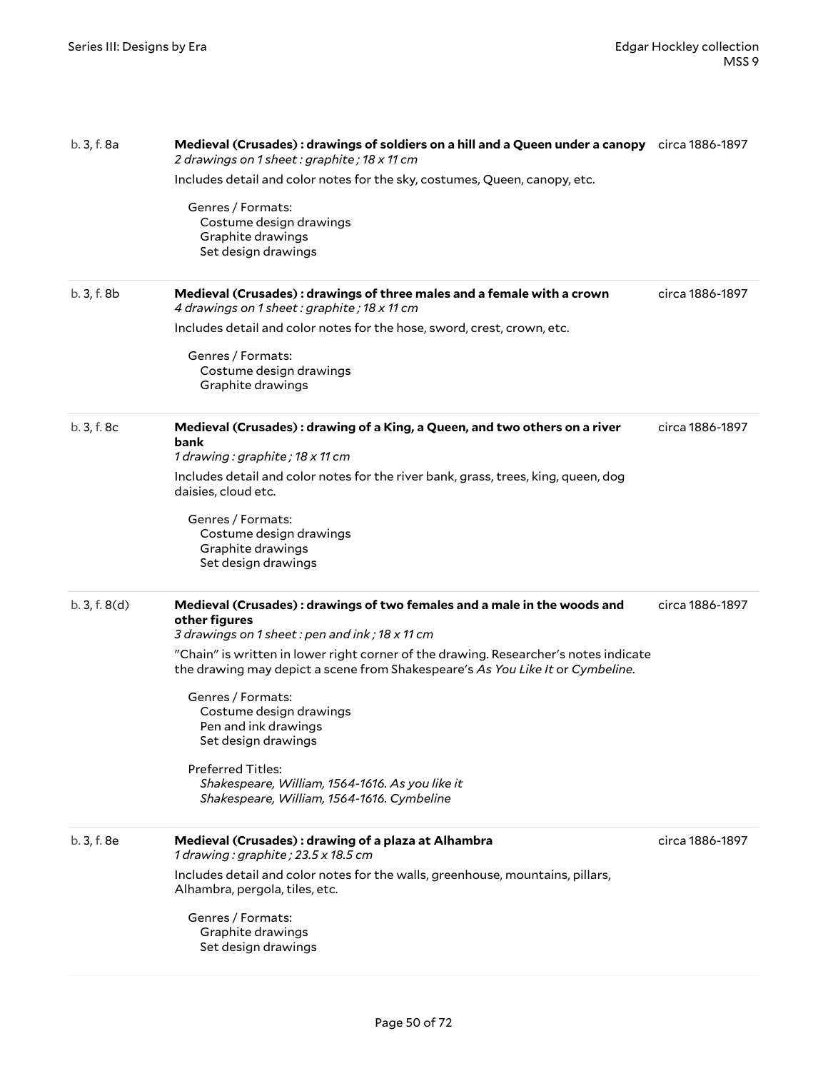| | | |
|---|---|---|
| b. 3, f. 8a | **Medieval (Crusades) : drawings of soldiers on a hill and a Queen under a canopy**<br>*2 drawings on 1 sheet : graphite ; 18 x 11 cm*<br>Includes detail and color notes for the sky, costumes, Queen, canopy, etc.<br>Genres / Formats:<br>Costume design drawings<br>Graphite drawings<br>Set design drawings | circa 1886-1897 |
| b. 3, f. 8b | **Medieval (Crusades) : drawings of three males and a female with a crown**<br>*4 drawings on 1 sheet : graphite ; 18 x 11 cm*<br>Includes detail and color notes for the hose, sword, crest, crown, etc.<br>Genres / Formats:<br>Costume design drawings<br>Graphite drawings | circa 1886-1897 |
| b. 3, f. 8c | **Medieval (Crusades) : drawing of a King, a Queen, and two others on a river bank**<br>*1 drawing : graphite ; 18 x 11 cm*<br>Includes detail and color notes for the river bank, grass, trees, king, queen, dog daisies, cloud etc.<br>Genres / Formats:<br>Costume design drawings<br>Graphite drawings<br>Set design drawings | circa 1886-1897 |
| b. 3, f. 8(d) | **Medieval (Crusades) : drawings of two females and a male in the woods and other figures**<br>*3 drawings on 1 sheet : pen and ink ; 18 x 11 cm*<br>"Chain" is written in lower right corner of the drawing. Researcher's notes indicate the drawing may depict a scene from Shakespeare's *As You Like It* or *Cymbeline*.<br>Genres / Formats:<br>Costume design drawings<br>Pen and ink drawings<br>Set design drawings<br>Preferred Titles:<br>*Shakespeare, William, 1564-1616. As you like it*<br>*Shakespeare, William, 1564-1616. Cymbeline* | circa 1886-1897 |
| b. 3, f. 8e | **Medieval (Crusades) : drawing of a plaza at Alhambra**<br>*1 drawing : graphite ; 23.5 x 18.5 cm*<br>Includes detail and color notes for the walls, greenhouse, mountains, pillars, Alhambra, pergola, tiles, etc.<br>Genres / Formats:<br>Graphite drawings<br>Set design drawings | circa 1886-1897 |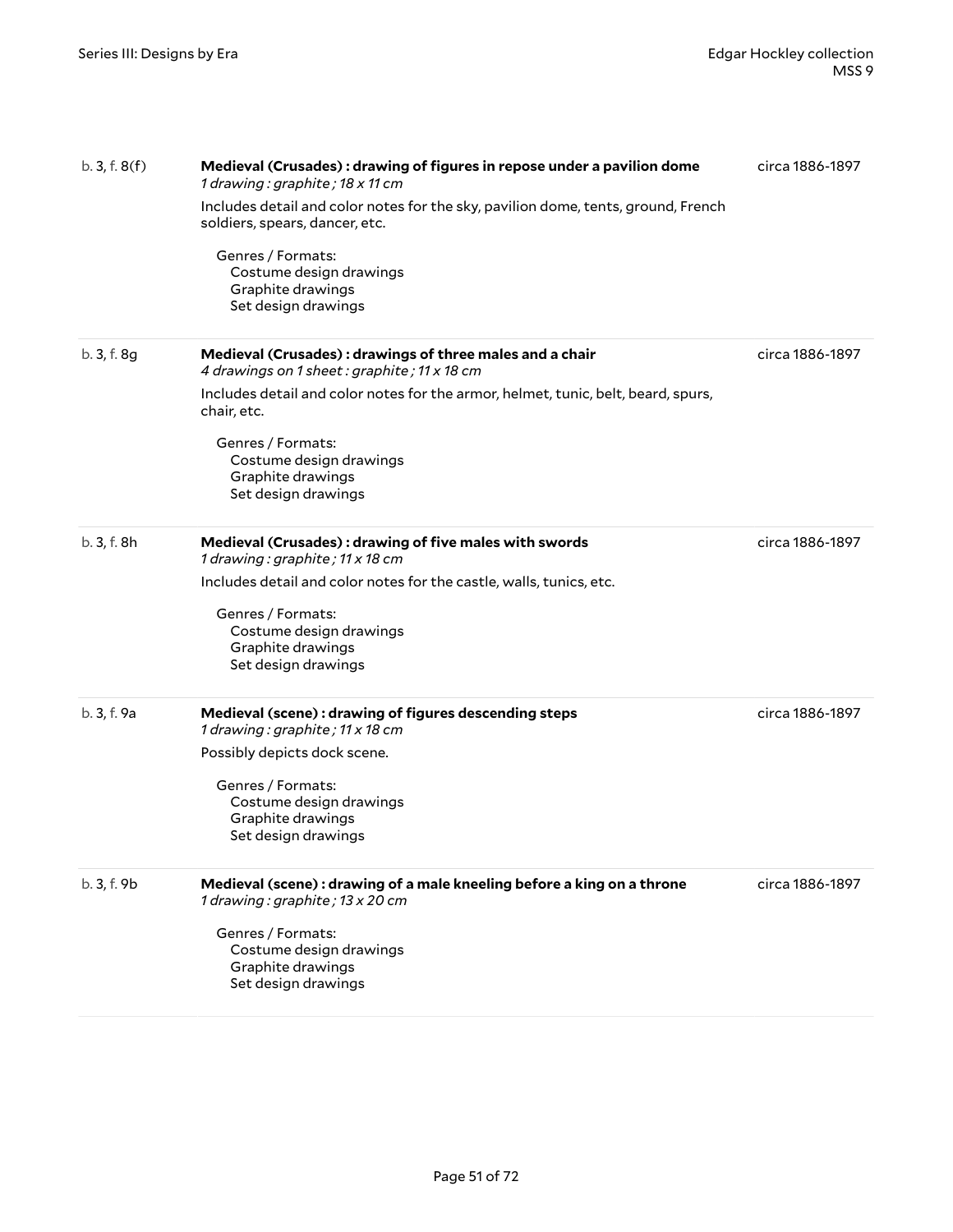b. 3, f. 8(f) | **Medieval (Crusades) : drawing of figures in repose under a pavilion dome** | circa 1886-1897

*1 drawing : graphite ; 18 x 11 cm*

Includes detail and color notes for the sky, pavilion dome, tents, ground, French soldiers, spears, dancer, etc.

Genres / Formats:
- Costume design drawings
- Graphite drawings
- Set design drawings

---

b. 3, f. 8g | **Medieval (Crusades) : drawings of three males and a chair** | circa 1886-1897

*4 drawings on 1 sheet : graphite ; 11 x 18 cm*

Includes detail and color notes for the armor, helmet, tunic, belt, beard, spurs, chair, etc.

Genres / Formats:
- Costume design drawings
- Graphite drawings
- Set design drawings

---

b. 3, f. 8h | **Medieval (Crusades) : drawing of five males with swords** | circa 1886-1897

*1 drawing : graphite ; 11 x 18 cm*

Includes detail and color notes for the castle, walls, tunics, etc.

Genres / Formats:
- Costume design drawings
- Graphite drawings
- Set design drawings

---

b. 3, f. 9a | **Medieval (scene) : drawing of figures descending steps** | circa 1886-1897

*1 drawing : graphite ; 11 x 18 cm*

Possibly depicts dock scene.

Genres / Formats:
- Costume design drawings
- Graphite drawings
- Set design drawings

---

b. 3, f. 9b | **Medieval (scene) : drawing of a male kneeling before a king on a throne** | circa 1886-1897

*1 drawing : graphite ; 13 x 20 cm*

Genres / Formats:
- Costume design drawings
- Graphite drawings
- Set design drawings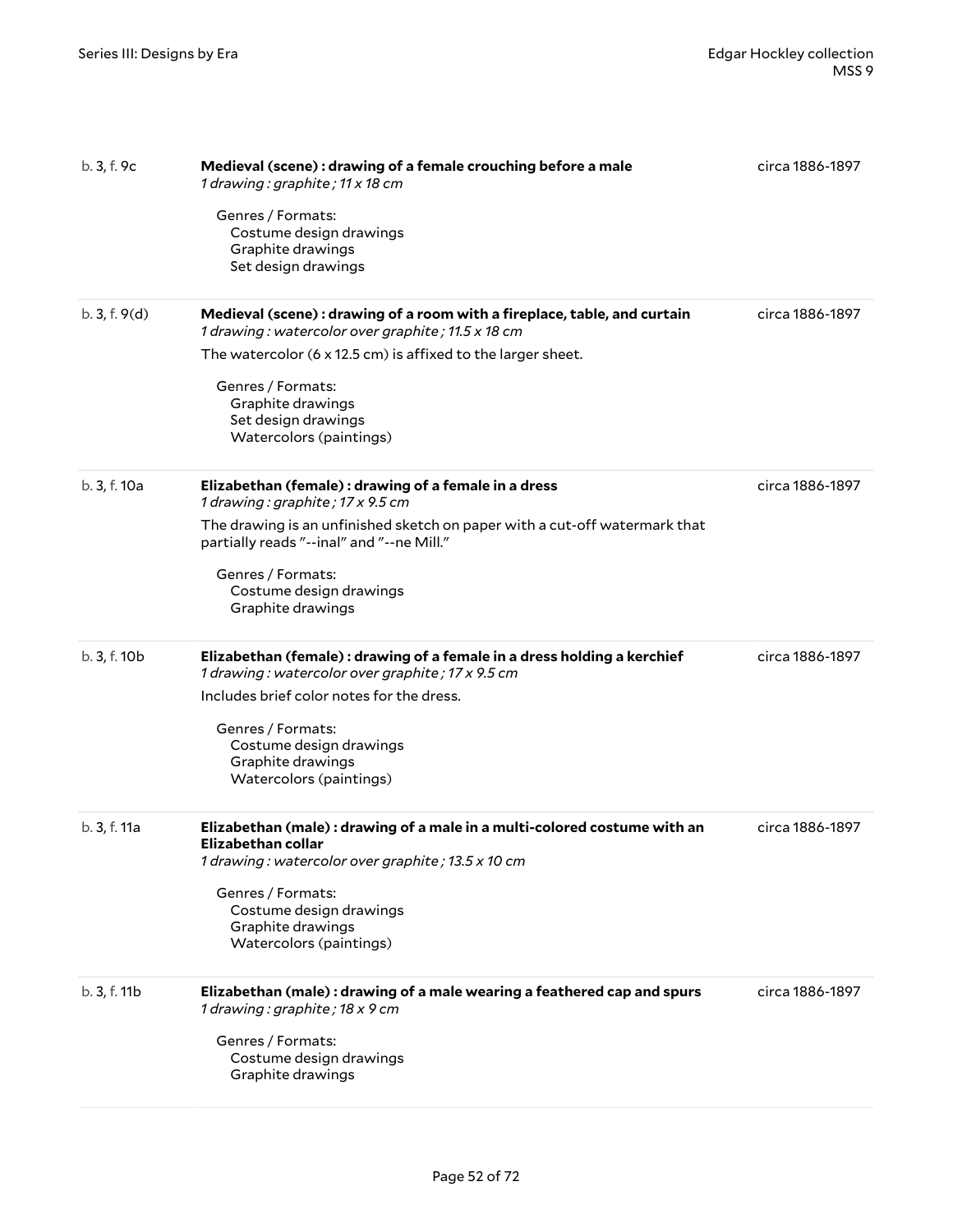b. 3, f. 9c

**Medieval (scene) : drawing of a female crouching before a male**
*1 drawing : graphite ; 11 x 18 cm*

circa 1886-1897

Genres / Formats:
- Costume design drawings
- Graphite drawings
- Set design drawings

---

b. 3, f. 9(d)

**Medieval (scene) : drawing of a room with a fireplace, table, and curtain**
*1 drawing : watercolor over graphite ; 11.5 x 18 cm*

circa 1886-1897

The watercolor (6 x 12.5 cm) is affixed to the larger sheet.

Genres / Formats:
- Graphite drawings
- Set design drawings
- Watercolors (paintings)

---

b. 3, f. 10a

**Elizabethan (female) : drawing of a female in a dress**
*1 drawing : graphite ; 17 x 9.5 cm*

circa 1886-1897

The drawing is an unfinished sketch on paper with a cut-off watermark that partially reads "--inal" and "--ne Mill."

Genres / Formats:
- Costume design drawings
- Graphite drawings

---

b. 3, f. 10b

**Elizabethan (female) : drawing of a female in a dress holding a kerchief**
*1 drawing : watercolor over graphite ; 17 x 9.5 cm*

circa 1886-1897

Includes brief color notes for the dress.

Genres / Formats:
- Costume design drawings
- Graphite drawings
- Watercolors (paintings)

---

b. 3, f. 11a

**Elizabethan (male) : drawing of a male in a multi-colored costume with an Elizabethan collar**
*1 drawing : watercolor over graphite ; 13.5 x 10 cm*

circa 1886-1897

Genres / Formats:
- Costume design drawings
- Graphite drawings
- Watercolors (paintings)

---

b. 3, f. 11b

**Elizabethan (male) : drawing of a male wearing a feathered cap and spurs**
*1 drawing : graphite ; 18 x 9 cm*

circa 1886-1897

Genres / Formats:
- Costume design drawings
- Graphite drawings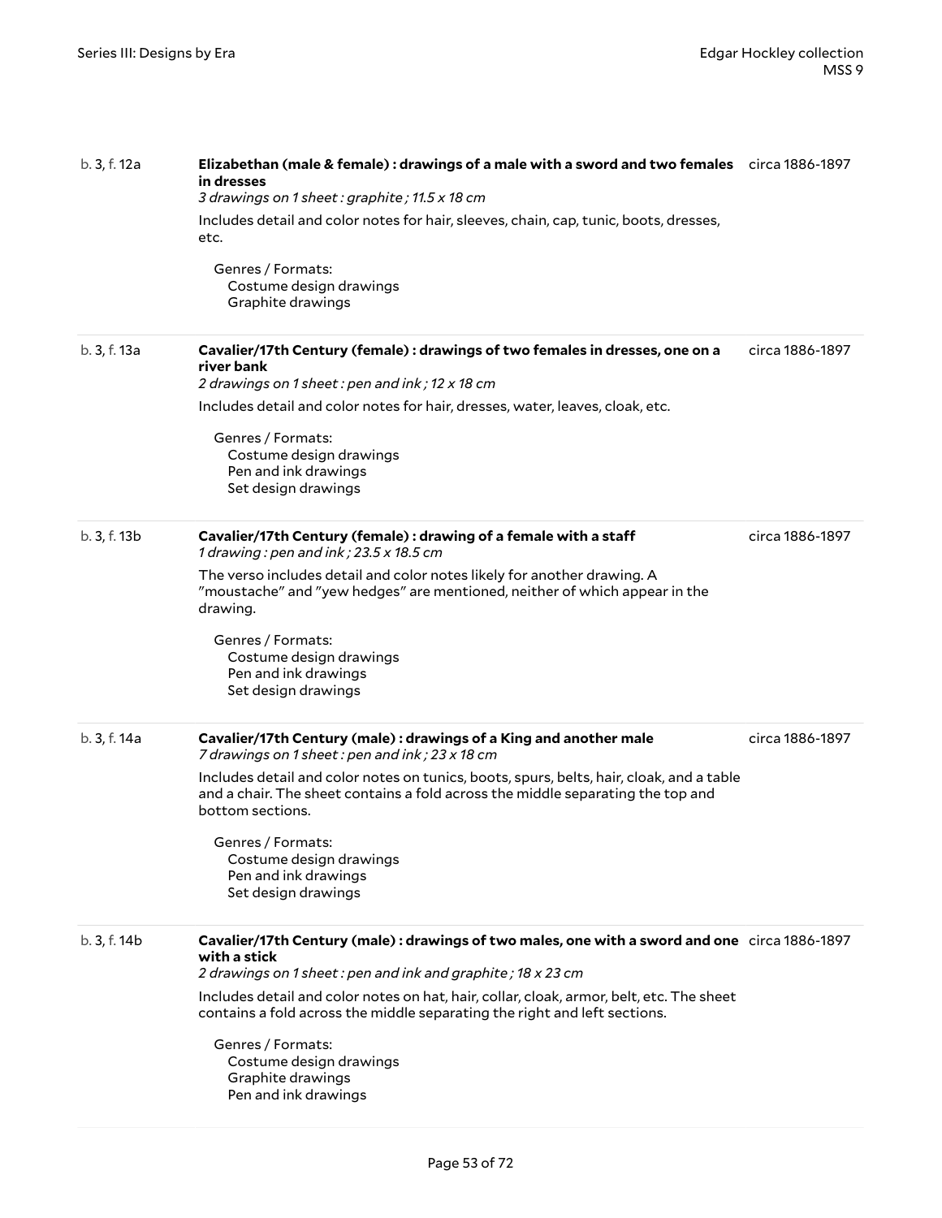b. 3, f. 12a

**Elizabethan (male & female) : drawings of a male with a sword and two females in dresses**

circa 1886-1897

*3 drawings on 1 sheet : graphite ; 11.5 x 18 cm*

Includes detail and color notes for hair, sleeves, chain, cap, tunic, boots, dresses, etc.

Genres / Formats:
- Costume design drawings
- Graphite drawings

---

b. 3, f. 13a

**Cavalier/17th Century (female) : drawings of two females in dresses, one on a river bank**

circa 1886-1897

*2 drawings on 1 sheet : pen and ink ; 12 x 18 cm*

Includes detail and color notes for hair, dresses, water, leaves, cloak, etc.

Genres / Formats:
- Costume design drawings
- Pen and ink drawings
- Set design drawings

---

b. 3, f. 13b

**Cavalier/17th Century (female) : drawing of a female with a staff**

circa 1886-1897

*1 drawing : pen and ink ; 23.5 x 18.5 cm*

The verso includes detail and color notes likely for another drawing. A "moustache" and "yew hedges" are mentioned, neither of which appear in the drawing.

Genres / Formats:
- Costume design drawings
- Pen and ink drawings
- Set design drawings

---

b. 3, f. 14a

**Cavalier/17th Century (male) : drawings of a King and another male**

circa 1886-1897

*7 drawings on 1 sheet : pen and ink ; 23 x 18 cm*

Includes detail and color notes on tunics, boots, spurs, belts, hair, cloak, and a table and a chair. The sheet contains a fold across the middle separating the top and bottom sections.

Genres / Formats:
- Costume design drawings
- Pen and ink drawings
- Set design drawings

---

b. 3, f. 14b

**Cavalier/17th Century (male) : drawings of two males, one with a sword and one with a stick**

circa 1886-1897

*2 drawings on 1 sheet : pen and ink and graphite ; 18 x 23 cm*

Includes detail and color notes on hat, hair, collar, cloak, armor, belt, etc. The sheet contains a fold across the middle separating the right and left sections.

Genres / Formats:
- Costume design drawings
- Graphite drawings
- Pen and ink drawings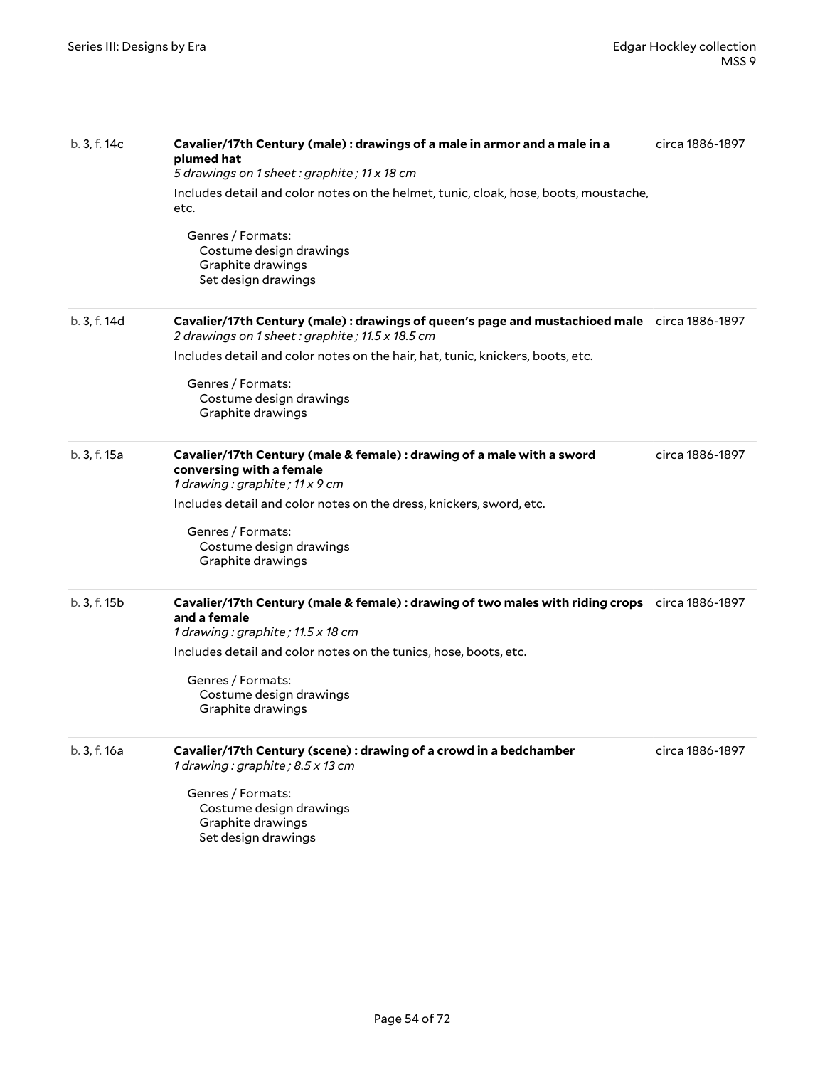b. 3, f. 14c

**Cavalier/17th Century (male) : drawings of a male in armor and a male in a plumed hat**
*5 drawings on 1 sheet : graphite ; 11 x 18 cm*

circa 1886-1897

Includes detail and color notes on the helmet, tunic, cloak, hose, boots, moustache, etc.

Genres / Formats:
- Costume design drawings
- Graphite drawings
- Set design drawings

b. 3, f. 14d

**Cavalier/17th Century (male) : drawings of queen's page and mustachioed male**
*2 drawings on 1 sheet : graphite ; 11.5 x 18.5 cm*

circa 1886-1897

Includes detail and color notes on the hair, hat, tunic, knickers, boots, etc.

Genres / Formats:
- Costume design drawings
- Graphite drawings

b. 3, f. 15a

**Cavalier/17th Century (male & female) : drawing of a male with a sword conversing with a female**
*1 drawing : graphite ; 11 x 9 cm*

circa 1886-1897

Includes detail and color notes on the dress, knickers, sword, etc.

Genres / Formats:
- Costume design drawings
- Graphite drawings

b. 3, f. 15b

**Cavalier/17th Century (male & female) : drawing of two males with riding crops and a female**
*1 drawing : graphite ; 11.5 x 18 cm*

circa 1886-1897

Includes detail and color notes on the tunics, hose, boots, etc.

Genres / Formats:
- Costume design drawings
- Graphite drawings

b. 3, f. 16a

**Cavalier/17th Century (scene) : drawing of a crowd in a bedchamber**
*1 drawing : graphite ; 8.5 x 13 cm*

circa 1886-1897

Genres / Formats:
- Costume design drawings
- Graphite drawings
- Set design drawings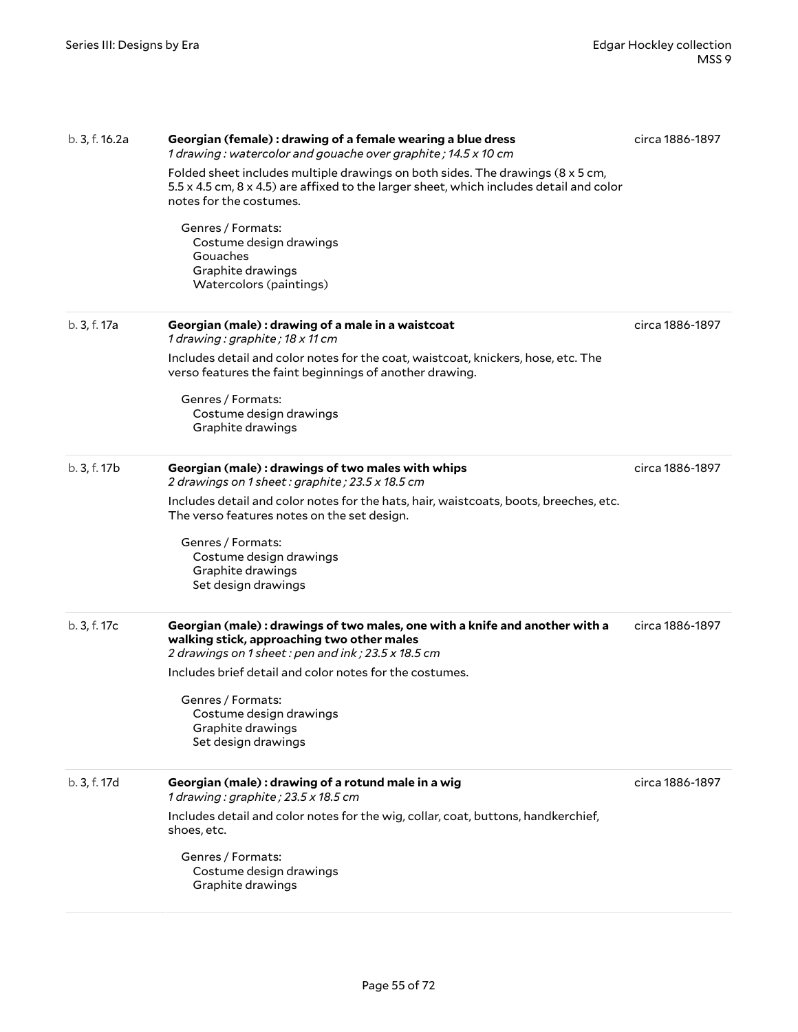b. 3, f. 16.2a

**Georgian (female) : drawing of a female wearing a blue dress**
*1 drawing : watercolor and gouache over graphite ; 14.5 x 10 cm*

circa 1886-1897

Folded sheet includes multiple drawings on both sides. The drawings (8 x 5 cm, 5.5 x 4.5 cm, 8 x 4.5) are affixed to the larger sheet, which includes detail and color notes for the costumes.

Genres / Formats:
- Costume design drawings
- Gouaches
- Graphite drawings
- Watercolors (paintings)

---

b. 3, f. 17a

**Georgian (male) : drawing of a male in a waistcoat**
*1 drawing : graphite ; 18 x 11 cm*

circa 1886-1897

Includes detail and color notes for the coat, waistcoat, knickers, hose, etc. The verso features the faint beginnings of another drawing.

Genres / Formats:
- Costume design drawings
- Graphite drawings

---

b. 3, f. 17b

**Georgian (male) : drawings of two males with whips**
*2 drawings on 1 sheet : graphite ; 23.5 x 18.5 cm*

circa 1886-1897

Includes detail and color notes for the hats, hair, waistcoats, boots, breeches, etc. The verso features notes on the set design.

Genres / Formats:
- Costume design drawings
- Graphite drawings
- Set design drawings

---

b. 3, f. 17c

**Georgian (male) : drawings of two males, one with a knife and another with a walking stick, approaching two other males**
*2 drawings on 1 sheet : pen and ink ; 23.5 x 18.5 cm*

circa 1886-1897

Includes brief detail and color notes for the costumes.

Genres / Formats:
- Costume design drawings
- Graphite drawings
- Set design drawings

---

b. 3, f. 17d

**Georgian (male) : drawing of a rotund male in a wig**
*1 drawing : graphite ; 23.5 x 18.5 cm*

circa 1886-1897

Includes detail and color notes for the wig, collar, coat, buttons, handkerchief, shoes, etc.

Genres / Formats:
- Costume design drawings
- Graphite drawings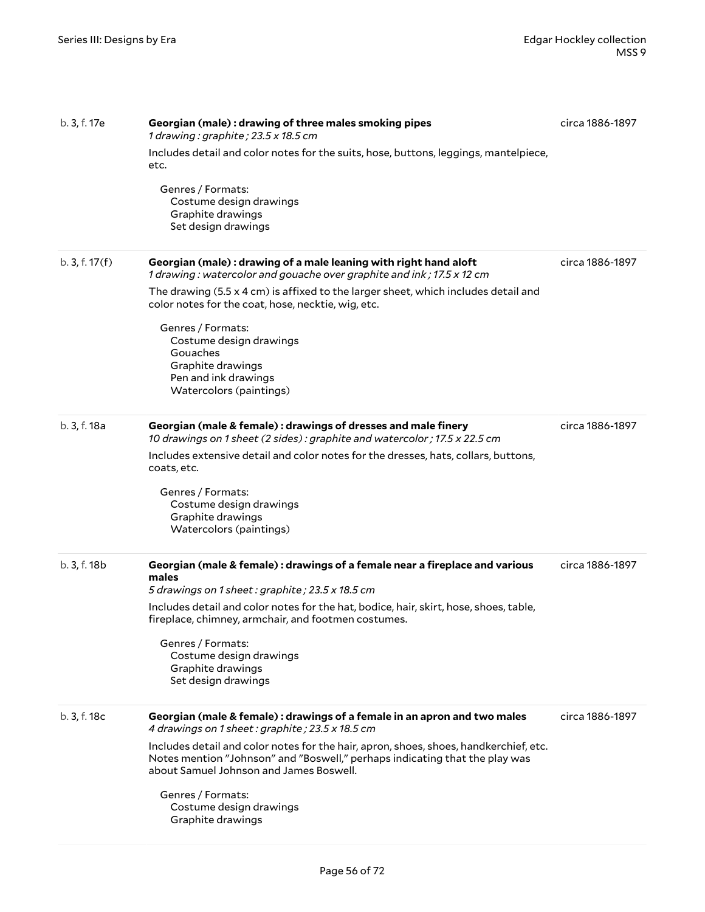b. 3, f. 17e

**Georgian (male) : drawing of three males smoking pipes**
*1 drawing : graphite ; 23.5 x 18.5 cm*

circa 1886-1897

Includes detail and color notes for the suits, hose, buttons, leggings, mantelpiece, etc.

Genres / Formats:
- Costume design drawings
- Graphite drawings
- Set design drawings

---

b. 3, f. 17(f)

**Georgian (male) : drawing of a male leaning with right hand aloft**
*1 drawing : watercolor and gouache over graphite and ink ; 17.5 x 12 cm*

circa 1886-1897

The drawing (5.5 x 4 cm) is affixed to the larger sheet, which includes detail and color notes for the coat, hose, necktie, wig, etc.

Genres / Formats:
- Costume design drawings
- Gouaches
- Graphite drawings
- Pen and ink drawings
- Watercolors (paintings)

---

b. 3, f. 18a

**Georgian (male & female) : drawings of dresses and male finery**
*10 drawings on 1 sheet (2 sides) : graphite and watercolor ; 17.5 x 22.5 cm*

circa 1886-1897

Includes extensive detail and color notes for the dresses, hats, collars, buttons, coats, etc.

Genres / Formats:
- Costume design drawings
- Graphite drawings
- Watercolors (paintings)

---

b. 3, f. 18b

**Georgian (male & female) : drawings of a female near a fireplace and various males**
*5 drawings on 1 sheet : graphite ; 23.5 x 18.5 cm*

circa 1886-1897

Includes detail and color notes for the hat, bodice, hair, skirt, hose, shoes, table, fireplace, chimney, armchair, and footmen costumes.

Genres / Formats:
- Costume design drawings
- Graphite drawings
- Set design drawings

---

b. 3, f. 18c

**Georgian (male & female) : drawings of a female in an apron and two males**
*4 drawings on 1 sheet : graphite ; 23.5 x 18.5 cm*

circa 1886-1897

Includes detail and color notes for the hair, apron, shoes, shoes, handkerchief, etc. Notes mention "Johnson" and "Boswell," perhaps indicating that the play was about Samuel Johnson and James Boswell.

Genres / Formats:
- Costume design drawings
- Graphite drawings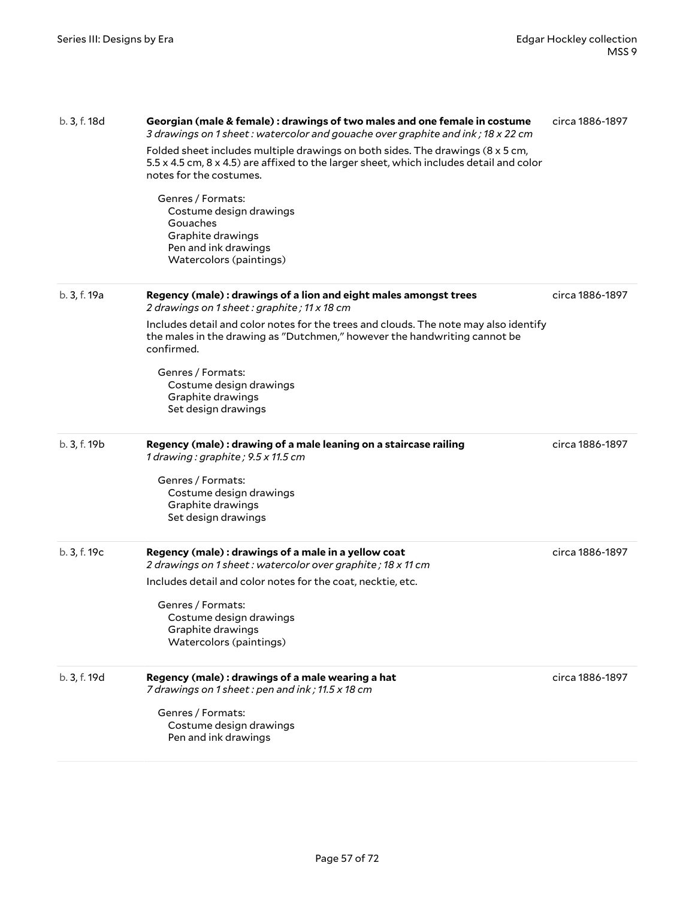**b. 3, f. 18d** — **Georgian (male & female) : drawings of two males and one female in costume** — circa 1886-1897

*3 drawings on 1 sheet : watercolor and gouache over graphite and ink ; 18 x 22 cm*

Folded sheet includes multiple drawings on both sides. The drawings (8 x 5 cm, 5.5 x 4.5 cm, 8 x 4.5) are affixed to the larger sheet, which includes detail and color notes for the costumes.

Genres / Formats:
- Costume design drawings
- Gouaches
- Graphite drawings
- Pen and ink drawings
- Watercolors (paintings)

---

**b. 3, f. 19a** — **Regency (male) : drawings of a lion and eight males amongst trees** — circa 1886-1897

*2 drawings on 1 sheet : graphite ; 11 x 18 cm*

Includes detail and color notes for the trees and clouds. The note may also identify the males in the drawing as "Dutchmen," however the handwriting cannot be confirmed.

Genres / Formats:
- Costume design drawings
- Graphite drawings
- Set design drawings

---

**b. 3, f. 19b** — **Regency (male) : drawing of a male leaning on a staircase railing** — circa 1886-1897

*1 drawing : graphite ; 9.5 x 11.5 cm*

Genres / Formats:
- Costume design drawings
- Graphite drawings
- Set design drawings

---

**b. 3, f. 19c** — **Regency (male) : drawings of a male in a yellow coat** — circa 1886-1897

*2 drawings on 1 sheet : watercolor over graphite ; 18 x 11 cm*

Includes detail and color notes for the coat, necktie, etc.

Genres / Formats:
- Costume design drawings
- Graphite drawings
- Watercolors (paintings)

---

**b. 3, f. 19d** — **Regency (male) : drawings of a male wearing a hat** — circa 1886-1897

*7 drawings on 1 sheet : pen and ink ; 11.5 x 18 cm*

Genres / Formats:
- Costume design drawings
- Pen and ink drawings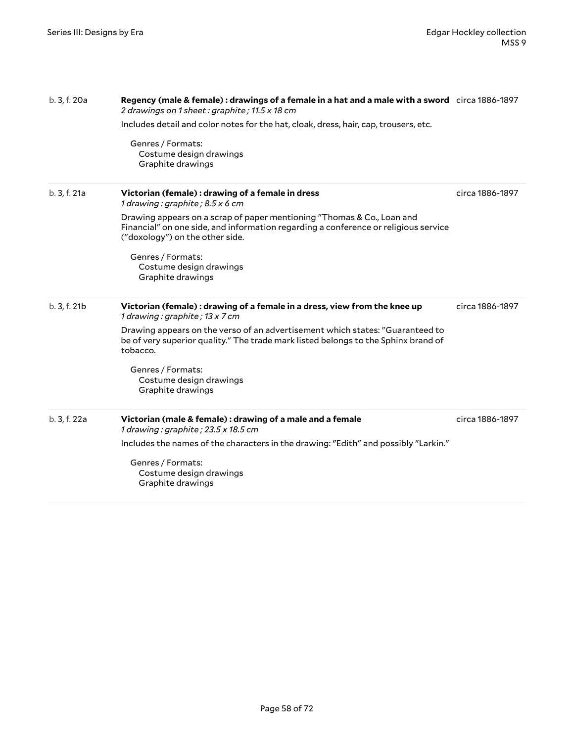b. 3, f. 20a **Regency (male & female) : drawings of a female in a hat and a male with a sword** circa 1886-1897
*2 drawings on 1 sheet : graphite ; 11.5 x 18 cm*

Includes detail and color notes for the hat, cloak, dress, hair, cap, trousers, etc.

Genres / Formats:
Costume design drawings
Graphite drawings

---

b. 3, f. 21a **Victorian (female) : drawing of a female in dress** circa 1886-1897
*1 drawing : graphite ; 8.5 x 6 cm*

Drawing appears on a scrap of paper mentioning "Thomas & Co., Loan and Financial" on one side, and information regarding a conference or religious service ("doxology") on the other side.

Genres / Formats:
Costume design drawings
Graphite drawings

---

b. 3, f. 21b **Victorian (female) : drawing of a female in a dress, view from the knee up** circa 1886-1897
*1 drawing : graphite ; 13 x 7 cm*

Drawing appears on the verso of an advertisement which states: "Guaranteed to be of very superior quality." The trade mark listed belongs to the Sphinx brand of tobacco.

Genres / Formats:
Costume design drawings
Graphite drawings

---

b. 3, f. 22a **Victorian (male & female) : drawing of a male and a female** circa 1886-1897
*1 drawing : graphite ; 23.5 x 18.5 cm*

Includes the names of the characters in the drawing: "Edith" and possibly "Larkin."

Genres / Formats:
Costume design drawings
Graphite drawings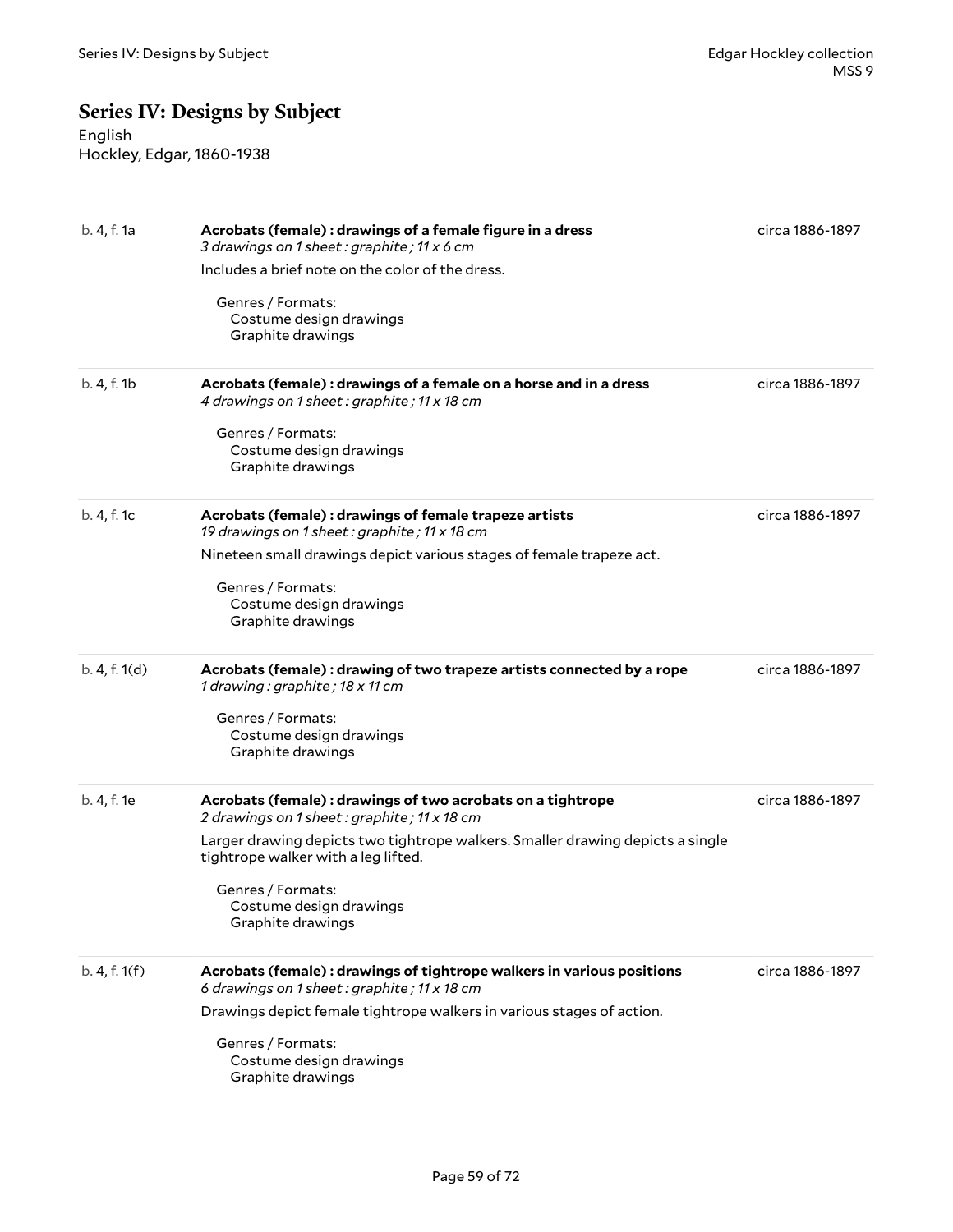## Series IV: Designs by Subject

English
Hockley, Edgar, 1860-1938

b. 4, f. 1a — **Acrobats (female) : drawings of a female figure in a dress** — circa 1886-1897

*3 drawings on 1 sheet : graphite ; 11 x 6 cm*

Includes a brief note on the color of the dress.

Genres / Formats:
- Costume design drawings
- Graphite drawings

---

b. 4, f. 1b — **Acrobats (female) : drawings of a female on a horse and in a dress** — circa 1886-1897

*4 drawings on 1 sheet : graphite ; 11 x 18 cm*

Genres / Formats:
- Costume design drawings
- Graphite drawings

---

b. 4, f. 1c — **Acrobats (female) : drawings of female trapeze artists** — circa 1886-1897

*19 drawings on 1 sheet : graphite ; 11 x 18 cm*

Nineteen small drawings depict various stages of female trapeze act.

Genres / Formats:
- Costume design drawings
- Graphite drawings

---

b. 4, f. 1(d) — **Acrobats (female) : drawing of two trapeze artists connected by a rope** — circa 1886-1897

*1 drawing : graphite ; 18 x 11 cm*

Genres / Formats:
- Costume design drawings
- Graphite drawings

---

b. 4, f. 1e — **Acrobats (female) : drawings of two acrobats on a tightrope** — circa 1886-1897

*2 drawings on 1 sheet : graphite ; 11 x 18 cm*

Larger drawing depicts two tightrope walkers. Smaller drawing depicts a single tightrope walker with a leg lifted.

Genres / Formats:
- Costume design drawings
- Graphite drawings

---

b. 4, f. 1(f) — **Acrobats (female) : drawings of tightrope walkers in various positions** — circa 1886-1897

*6 drawings on 1 sheet : graphite ; 11 x 18 cm*

Drawings depict female tightrope walkers in various stages of action.

Genres / Formats:
- Costume design drawings
- Graphite drawings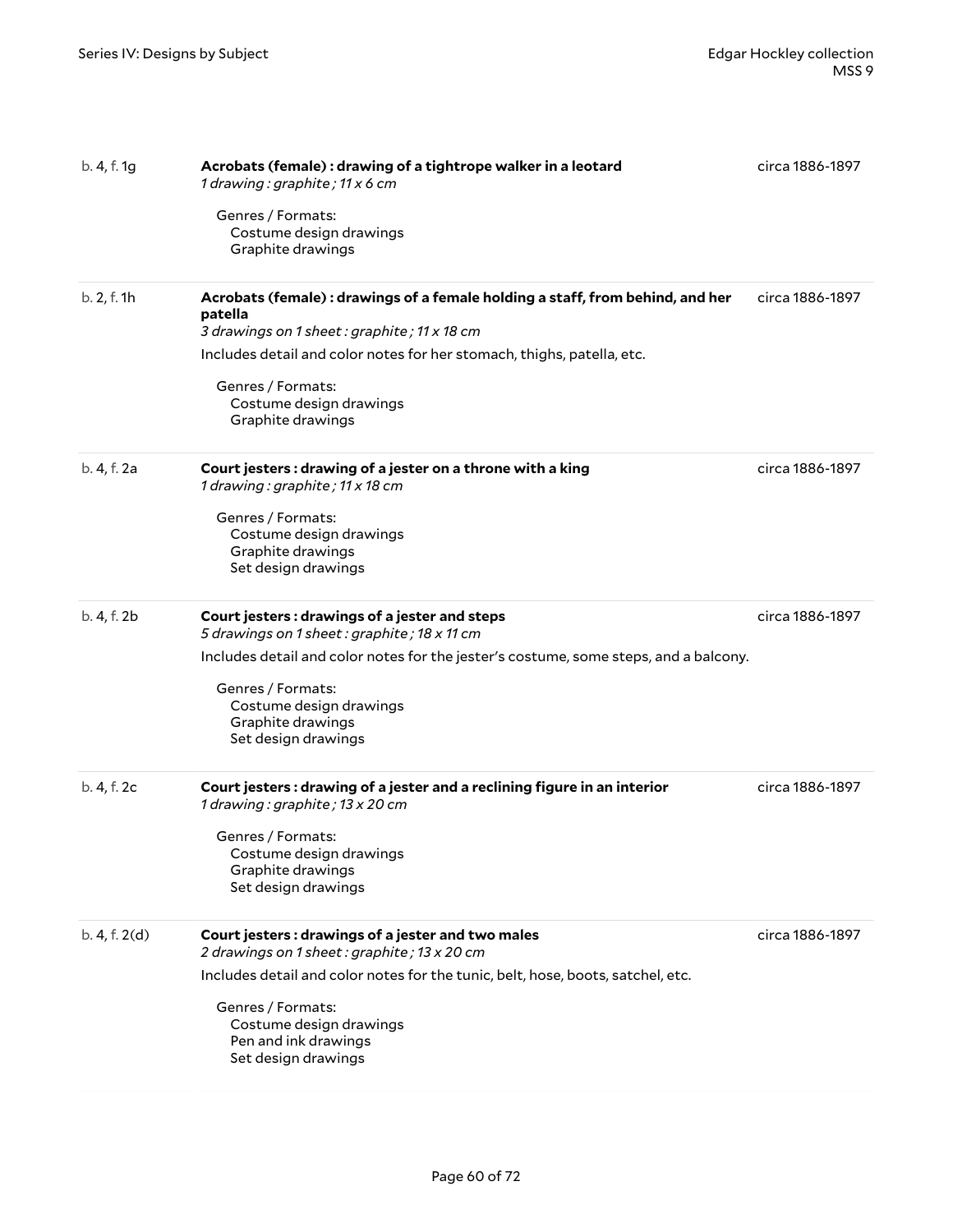b. 4, f. 1g

**Acrobats (female) : drawing of a tightrope walker in a leotard**

*1 drawing : graphite ; 11 x 6 cm*

circa 1886-1897

Genres / Formats:
- Costume design drawings
- Graphite drawings

---

b. 2, f. 1h

**Acrobats (female) : drawings of a female holding a staff, from behind, and her patella**

*3 drawings on 1 sheet : graphite ; 11 x 18 cm*

circa 1886-1897

Includes detail and color notes for her stomach, thighs, patella, etc.

Genres / Formats:
- Costume design drawings
- Graphite drawings

---

b. 4, f. 2a

**Court jesters : drawing of a jester on a throne with a king**

*1 drawing : graphite ; 11 x 18 cm*

circa 1886-1897

Genres / Formats:
- Costume design drawings
- Graphite drawings
- Set design drawings

---

b. 4, f. 2b

**Court jesters : drawings of a jester and steps**

*5 drawings on 1 sheet : graphite ; 18 x 11 cm*

circa 1886-1897

Includes detail and color notes for the jester's costume, some steps, and a balcony.

Genres / Formats:
- Costume design drawings
- Graphite drawings
- Set design drawings

---

b. 4, f. 2c

**Court jesters : drawing of a jester and a reclining figure in an interior**

*1 drawing : graphite ; 13 x 20 cm*

circa 1886-1897

Genres / Formats:
- Costume design drawings
- Graphite drawings
- Set design drawings

---

b. 4, f. 2(d)

**Court jesters : drawings of a jester and two males**

*2 drawings on 1 sheet : graphite ; 13 x 20 cm*

circa 1886-1897

Includes detail and color notes for the tunic, belt, hose, boots, satchel, etc.

Genres / Formats:
- Costume design drawings
- Pen and ink drawings
- Set design drawings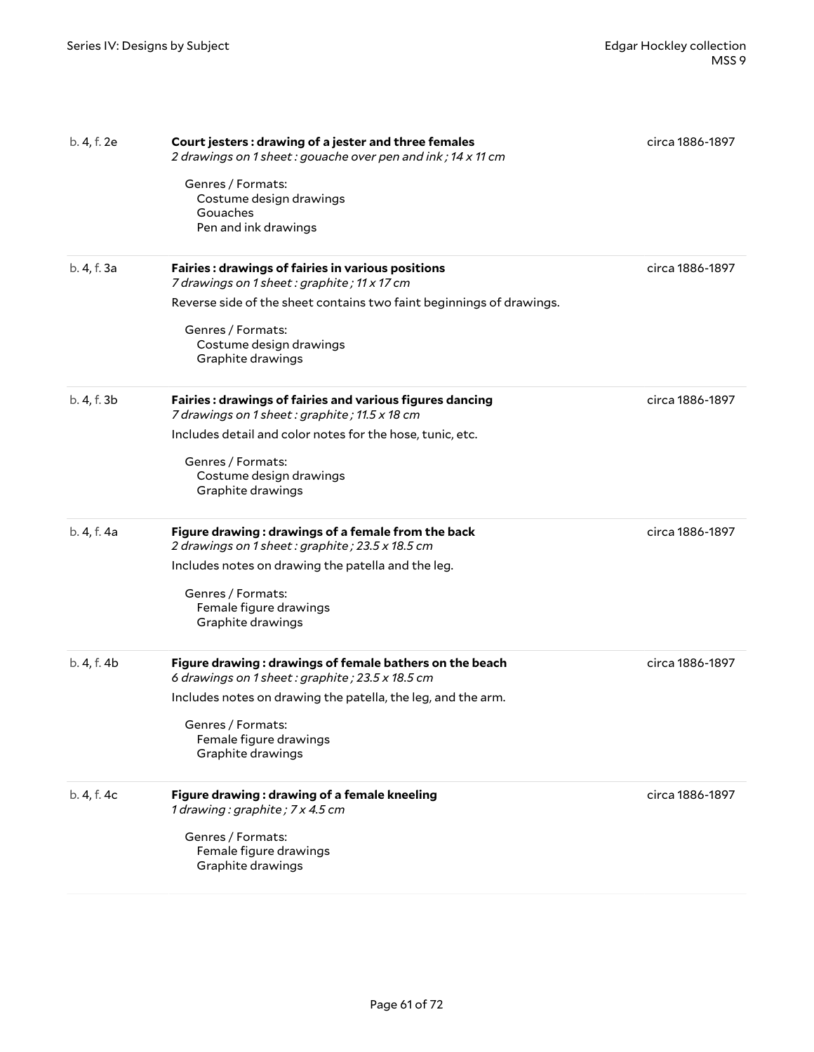b. 4, f. 2e

**Court jesters : drawing of a jester and three females**
*2 drawings on 1 sheet : gouache over pen and ink ; 14 x 11 cm*

circa 1886-1897

Genres / Formats:
- Costume design drawings
- Gouaches
- Pen and ink drawings

---

b. 4, f. 3a

**Fairies : drawings of fairies in various positions**
*7 drawings on 1 sheet : graphite ; 11 x 17 cm*

circa 1886-1897

Reverse side of the sheet contains two faint beginnings of drawings.

Genres / Formats:
- Costume design drawings
- Graphite drawings

---

b. 4, f. 3b

**Fairies : drawings of fairies and various figures dancing**
*7 drawings on 1 sheet : graphite ; 11.5 x 18 cm*

circa 1886-1897

Includes detail and color notes for the hose, tunic, etc.

Genres / Formats:
- Costume design drawings
- Graphite drawings

---

b. 4, f. 4a

**Figure drawing : drawings of a female from the back**
*2 drawings on 1 sheet : graphite ; 23.5 x 18.5 cm*

circa 1886-1897

Includes notes on drawing the patella and the leg.

Genres / Formats:
- Female figure drawings
- Graphite drawings

---

b. 4, f. 4b

**Figure drawing : drawings of female bathers on the beach**
*6 drawings on 1 sheet : graphite ; 23.5 x 18.5 cm*

circa 1886-1897

Includes notes on drawing the patella, the leg, and the arm.

Genres / Formats:
- Female figure drawings
- Graphite drawings

---

b. 4, f. 4c

**Figure drawing : drawing of a female kneeling**
*1 drawing : graphite ; 7 x 4.5 cm*

circa 1886-1897

Genres / Formats:
- Female figure drawings
- Graphite drawings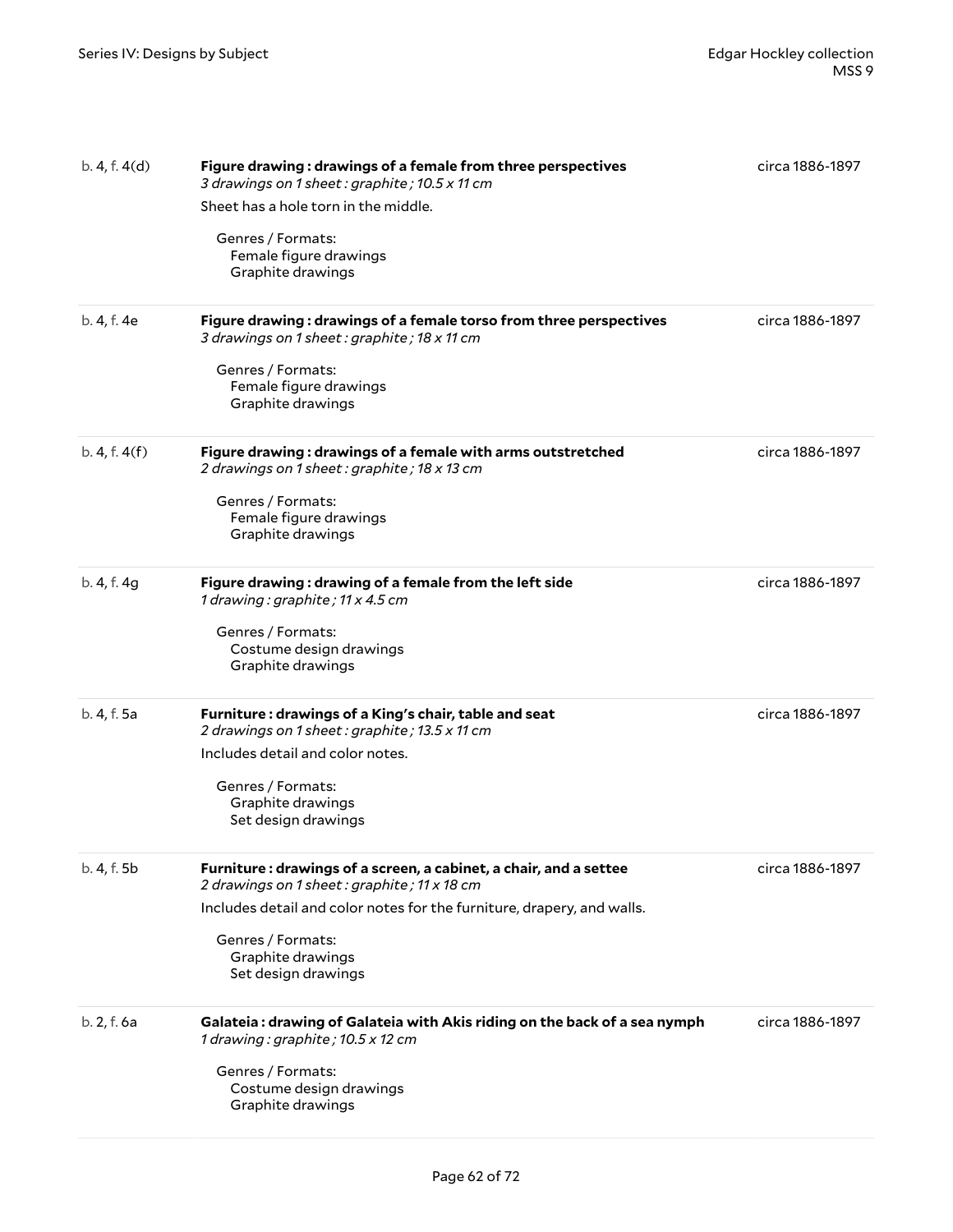| | | |
|---|---|---|
| b. 4, f. 4(d) | **Figure drawing : drawings of a female from three perspectives**<br>*3 drawings on 1 sheet : graphite ; 10.5 x 11 cm*<br>Sheet has a hole torn in the middle.<br>Genres / Formats:<br>Female figure drawings<br>Graphite drawings | circa 1886-1897 |
| b. 4, f. 4e | **Figure drawing : drawings of a female torso from three perspectives**<br>*3 drawings on 1 sheet : graphite ; 18 x 11 cm*<br>Genres / Formats:<br>Female figure drawings<br>Graphite drawings | circa 1886-1897 |
| b. 4, f. 4(f) | **Figure drawing : drawings of a female with arms outstretched**<br>*2 drawings on 1 sheet : graphite ; 18 x 13 cm*<br>Genres / Formats:<br>Female figure drawings<br>Graphite drawings | circa 1886-1897 |
| b. 4, f. 4g | **Figure drawing : drawing of a female from the left side**<br>*1 drawing : graphite ; 11 x 4.5 cm*<br>Genres / Formats:<br>Costume design drawings<br>Graphite drawings | circa 1886-1897 |
| b. 4, f. 5a | **Furniture : drawings of a King's chair, table and seat**<br>*2 drawings on 1 sheet : graphite ; 13.5 x 11 cm*<br>Includes detail and color notes.<br>Genres / Formats:<br>Graphite drawings<br>Set design drawings | circa 1886-1897 |
| b. 4, f. 5b | **Furniture : drawings of a screen, a cabinet, a chair, and a settee**<br>*2 drawings on 1 sheet : graphite ; 11 x 18 cm*<br>Includes detail and color notes for the furniture, drapery, and walls.<br>Genres / Formats:<br>Graphite drawings<br>Set design drawings | circa 1886-1897 |
| b. 2, f. 6a | **Galateia : drawing of Galateia with Akis riding on the back of a sea nymph**<br>*1 drawing : graphite ; 10.5 x 12 cm*<br>Genres / Formats:<br>Costume design drawings<br>Graphite drawings | circa 1886-1897 |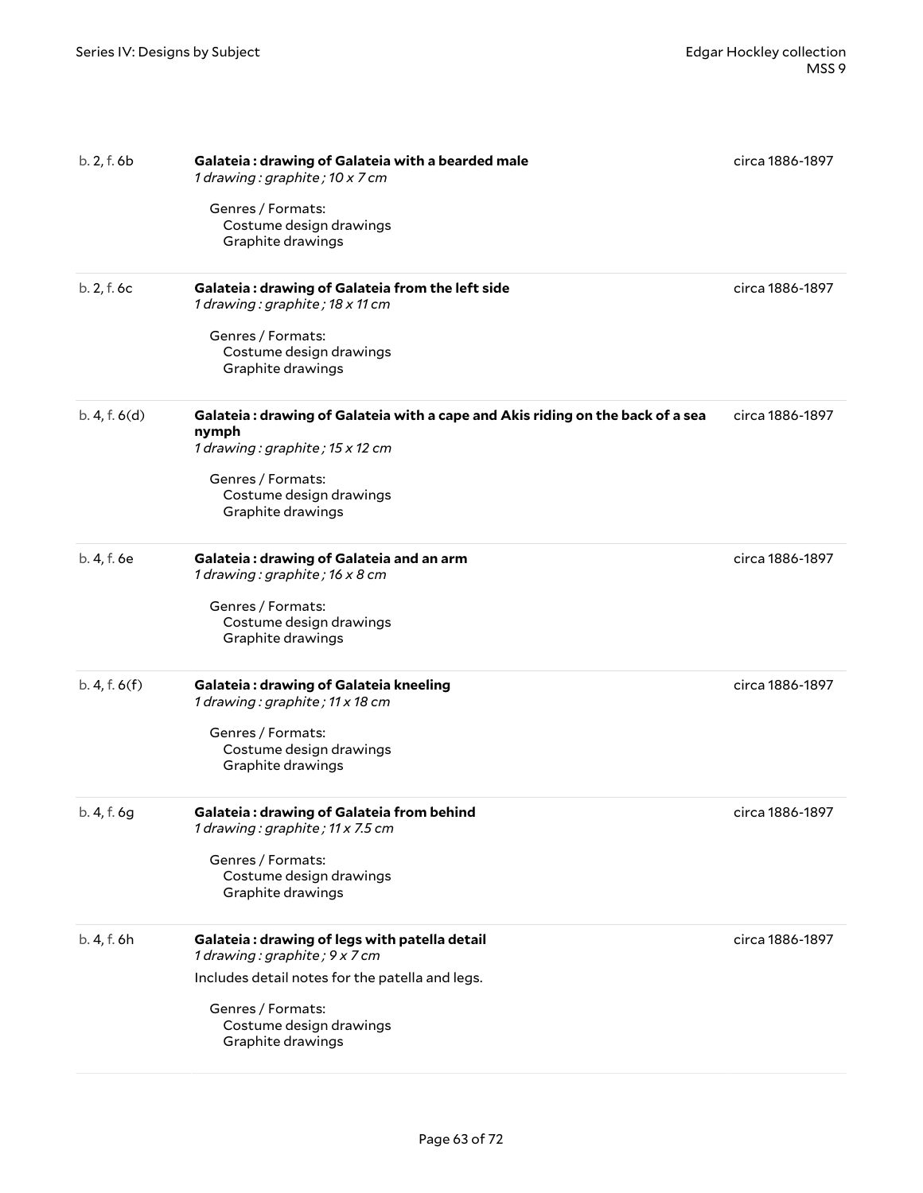| | | |
|---|---|---|
| b. 2, f. 6b | **Galateia : drawing of Galateia with a bearded male**<br>*1 drawing : graphite ; 10 x 7 cm*<br><br>Genres / Formats:<br>Costume design drawings<br>Graphite drawings | circa 1886-1897 |
| b. 2, f. 6c | **Galateia : drawing of Galateia from the left side**<br>*1 drawing : graphite ; 18 x 11 cm*<br><br>Genres / Formats:<br>Costume design drawings<br>Graphite drawings | circa 1886-1897 |
| b. 4, f. 6(d) | **Galateia : drawing of Galateia with a cape and Akis riding on the back of a sea nymph**<br>*1 drawing : graphite ; 15 x 12 cm*<br><br>Genres / Formats:<br>Costume design drawings<br>Graphite drawings | circa 1886-1897 |
| b. 4, f. 6e | **Galateia : drawing of Galateia and an arm**<br>*1 drawing : graphite ; 16 x 8 cm*<br><br>Genres / Formats:<br>Costume design drawings<br>Graphite drawings | circa 1886-1897 |
| b. 4, f. 6(f) | **Galateia : drawing of Galateia kneeling**<br>*1 drawing : graphite ; 11 x 18 cm*<br><br>Genres / Formats:<br>Costume design drawings<br>Graphite drawings | circa 1886-1897 |
| b. 4, f. 6g | **Galateia : drawing of Galateia from behind**<br>*1 drawing : graphite ; 11 x 7.5 cm*<br><br>Genres / Formats:<br>Costume design drawings<br>Graphite drawings | circa 1886-1897 |
| b. 4, f. 6h | **Galateia : drawing of legs with patella detail**<br>*1 drawing : graphite ; 9 x 7 cm*<br>Includes detail notes for the patella and legs.<br><br>Genres / Formats:<br>Costume design drawings<br>Graphite drawings | circa 1886-1897 |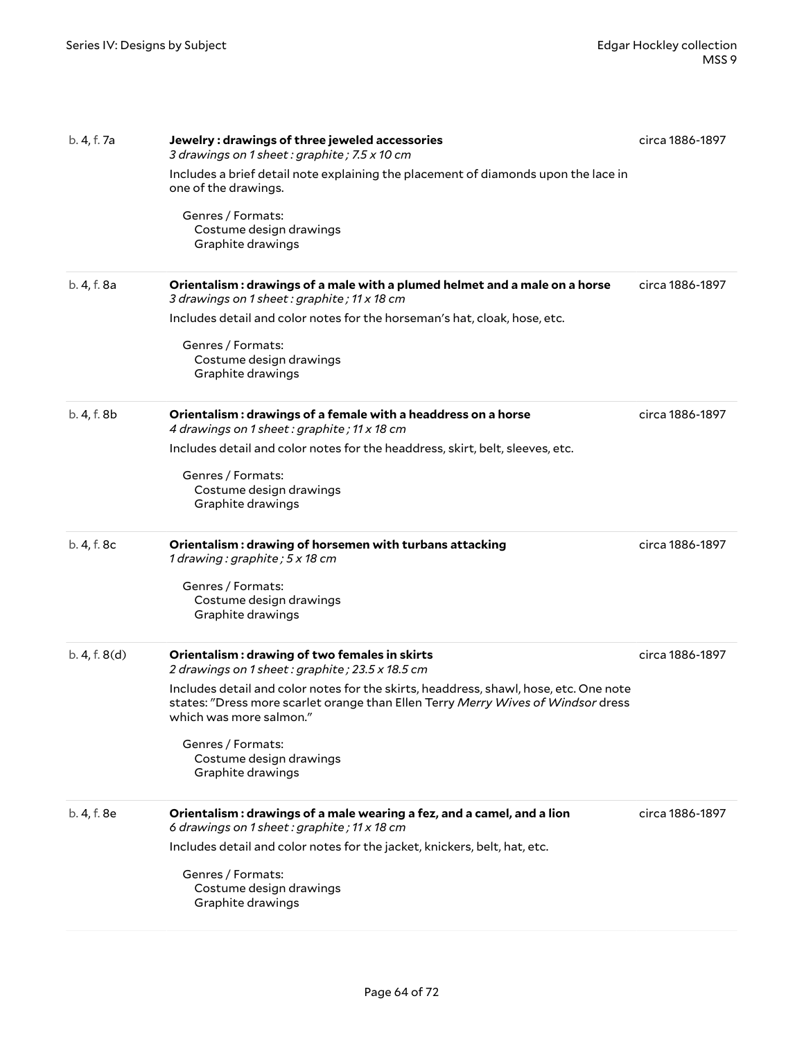| | | |
|---|---|---|
| b. 4, f. 7a | **Jewelry : drawings of three jeweled accessories**<br>*3 drawings on 1 sheet : graphite ; 7.5 x 10 cm*<br>Includes a brief detail note explaining the placement of diamonds upon the lace in one of the drawings.<br>Genres / Formats:<br>Costume design drawings<br>Graphite drawings | circa 1886-1897 |
| b. 4, f. 8a | **Orientalism : drawings of a male with a plumed helmet and a male on a horse**<br>*3 drawings on 1 sheet : graphite ; 11 x 18 cm*<br>Includes detail and color notes for the horseman's hat, cloak, hose, etc.<br>Genres / Formats:<br>Costume design drawings<br>Graphite drawings | circa 1886-1897 |
| b. 4, f. 8b | **Orientalism : drawings of a female with a headdress on a horse**<br>*4 drawings on 1 sheet : graphite ; 11 x 18 cm*<br>Includes detail and color notes for the headdress, skirt, belt, sleeves, etc.<br>Genres / Formats:<br>Costume design drawings<br>Graphite drawings | circa 1886-1897 |
| b. 4, f. 8c | **Orientalism : drawing of horsemen with turbans attacking**<br>*1 drawing : graphite ; 5 x 18 cm*<br>Genres / Formats:<br>Costume design drawings<br>Graphite drawings | circa 1886-1897 |
| b. 4, f. 8(d) | **Orientalism : drawing of two females in skirts**<br>*2 drawings on 1 sheet : graphite ; 23.5 x 18.5 cm*<br>Includes detail and color notes for the skirts, headdress, shawl, hose, etc. One note states: "Dress more scarlet orange than Ellen Terry *Merry Wives of Windsor* dress which was more salmon."<br>Genres / Formats:<br>Costume design drawings<br>Graphite drawings | circa 1886-1897 |
| b. 4, f. 8e | **Orientalism : drawings of a male wearing a fez, and a camel, and a lion**<br>*6 drawings on 1 sheet : graphite ; 11 x 18 cm*<br>Includes detail and color notes for the jacket, knickers, belt, hat, etc.<br>Genres / Formats:<br>Costume design drawings<br>Graphite drawings | circa 1886-1897 |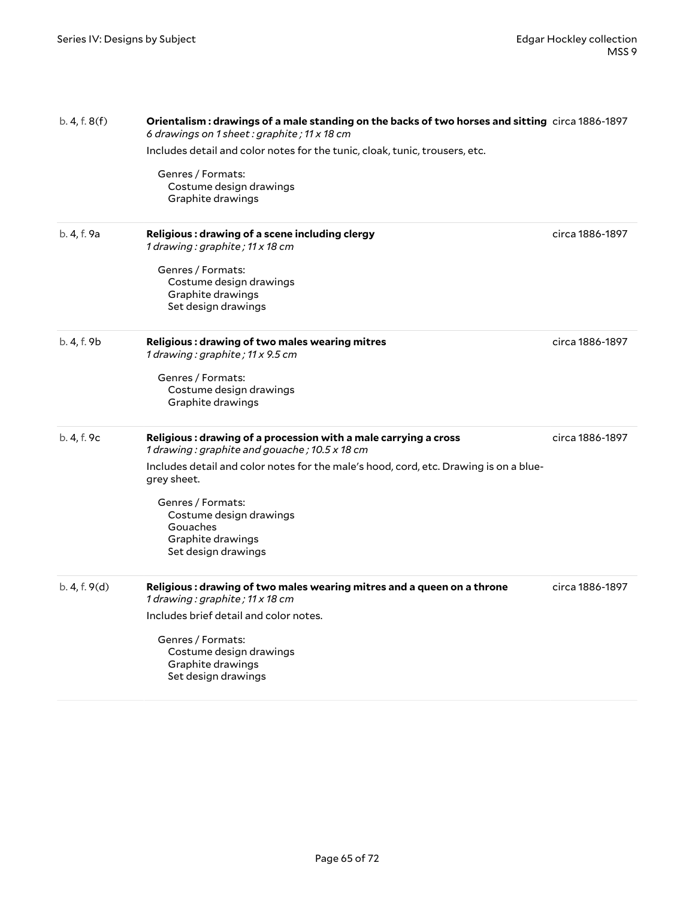| | | |
|---|---|---|
| b. 4, f. 8(f) | **Orientalism : drawings of a male standing on the backs of two horses and sitting**<br>*6 drawings on 1 sheet : graphite ; 11 x 18 cm*<br>Includes detail and color notes for the tunic, cloak, tunic, trousers, etc.<br>Genres / Formats:<br>Costume design drawings<br>Graphite drawings | circa 1886-1897 |
| b. 4, f. 9a | **Religious : drawing of a scene including clergy**<br>*1 drawing : graphite ; 11 x 18 cm*<br>Genres / Formats:<br>Costume design drawings<br>Graphite drawings<br>Set design drawings | circa 1886-1897 |
| b. 4, f. 9b | **Religious : drawing of two males wearing mitres**<br>*1 drawing : graphite ; 11 x 9.5 cm*<br>Genres / Formats:<br>Costume design drawings<br>Graphite drawings | circa 1886-1897 |
| b. 4, f. 9c | **Religious : drawing of a procession with a male carrying a cross**<br>*1 drawing : graphite and gouache ; 10.5 x 18 cm*<br>Includes detail and color notes for the male's hood, cord, etc. Drawing is on a blue-grey sheet.<br>Genres / Formats:<br>Costume design drawings<br>Gouaches<br>Graphite drawings<br>Set design drawings | circa 1886-1897 |
| b. 4, f. 9(d) | **Religious : drawing of two males wearing mitres and a queen on a throne**<br>*1 drawing : graphite ; 11 x 18 cm*<br>Includes brief detail and color notes.<br>Genres / Formats:<br>Costume design drawings<br>Graphite drawings<br>Set design drawings | circa 1886-1897 |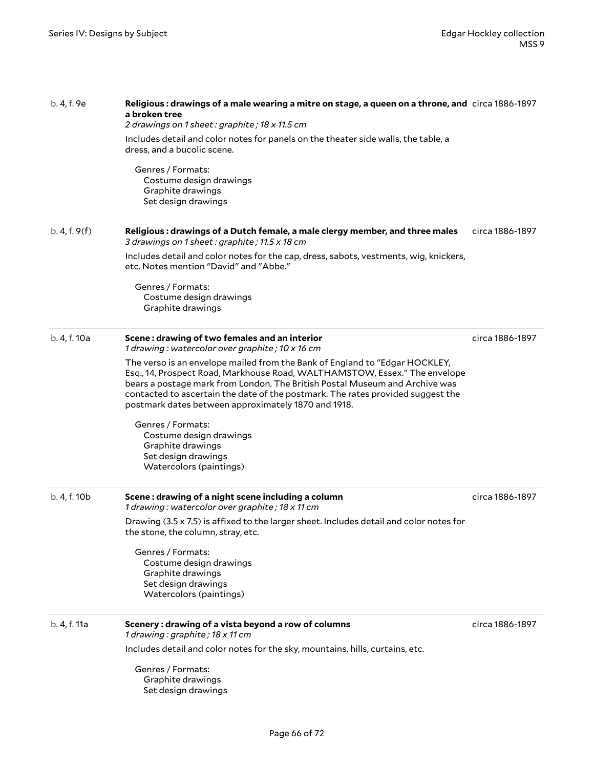b. 4, f. 9e

**Religious : drawings of a male wearing a mitre on stage, a queen on a throne, and a broken tree**

circa 1886-1897

*2 drawings on 1 sheet : graphite ; 18 x 11.5 cm*

Includes detail and color notes for panels on the theater side walls, the table, a dress, and a bucolic scene.

Genres / Formats:
- Costume design drawings
- Graphite drawings
- Set design drawings

---

b. 4, f. 9(f)

**Religious : drawings of a Dutch female, a male clergy member, and three males**

circa 1886-1897

*3 drawings on 1 sheet : graphite ; 11.5 x 18 cm*

Includes detail and color notes for the cap, dress, sabots, vestments, wig, knickers, etc. Notes mention "David" and "Abbe."

Genres / Formats:
- Costume design drawings
- Graphite drawings

---

b. 4, f. 10a

**Scene : drawing of two females and an interior**

circa 1886-1897

*1 drawing : watercolor over graphite ; 10 x 16 cm*

The verso is an envelope mailed from the Bank of England to "Edgar HOCKLEY, Esq., 14, Prospect Road, Markhouse Road, WALTHAMSTOW, Essex." The envelope bears a postage mark from London. The British Postal Museum and Archive was contacted to ascertain the date of the postmark. The rates provided suggest the postmark dates between approximately 1870 and 1918.

Genres / Formats:
- Costume design drawings
- Graphite drawings
- Set design drawings
- Watercolors (paintings)

---

b. 4, f. 10b

**Scene : drawing of a night scene including a column**

circa 1886-1897

*1 drawing : watercolor over graphite ; 18 x 11 cm*

Drawing (3.5 x 7.5) is affixed to the larger sheet. Includes detail and color notes for the stone, the column, stray, etc.

Genres / Formats:
- Costume design drawings
- Graphite drawings
- Set design drawings
- Watercolors (paintings)

---

b. 4, f. 11a

**Scenery : drawing of a vista beyond a row of columns**

circa 1886-1897

*1 drawing : graphite ; 18 x 11 cm*

Includes detail and color notes for the sky, mountains, hills, curtains, etc.

Genres / Formats:
- Graphite drawings
- Set design drawings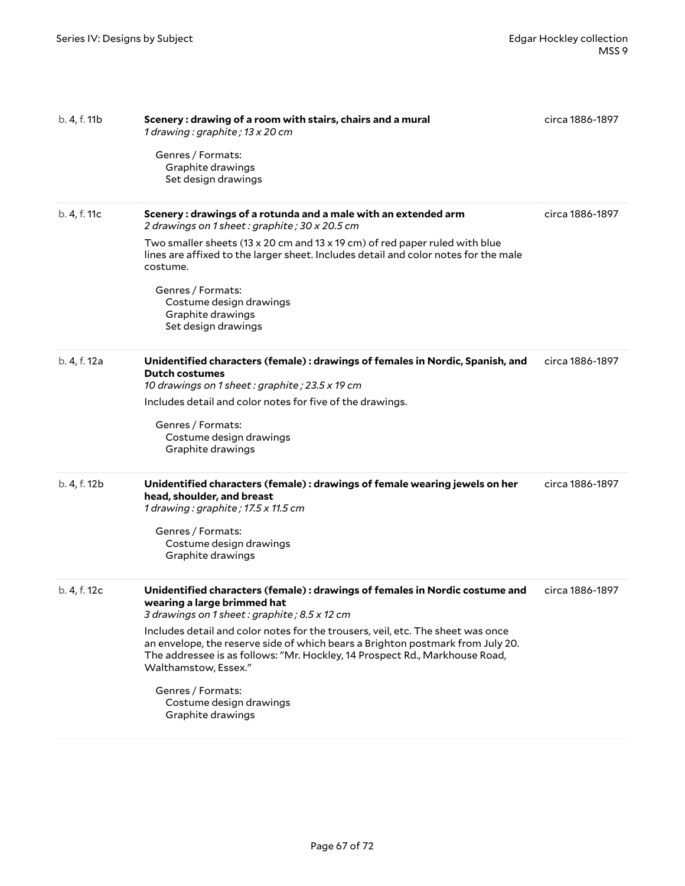| | | |
|---|---|---|
| b. 4, f. 11b | **Scenery : drawing of a room with stairs, chairs and a mural**<br>*1 drawing : graphite ; 13 x 20 cm*<br><br>Genres / Formats:<br>Graphite drawings<br>Set design drawings | circa 1886-1897 |
| b. 4, f. 11c | **Scenery : drawings of a rotunda and a male with an extended arm**<br>*2 drawings on 1 sheet : graphite ; 30 x 20.5 cm*<br><br>Two smaller sheets (13 x 20 cm and 13 x 19 cm) of red paper ruled with blue lines are affixed to the larger sheet. Includes detail and color notes for the male costume.<br><br>Genres / Formats:<br>Costume design drawings<br>Graphite drawings<br>Set design drawings | circa 1886-1897 |
| b. 4, f. 12a | **Unidentified characters (female) : drawings of females in Nordic, Spanish, and Dutch costumes**<br>*10 drawings on 1 sheet : graphite ; 23.5 x 19 cm*<br><br>Includes detail and color notes for five of the drawings.<br><br>Genres / Formats:<br>Costume design drawings<br>Graphite drawings | circa 1886-1897 |
| b. 4, f. 12b | **Unidentified characters (female) : drawings of female wearing jewels on her head, shoulder, and breast**<br>*1 drawing : graphite ; 17.5 x 11.5 cm*<br><br>Genres / Formats:<br>Costume design drawings<br>Graphite drawings | circa 1886-1897 |
| b. 4, f. 12c | **Unidentified characters (female) : drawings of females in Nordic costume and wearing a large brimmed hat**<br>*3 drawings on 1 sheet : graphite ; 8.5 x 12 cm*<br><br>Includes detail and color notes for the trousers, veil, etc. The sheet was once an envelope, the reserve side of which bears a Brighton postmark from July 20. The addressee is as follows: "Mr. Hockley, 14 Prospect Rd., Markhouse Road, Walthamstow, Essex."<br><br>Genres / Formats:<br>Costume design drawings<br>Graphite drawings | circa 1886-1897 |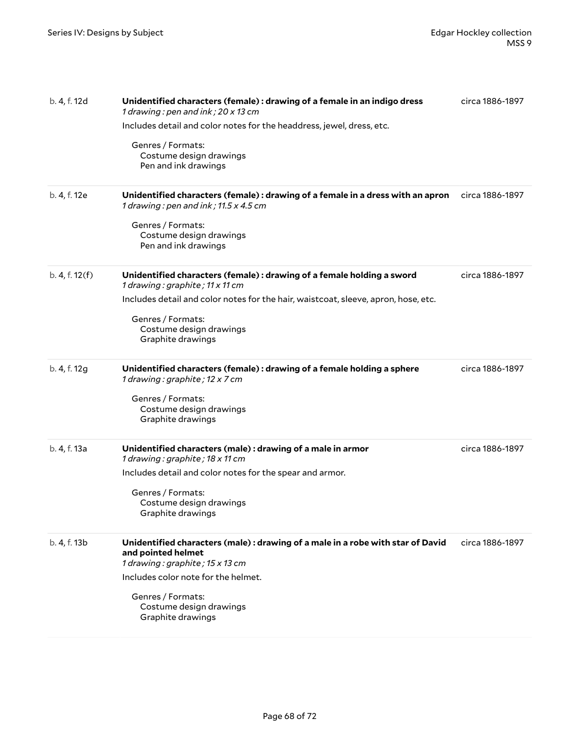b. 4, f. 12d — **Unidentified characters (female) : drawing of a female in an indigo dress** — circa 1886-1897

*1 drawing : pen and ink ; 20 x 13 cm*

Includes detail and color notes for the headdress, jewel, dress, etc.

Genres / Formats:
- Costume design drawings
- Pen and ink drawings

---

b. 4, f. 12e — **Unidentified characters (female) : drawing of a female in a dress with an apron** — circa 1886-1897

*1 drawing : pen and ink ; 11.5 x 4.5 cm*

Genres / Formats:
- Costume design drawings
- Pen and ink drawings

---

b. 4, f. 12(f) — **Unidentified characters (female) : drawing of a female holding a sword** — circa 1886-1897

*1 drawing : graphite ; 11 x 11 cm*

Includes detail and color notes for the hair, waistcoat, sleeve, apron, hose, etc.

Genres / Formats:
- Costume design drawings
- Graphite drawings

---

b. 4, f. 12g — **Unidentified characters (female) : drawing of a female holding a sphere** — circa 1886-1897

*1 drawing : graphite ; 12 x 7 cm*

Genres / Formats:
- Costume design drawings
- Graphite drawings

---

b. 4, f. 13a — **Unidentified characters (male) : drawing of a male in armor** — circa 1886-1897

*1 drawing : graphite ; 18 x 11 cm*

Includes detail and color notes for the spear and armor.

Genres / Formats:
- Costume design drawings
- Graphite drawings

---

b. 4, f. 13b — **Unidentified characters (male) : drawing of a male in a robe with star of David and pointed helmet** — circa 1886-1897

*1 drawing : graphite ; 15 x 13 cm*

Includes color note for the helmet.

Genres / Formats:
- Costume design drawings
- Graphite drawings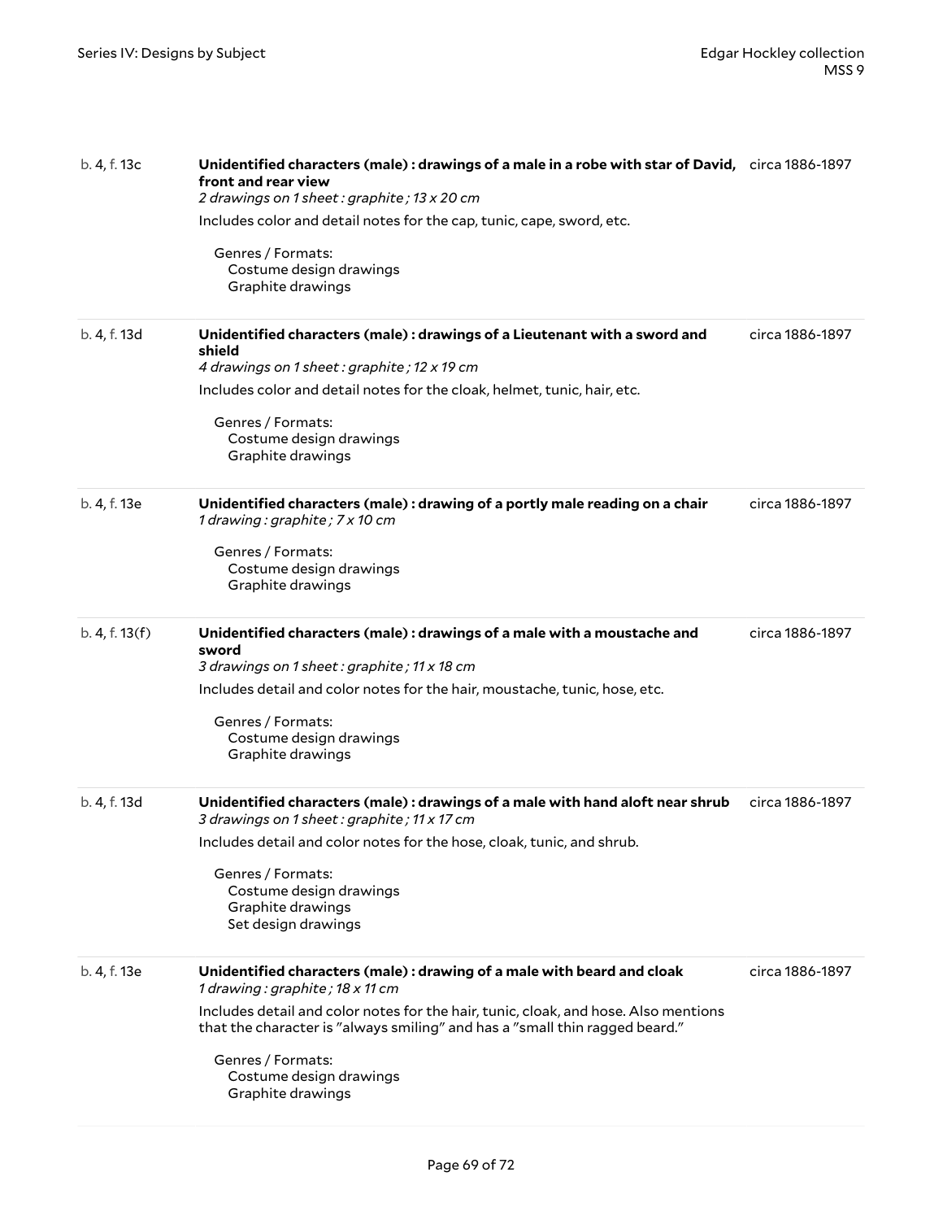| | | |
|---|---|---|
| b. 4, f. 13c | **Unidentified characters (male) : drawings of a male in a robe with star of David, front and rear view**<br>*2 drawings on 1 sheet : graphite ; 13 x 20 cm*<br>Includes color and detail notes for the cap, tunic, cape, sword, etc.<br>Genres / Formats:<br>Costume design drawings<br>Graphite drawings | circa 1886-1897 |
| b. 4, f. 13d | **Unidentified characters (male) : drawings of a Lieutenant with a sword and shield**<br>*4 drawings on 1 sheet : graphite ; 12 x 19 cm*<br>Includes color and detail notes for the cloak, helmet, tunic, hair, etc.<br>Genres / Formats:<br>Costume design drawings<br>Graphite drawings | circa 1886-1897 |
| b. 4, f. 13e | **Unidentified characters (male) : drawing of a portly male reading on a chair**<br>*1 drawing : graphite ; 7 x 10 cm*<br>Genres / Formats:<br>Costume design drawings<br>Graphite drawings | circa 1886-1897 |
| b. 4, f. 13(f) | **Unidentified characters (male) : drawings of a male with a moustache and sword**<br>*3 drawings on 1 sheet : graphite ; 11 x 18 cm*<br>Includes detail and color notes for the hair, moustache, tunic, hose, etc.<br>Genres / Formats:<br>Costume design drawings<br>Graphite drawings | circa 1886-1897 |
| b. 4, f. 13d | **Unidentified characters (male) : drawings of a male with hand aloft near shrub**<br>*3 drawings on 1 sheet : graphite ; 11 x 17 cm*<br>Includes detail and color notes for the hose, cloak, tunic, and shrub.<br>Genres / Formats:<br>Costume design drawings<br>Graphite drawings<br>Set design drawings | circa 1886-1897 |
| b. 4, f. 13e | **Unidentified characters (male) : drawing of a male with beard and cloak**<br>*1 drawing : graphite ; 18 x 11 cm*<br>Includes detail and color notes for the hair, tunic, cloak, and hose. Also mentions that the character is "always smiling" and has a "small thin ragged beard."<br>Genres / Formats:<br>Costume design drawings<br>Graphite drawings | circa 1886-1897 |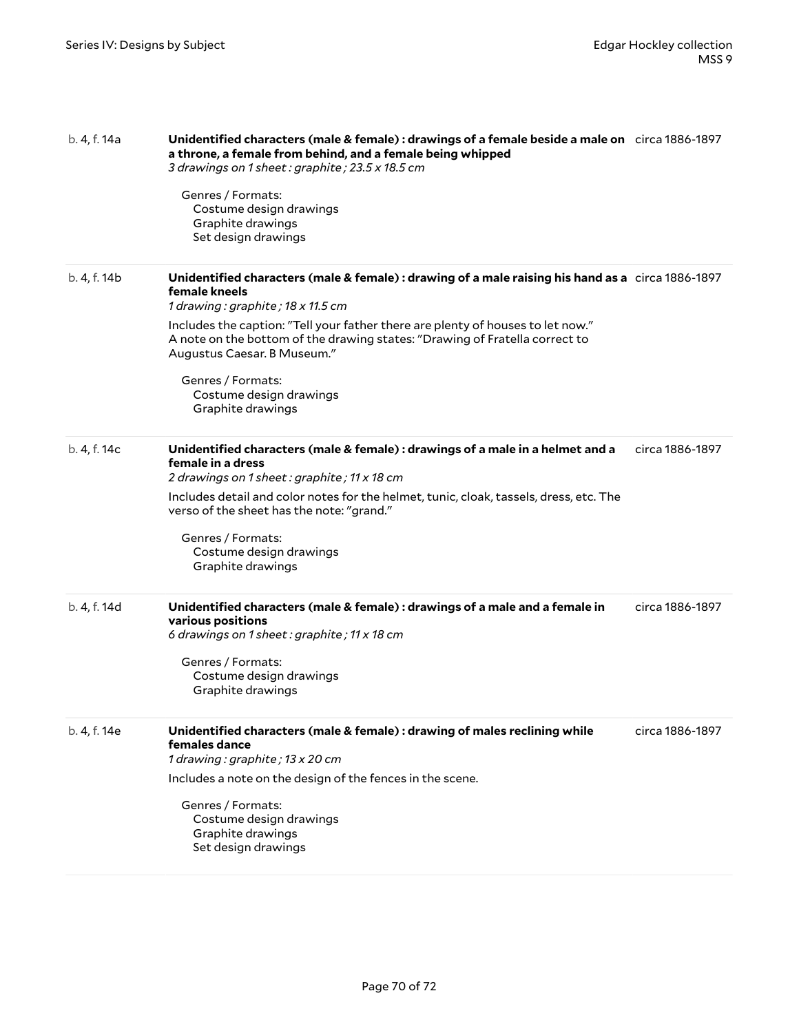b. 4, f. 14a | **Unidentified characters (male & female) : drawings of a female beside a male on a throne, a female from behind, and a female being whipped** | circa 1886-1897

*3 drawings on 1 sheet : graphite ; 23.5 x 18.5 cm*

Genres / Formats:
- Costume design drawings
- Graphite drawings
- Set design drawings

---

b. 4, f. 14b | **Unidentified characters (male & female) : drawing of a male raising his hand as a female kneels** | circa 1886-1897

*1 drawing : graphite ; 18 x 11.5 cm*

Includes the caption: "Tell your father there are plenty of houses to let now." A note on the bottom of the drawing states: "Drawing of Fratella correct to Augustus Caesar. B Museum."

Genres / Formats:
- Costume design drawings
- Graphite drawings

---

b. 4, f. 14c | **Unidentified characters (male & female) : drawings of a male in a helmet and a female in a dress** | circa 1886-1897

*2 drawings on 1 sheet : graphite ; 11 x 18 cm*

Includes detail and color notes for the helmet, tunic, cloak, tassels, dress, etc. The verso of the sheet has the note: "grand."

Genres / Formats:
- Costume design drawings
- Graphite drawings

---

b. 4, f. 14d | **Unidentified characters (male & female) : drawings of a male and a female in various positions** | circa 1886-1897

*6 drawings on 1 sheet : graphite ; 11 x 18 cm*

Genres / Formats:
- Costume design drawings
- Graphite drawings

---

b. 4, f. 14e | **Unidentified characters (male & female) : drawing of males reclining while females dance** | circa 1886-1897

*1 drawing : graphite ; 13 x 20 cm*

Includes a note on the design of the fences in the scene.

Genres / Formats:
- Costume design drawings
- Graphite drawings
- Set design drawings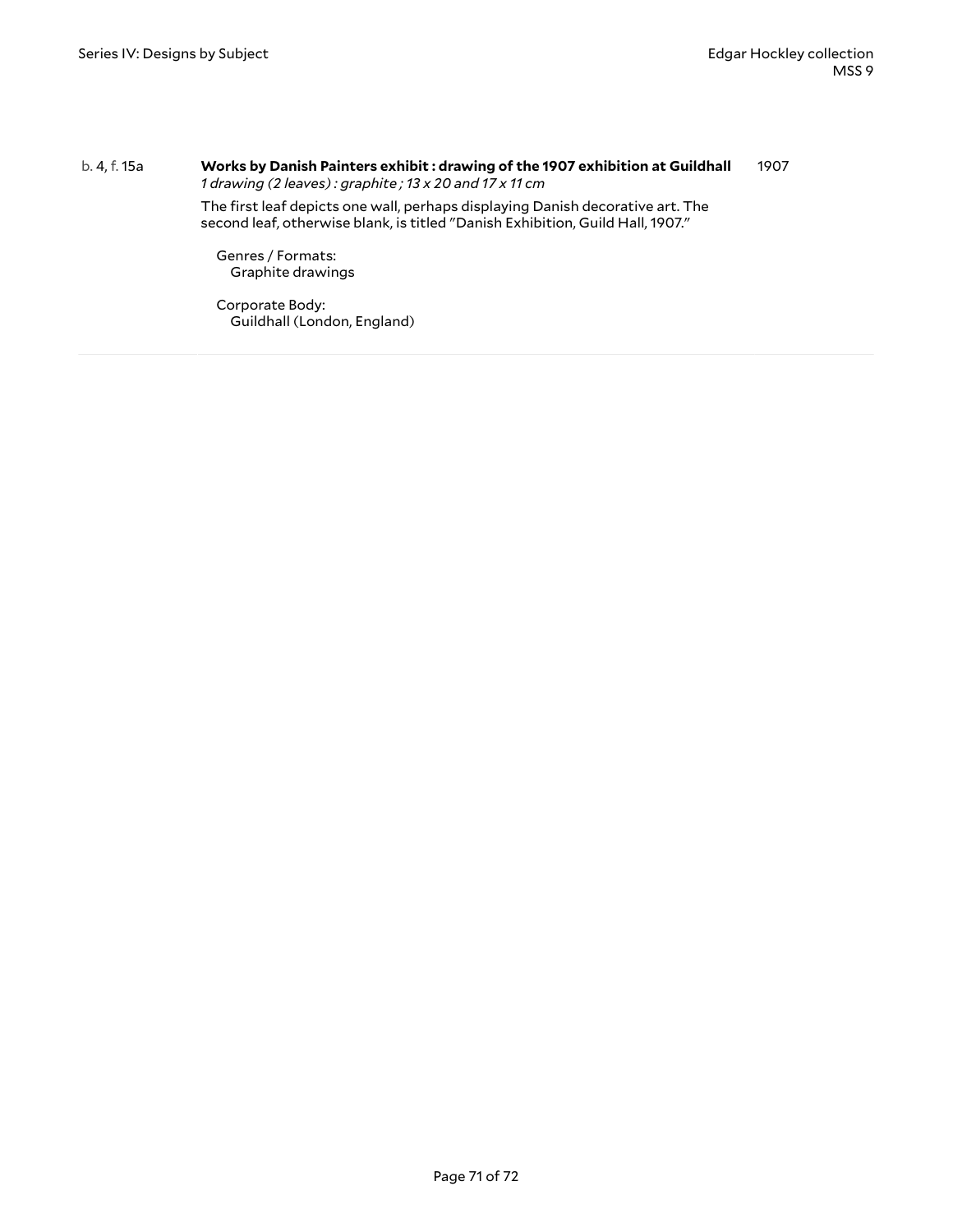b. 4, f. 15a

**Works by Danish Painters exhibit : drawing of the 1907 exhibition at Guildhall** 1907

*1 drawing (2 leaves) : graphite ; 13 x 20 and 17 x 11 cm*

The first leaf depicts one wall, perhaps displaying Danish decorative art. The second leaf, otherwise blank, is titled "Danish Exhibition, Guild Hall, 1907."

Genres / Formats:
Graphite drawings

Corporate Body:
Guildhall (London, England)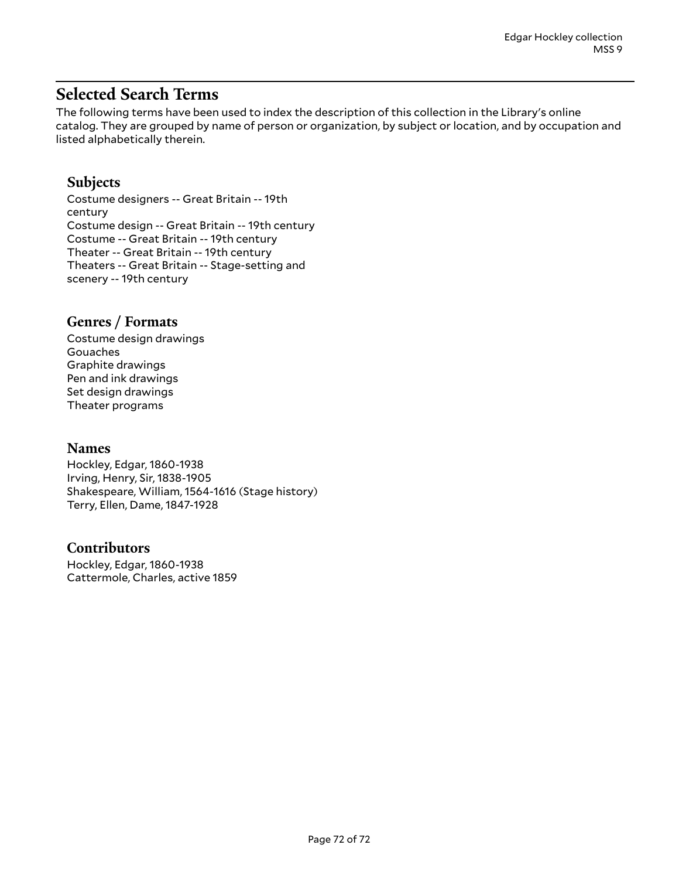## Selected Search Terms

The following terms have been used to index the description of this collection in the Library's online catalog. They are grouped by name of person or organization, by subject or location, and by occupation and listed alphabetically therein.

### Subjects

Costume designers -- Great Britain -- 19th century
Costume design -- Great Britain -- 19th century
Costume -- Great Britain -- 19th century
Theater -- Great Britain -- 19th century
Theaters -- Great Britain -- Stage-setting and scenery -- 19th century

### Genres / Formats

Costume design drawings
Gouaches
Graphite drawings
Pen and ink drawings
Set design drawings
Theater programs

### Names

Hockley, Edgar, 1860-1938
Irving, Henry, Sir, 1838-1905
Shakespeare, William, 1564-1616 (Stage history)
Terry, Ellen, Dame, 1847-1928

### Contributors

Hockley, Edgar, 1860-1938
Cattermole, Charles, active 1859